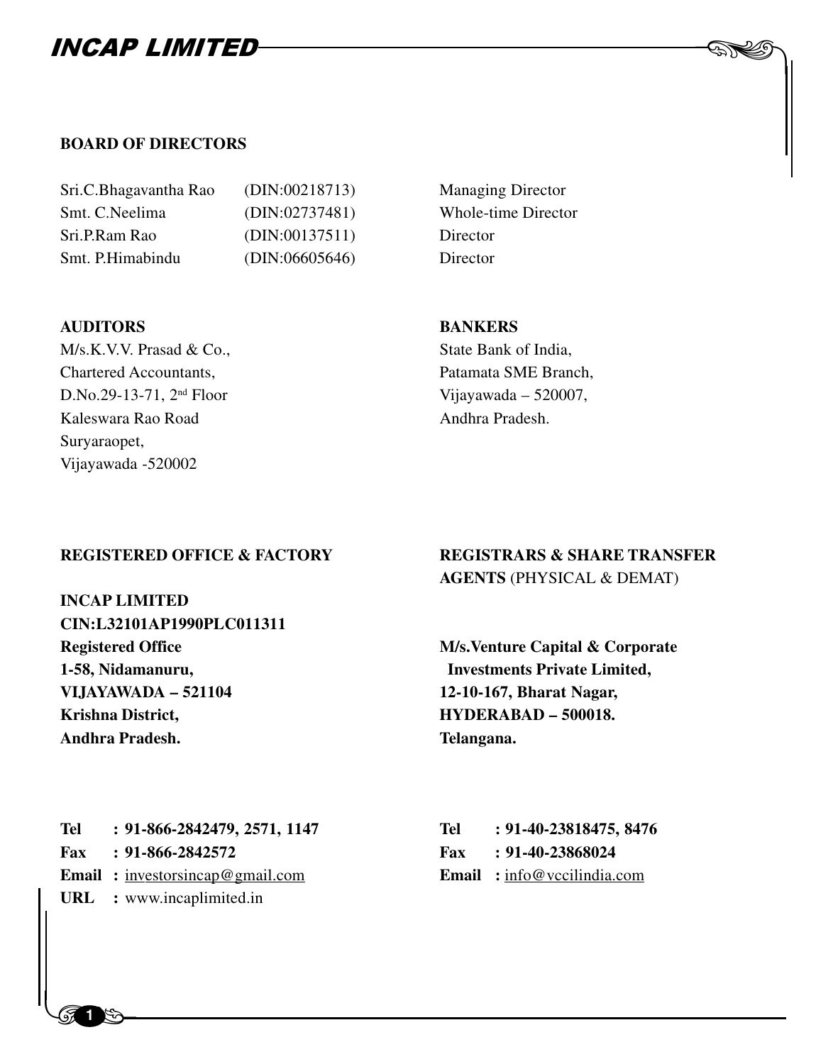## BOARD OF DIRECTORS

| | | |
|---|---|---|
| Sri.C.Bhagavantha Rao | (DIN:00218713) | Managing Director |
| Smt. C.Neelima | (DIN:02737481) | Whole-time Director |
| Sri.P.Ram Rao | (DIN:00137511) | Director |
| Smt. P.Himabindu | (DIN:06605646) | Director |

**AUDITORS**

M/s.K.V.V. Prasad & Co.,
Chartered Accountants,
D.No.29-13-71, 2nd Floor
Kaleswara Rao Road
Suryaraopet,
Vijayawada -520002

**BANKERS**

State Bank of India,
Patamata SME Branch,
Vijayawada – 520007,
Andhra Pradesh.

**REGISTERED OFFICE & FACTORY**

**INCAP LIMITED**
**CIN:L32101AP1990PLC011311**
**Registered Office**
**1-58, Nidamanuru,**
**VIJAYAWADA – 521104**
**Krishna District,**
**Andhra Pradesh.**

**Tel : 91-866-2842479, 2571, 1147**
**Fax : 91-866-2842572**
**Email :** investorsincap@gmail.com
**URL :** www.incaplimited.in

**REGISTRARS & SHARE TRANSFER AGENTS** (PHYSICAL & DEMAT)

**M/s.Venture Capital & Corporate Investments Private Limited,**
**12-10-167, Bharat Nagar,**
**HYDERABAD – 500018.**
**Telangana.**

**Tel : 91-40-23818475, 8476**
**Fax : 91-40-23868024**
**Email :** info@vccilindia.com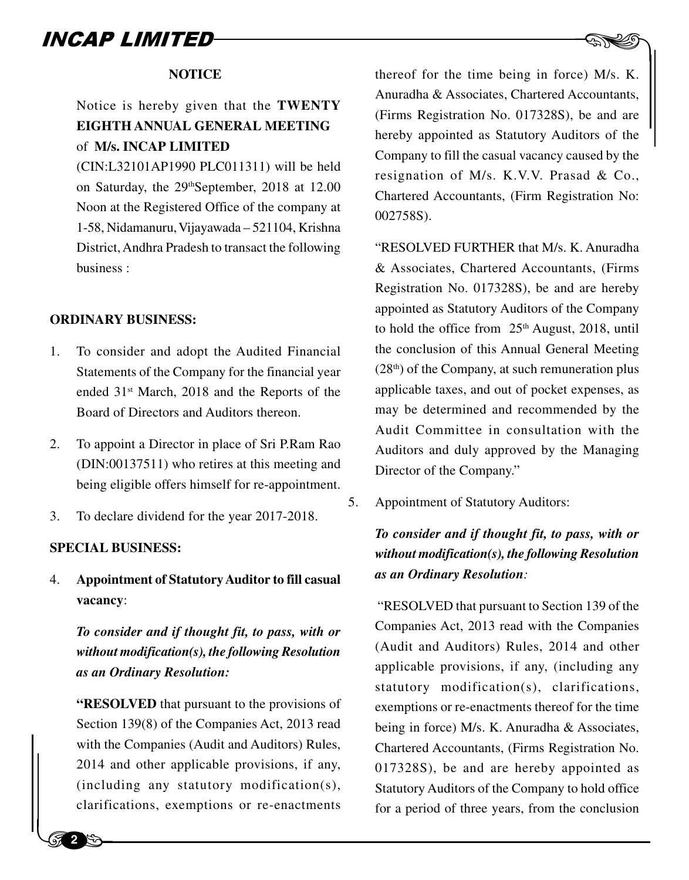**NOTICE**

Notice is hereby given that the **TWENTY EIGHTH ANNUAL GENERAL MEETING** of **M/s. INCAP LIMITED** (CIN:L32101AP1990 PLC011311) will be held on Saturday, the 29th September, 2018 at 12.00 Noon at the Registered Office of the company at 1-58, Nidamanuru, Vijayawada – 521104, Krishna District, Andhra Pradesh to transact the following business :

**ORDINARY BUSINESS:**

1. To consider and adopt the Audited Financial Statements of the Company for the financial year ended 31st March, 2018 and the Reports of the Board of Directors and Auditors thereon.
2. To appoint a Director in place of Sri P.Ram Rao (DIN:00137511) who retires at this meeting and being eligible offers himself for re-appointment.
3. To declare dividend for the year 2017-2018.

**SPECIAL BUSINESS:**

4. **Appointment of Statutory Auditor to fill casual vacancy**:

   ***To consider and if thought fit, to pass, with or without modification(s), the following Resolution as an Ordinary Resolution:***

   **"RESOLVED** that pursuant to the provisions of Section 139(8) of the Companies Act, 2013 read with the Companies (Audit and Auditors) Rules, 2014 and other applicable provisions, if any, (including any statutory modification(s), clarifications, exemptions or re-enactments thereof for the time being in force) M/s. K. Anuradha & Associates, Chartered Accountants, (Firms Registration No. 017328S), be and are hereby appointed as Statutory Auditors of the Company to fill the casual vacancy caused by the resignation of M/s. K.V.V. Prasad & Co., Chartered Accountants, (Firm Registration No: 002758S).

   "RESOLVED FURTHER that M/s. K. Anuradha & Associates, Chartered Accountants, (Firms Registration No. 017328S), be and are hereby appointed as Statutory Auditors of the Company to hold the office from 25th August, 2018, until the conclusion of this Annual General Meeting (28th) of the Company, at such remuneration plus applicable taxes, and out of pocket expenses, as may be determined and recommended by the Audit Committee in consultation with the Auditors and duly approved by the Managing Director of the Company."

5. Appointment of Statutory Auditors:

   ***To consider and if thought fit, to pass, with or without modification(s), the following Resolution as an Ordinary Resolution:***

   "RESOLVED that pursuant to Section 139 of the Companies Act, 2013 read with the Companies (Audit and Auditors) Rules, 2014 and other applicable provisions, if any, (including any statutory modification(s), clarifications, exemptions or re-enactments thereof for the time being in force) M/s. K. Anuradha & Associates, Chartered Accountants, (Firms Registration No. 017328S), be and are hereby appointed as Statutory Auditors of the Company to hold office for a period of three years, from the conclusion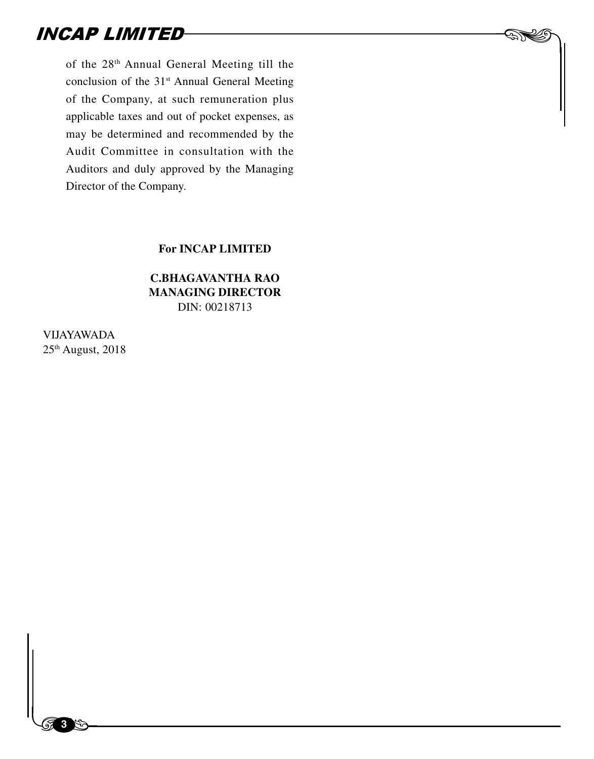of the 28th Annual General Meeting till the conclusion of the 31st Annual General Meeting of the Company, at such remuneration plus applicable taxes and out of pocket expenses, as may be determined and recommended by the Audit Committee in consultation with the Auditors and duly approved by the Managing Director of the Company.

**For INCAP LIMITED**

**C.BHAGAVANTHA RAO**
**MANAGING DIRECTOR**
DIN: 00218713

VIJAYAWADA
25th August, 2018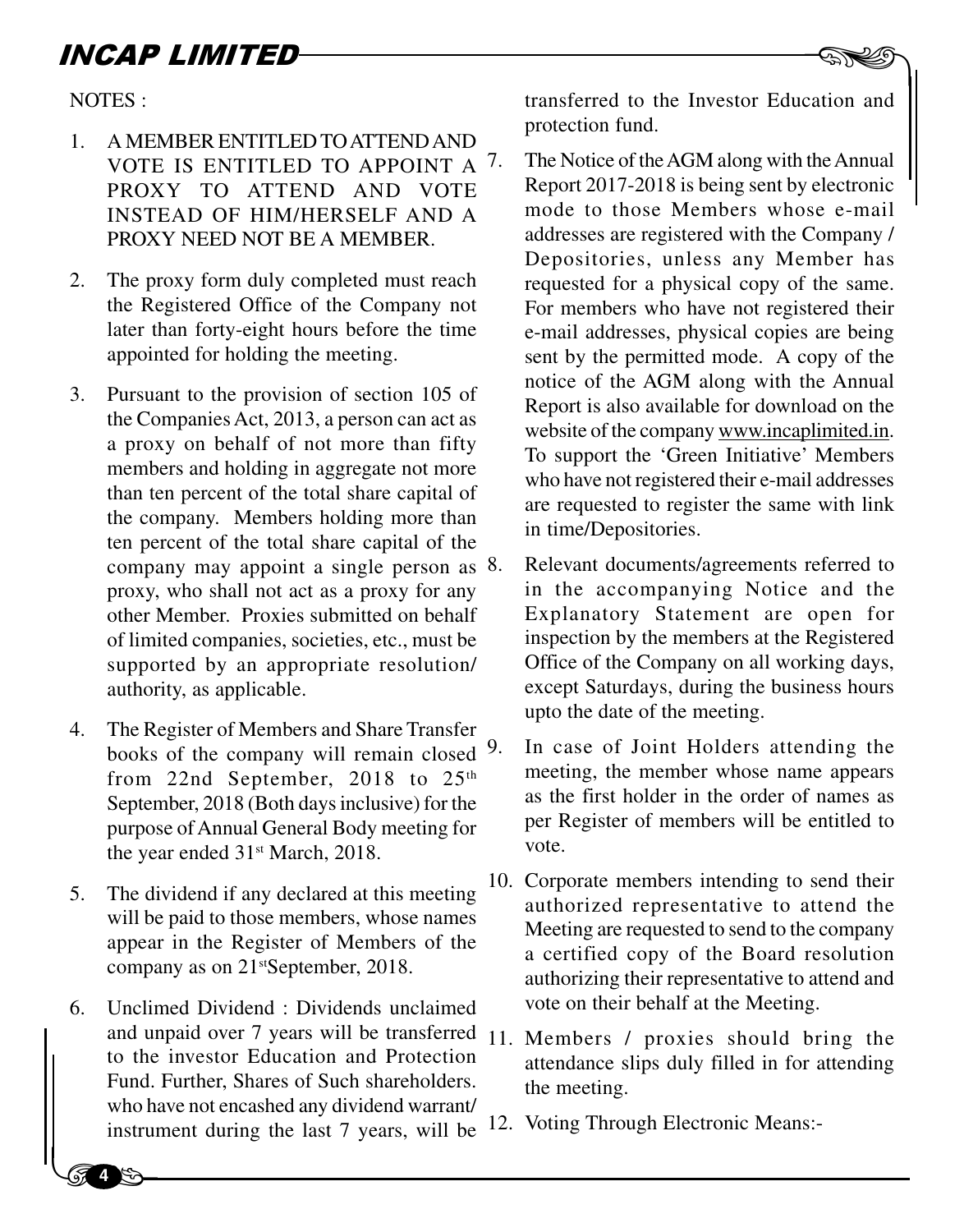NOTES :

1. A MEMBER ENTITLED TO ATTEND AND VOTE IS ENTITLED TO APPOINT A PROXY TO ATTEND AND VOTE INSTEAD OF HIM/HERSELF AND A PROXY NEED NOT BE A MEMBER.

2. The proxy form duly completed must reach the Registered Office of the Company not later than forty-eight hours before the time appointed for holding the meeting.

3. Pursuant to the provision of section 105 of the Companies Act, 2013, a person can act as a proxy on behalf of not more than fifty members and holding in aggregate not more than ten percent of the total share capital of the company. Members holding more than ten percent of the total share capital of the company may appoint a single person as proxy, who shall not act as a proxy for any other Member. Proxies submitted on behalf of limited companies, societies, etc., must be supported by an appropriate resolution/ authority, as applicable.

4. The Register of Members and Share Transfer books of the company will remain closed from 22nd September, 2018 to 25th September, 2018 (Both days inclusive) for the purpose of Annual General Body meeting for the year ended 31st March, 2018.

5. The dividend if any declared at this meeting will be paid to those members, whose names appear in the Register of Members of the company as on 21stSeptember, 2018.

6. Unclimed Dividend : Dividends unclaimed and unpaid over 7 years will be transferred to the investor Education and Protection Fund. Further, Shares of Such shareholders. who have not encashed any dividend warrant/ instrument during the last 7 years, will be transferred to the Investor Education and protection fund.

7. The Notice of the AGM along with the Annual Report 2017-2018 is being sent by electronic mode to those Members whose e-mail addresses are registered with the Company / Depositories, unless any Member has requested for a physical copy of the same. For members who have not registered their e-mail addresses, physical copies are being sent by the permitted mode. A copy of the notice of the AGM along with the Annual Report is also available for download on the website of the company www.incaplimited.in. To support the 'Green Initiative' Members who have not registered their e-mail addresses are requested to register the same with link in time/Depositories.

8. Relevant documents/agreements referred to in the accompanying Notice and the Explanatory Statement are open for inspection by the members at the Registered Office of the Company on all working days, except Saturdays, during the business hours upto the date of the meeting.

9. In case of Joint Holders attending the meeting, the member whose name appears as the first holder in the order of names as per Register of members will be entitled to vote.

10. Corporate members intending to send their authorized representative to attend the Meeting are requested to send to the company a certified copy of the Board resolution authorizing their representative to attend and vote on their behalf at the Meeting.

11. Members / proxies should bring the attendance slips duly filled in for attending the meeting.

12. Voting Through Electronic Means:-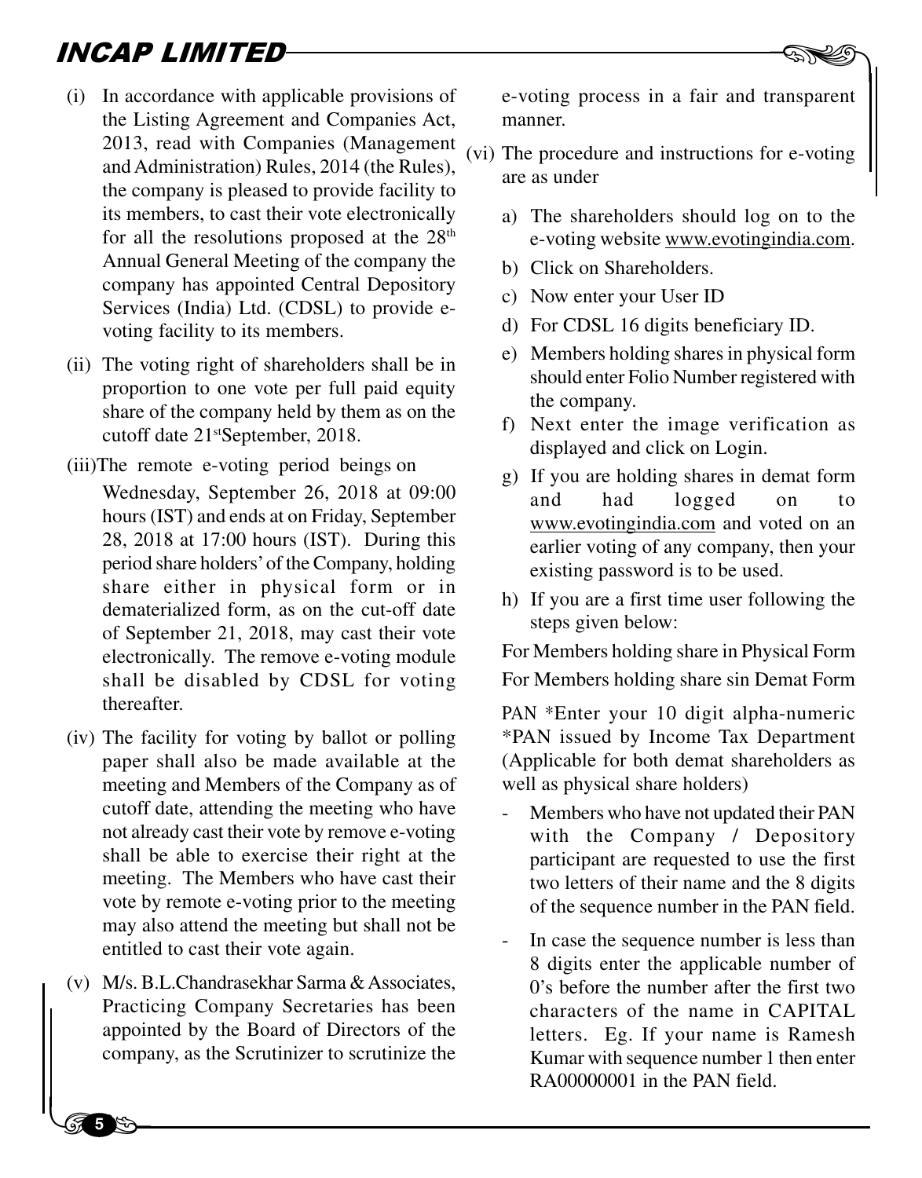(i) In accordance with applicable provisions of the Listing Agreement and Companies Act, 2013, read with Companies (Management and Administration) Rules, 2014 (the Rules), the company is pleased to provide facility to its members, to cast their vote electronically for all the resolutions proposed at the 28th Annual General Meeting of the company the company has appointed Central Depository Services (India) Ltd. (CDSL) to provide e-voting facility to its members.

(ii) The voting right of shareholders shall be in proportion to one vote per full paid equity share of the company held by them as on the cutoff date 21stSeptember, 2018.

(iii)The remote e-voting period beings on Wednesday, September 26, 2018 at 09:00 hours (IST) and ends at on Friday, September 28, 2018 at 17:00 hours (IST). During this period share holders' of the Company, holding share either in physical form or in dematerialized form, as on the cut-off date of September 21, 2018, may cast their vote electronically. The remove e-voting module shall be disabled by CDSL for voting thereafter.

(iv) The facility for voting by ballot or polling paper shall also be made available at the meeting and Members of the Company as of cutoff date, attending the meeting who have not already cast their vote by remove e-voting shall be able to exercise their right at the meeting. The Members who have cast their vote by remote e-voting prior to the meeting may also attend the meeting but shall not be entitled to cast their vote again.

(v) M/s. B.L.Chandrasekhar Sarma & Associates, Practicing Company Secretaries has been appointed by the Board of Directors of the company, as the Scrutinizer to scrutinize the e-voting process in a fair and transparent manner.

(vi) The procedure and instructions for e-voting are as under

a) The shareholders should log on to the e-voting website www.evotingindia.com.

b) Click on Shareholders.

c) Now enter your User ID

d) For CDSL 16 digits beneficiary ID.

e) Members holding shares in physical form should enter Folio Number registered with the company.

f) Next enter the image verification as displayed and click on Login.

g) If you are holding shares in demat form and had logged on to www.evotingindia.com and voted on an earlier voting of any company, then your existing password is to be used.

h) If you are a first time user following the steps given below:

For Members holding share in Physical Form

For Members holding share sin Demat Form

PAN *Enter your 10 digit alpha-numeric *PAN issued by Income Tax Department (Applicable for both demat shareholders as well as physical share holders)

- Members who have not updated their PAN with the Company / Depository participant are requested to use the first two letters of their name and the 8 digits of the sequence number in the PAN field.

- In case the sequence number is less than 8 digits enter the applicable number of 0's before the number after the first two characters of the name in CAPITAL letters. Eg. If your name is Ramesh Kumar with sequence number 1 then enter RA00000001 in the PAN field.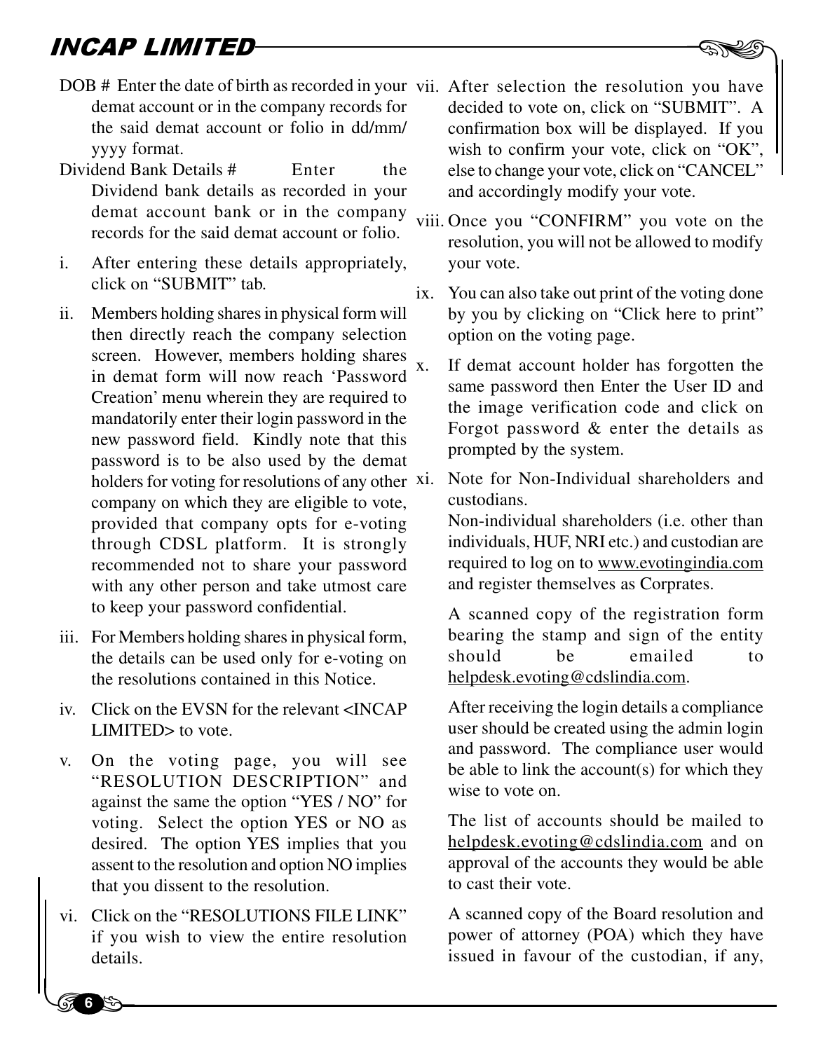DOB # Enter the date of birth as recorded in your demat account or in the company records for the said demat account or folio in dd/mm/yyyy format.

Dividend Bank Details # Enter the Dividend bank details as recorded in your demat account bank or in the company records for the said demat account or folio.

i. After entering these details appropriately, click on "SUBMIT" tab.

ii. Members holding shares in physical form will then directly reach the company selection screen. However, members holding shares in demat form will now reach 'Password Creation' menu wherein they are required to mandatorily enter their login password in the new password field. Kindly note that this password is to be also used by the demat holders for voting for resolutions of any other company on which they are eligible to vote, provided that company opts for e-voting through CDSL platform. It is strongly recommended not to share your password with any other person and take utmost care to keep your password confidential.

iii. For Members holding shares in physical form, the details can be used only for e-voting on the resolutions contained in this Notice.

iv. Click on the EVSN for the relevant <INCAP LIMITED> to vote.

v. On the voting page, you will see "RESOLUTION DESCRIPTION" and against the same the option "YES / NO" for voting. Select the option YES or NO as desired. The option YES implies that you assent to the resolution and option NO implies that you dissent to the resolution.

vi. Click on the "RESOLUTIONS FILE LINK" if you wish to view the entire resolution details.

vii. After selection the resolution you have decided to vote on, click on "SUBMIT". A confirmation box will be displayed. If you wish to confirm your vote, click on "OK", else to change your vote, click on "CANCEL" and accordingly modify your vote.

viii. Once you "CONFIRM" you vote on the resolution, you will not be allowed to modify your vote.

ix. You can also take out print of the voting done by you by clicking on "Click here to print" option on the voting page.

x. If demat account holder has forgotten the same password then Enter the User ID and the image verification code and click on Forgot password & enter the details as prompted by the system.

xi. Note for Non-Individual shareholders and custodians.

Non-individual shareholders (i.e. other than individuals, HUF, NRI etc.) and custodian are required to log on to www.evotingindia.com and register themselves as Corprates.

A scanned copy of the registration form bearing the stamp and sign of the entity should be emailed to helpdesk.evoting@cdslindia.com.

After receiving the login details a compliance user should be created using the admin login and password. The compliance user would be able to link the account(s) for which they wise to vote on.

The list of accounts should be mailed to helpdesk.evoting@cdslindia.com and on approval of the accounts they would be able to cast their vote.

A scanned copy of the Board resolution and power of attorney (POA) which they have issued in favour of the custodian, if any,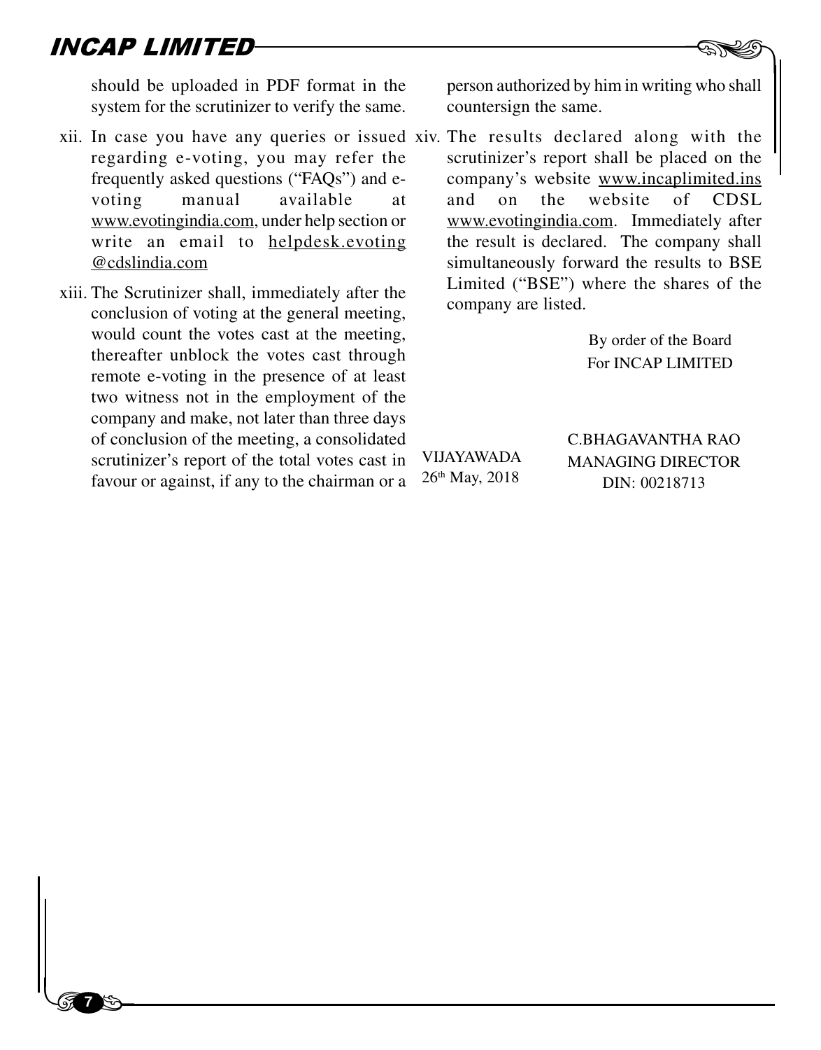should be uploaded in PDF format in the system for the scrutinizer to verify the same.

xii. In case you have any queries or issued regarding e-voting, you may refer the frequently asked questions ("FAQs") and e-voting manual available at www.evotingindia.com, under help section or write an email to helpdesk.evoting @cdslindia.com

xiii. The Scrutinizer shall, immediately after the conclusion of voting at the general meeting, would count the votes cast at the meeting, thereafter unblock the votes cast through remote e-voting in the presence of at least two witness not in the employment of the company and make, not later than three days of conclusion of the meeting, a consolidated scrutinizer's report of the total votes cast in favour or against, if any to the chairman or a person authorized by him in writing who shall countersign the same.

xiv. The results declared along with the scrutinizer's report shall be placed on the company's website www.incaplimited.ins and on the website of CDSL www.evotingindia.com. Immediately after the result is declared. The company shall simultaneously forward the results to BSE Limited ("BSE") where the shares of the company are listed.

By order of the Board
For INCAP LIMITED

VIJAYAWADA
26th May, 2018

C.BHAGAVANTHA RAO
MANAGING DIRECTOR
DIN: 00218713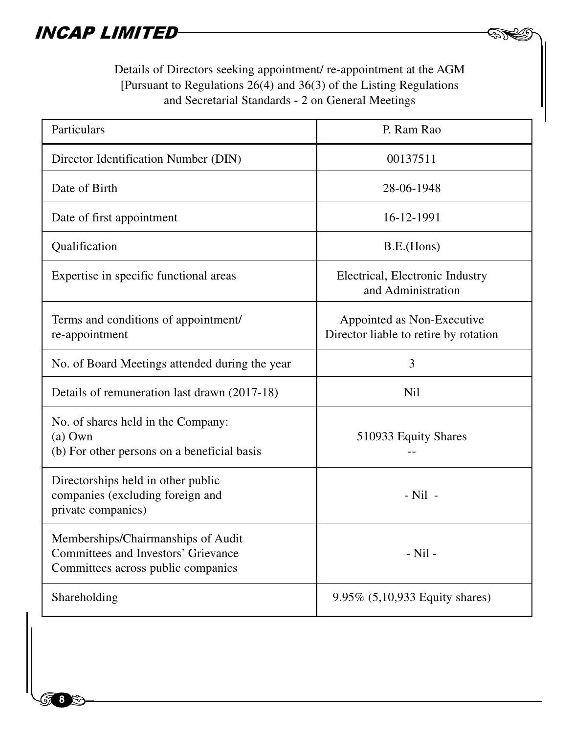Details of Directors seeking appointment/ re-appointment at the AGM
[Pursuant to Regulations 26(4) and 36(3) of the Listing Regulations
and Secretarial Standards - 2 on General Meetings

| Particulars | P. Ram Rao |
|---|---|
| Director Identification Number (DIN) | 00137511 |
| Date of Birth | 28-06-1948 |
| Date of first appointment | 16-12-1991 |
| Qualification | B.E.(Hons) |
| Expertise in specific functional areas | Electrical, Electronic Industry and Administration |
| Terms and conditions of appointment/ re-appointment | Appointed as Non-Executive Director liable to retire by rotation |
| No. of Board Meetings attended during the year | 3 |
| Details of remuneration last drawn (2017-18) | Nil |
| No. of shares held in the Company:<br>(a) Own<br>(b) For other persons on a beneficial basis | 510933 Equity Shares<br>-- |
| Directorships held in other public companies (excluding foreign and private companies) | - Nil - |
| Memberships/Chairmanships of Audit Committees and Investors' Grievance Committees across public companies | - Nil - |
| Shareholding | 9.95% (5,10,933 Equity shares) |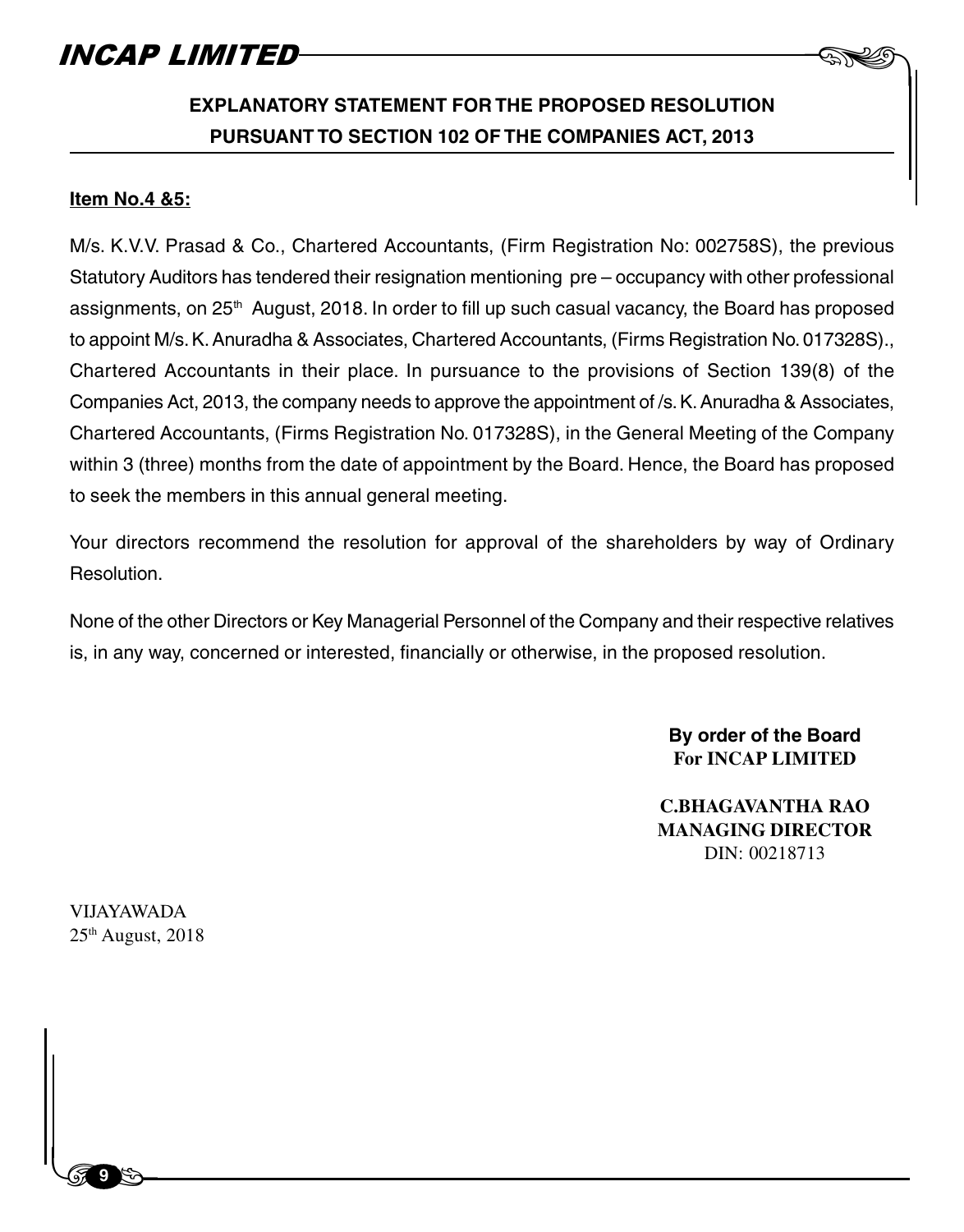## EXPLANATORY STATEMENT FOR THE PROPOSED RESOLUTION PURSUANT TO SECTION 102 OF THE COMPANIES ACT, 2013

**Item No.4 &5:**

M/s. K.V.V. Prasad & Co., Chartered Accountants, (Firm Registration No: 002758S), the previous Statutory Auditors has tendered their resignation mentioning pre – occupancy with other professional assignments, on 25th August, 2018. In order to fill up such casual vacancy, the Board has proposed to appoint M/s. K. Anuradha & Associates, Chartered Accountants, (Firms Registration No. 017328S)., Chartered Accountants in their place. In pursuance to the provisions of Section 139(8) of the Companies Act, 2013, the company needs to approve the appointment of /s. K. Anuradha & Associates, Chartered Accountants, (Firms Registration No. 017328S), in the General Meeting of the Company within 3 (three) months from the date of appointment by the Board. Hence, the Board has proposed to seek the members in this annual general meeting.

Your directors recommend the resolution for approval of the shareholders by way of Ordinary Resolution.

None of the other Directors or Key Managerial Personnel of the Company and their respective relatives is, in any way, concerned or interested, financially or otherwise, in the proposed resolution.

**By order of the Board**
**For INCAP LIMITED**

**C.BHAGAVANTHA RAO**
**MANAGING DIRECTOR**
DIN: 00218713

VIJAYAWADA
25th August, 2018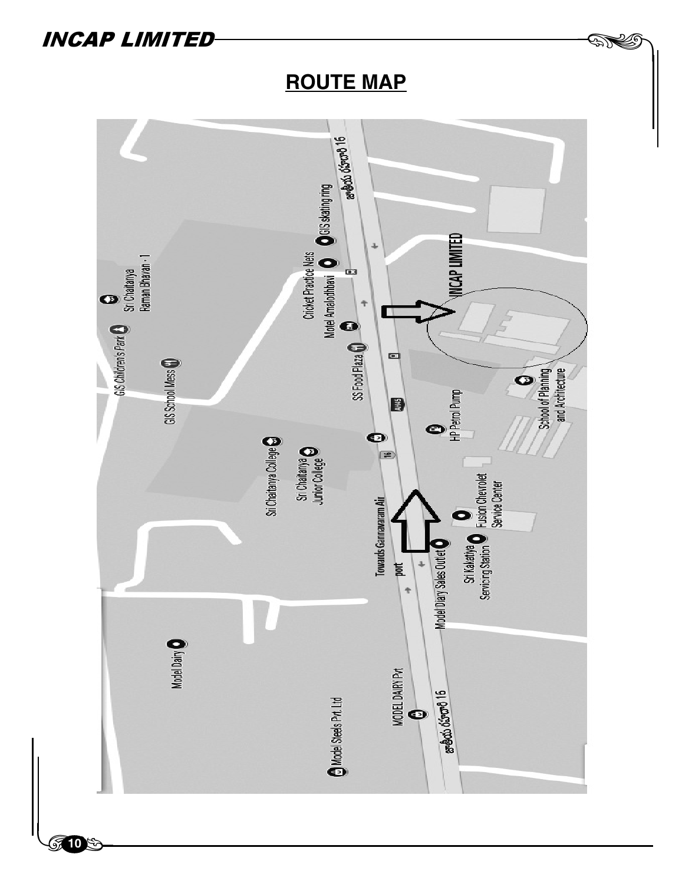# ROUTE MAP

INCAP LIMITED

Towards Gannavaram Air port

GIS skating ring

Cricket Practice Nets

Motel Amalodhbavi

SS Food Plaza

HP Petrol Pump

School of Planning and Architecture

Sri Chaitanya Raman Bhavan - 1

GIS Children's Park

GIS School Mess

Sri Chaitanya College

Sri Chaitanya Junior College

Fusion Chevrolet Service Center

Sri Kakatiya Servicing Station

Model Diary Sales Outlet

Model Dairy

MODEL DAIRY Pvt

Model Steels Prt. Ltd

AH45

16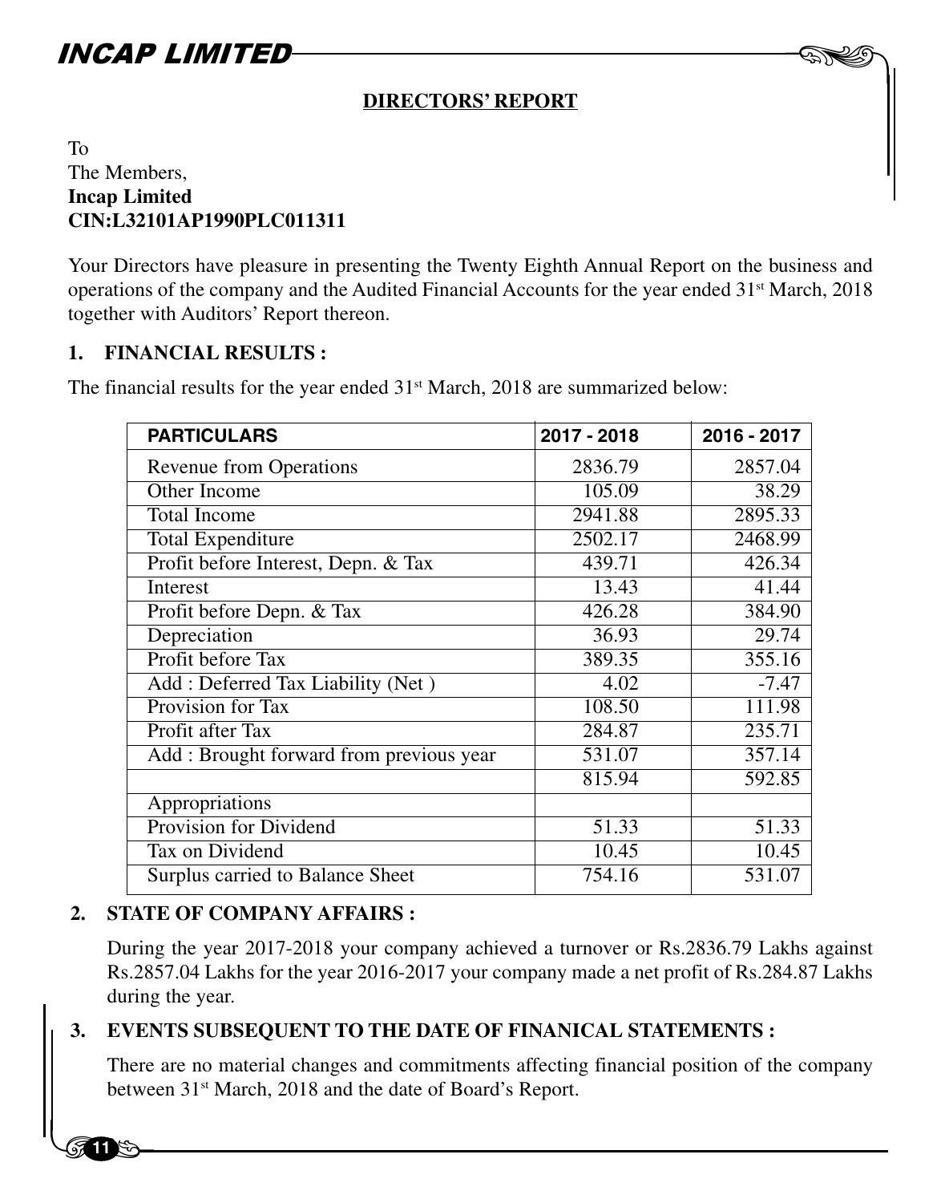## DIRECTORS' REPORT

To
The Members,
**Incap Limited**
**CIN:L32101AP1990PLC011311**

Your Directors have pleasure in presenting the Twenty Eighth Annual Report on the business and operations of the company and the Audited Financial Accounts for the year ended 31st March, 2018 together with Auditors' Report thereon.

### 1. FINANCIAL RESULTS :

The financial results for the year ended 31st March, 2018 are summarized below:

| PARTICULARS | 2017 - 2018 | 2016 - 2017 |
|---|---|---|
| Revenue from Operations | 2836.79 | 2857.04 |
| Other Income | 105.09 | 38.29 |
| Total Income | 2941.88 | 2895.33 |
| Total Expenditure | 2502.17 | 2468.99 |
| Profit before Interest, Depn. & Tax | 439.71 | 426.34 |
| Interest | 13.43 | 41.44 |
| Profit before Depn. & Tax | 426.28 | 384.90 |
| Depreciation | 36.93 | 29.74 |
| Profit before Tax | 389.35 | 355.16 |
| Add : Deferred Tax Liability (Net ) | 4.02 | -7.47 |
| Provision for Tax | 108.50 | 111.98 |
| Profit after Tax | 284.87 | 235.71 |
| Add : Brought forward from previous year | 531.07 | 357.14 |
| | 815.94 | 592.85 |
| Appropriations | | |
| Provision for Dividend | 51.33 | 51.33 |
| Tax on Dividend | 10.45 | 10.45 |
| Surplus carried to Balance Sheet | 754.16 | 531.07 |

### 2. STATE OF COMPANY AFFAIRS :

During the year 2017-2018 your company achieved a turnover or Rs.2836.79 Lakhs against Rs.2857.04 Lakhs for the year 2016-2017 your company made a net profit of Rs.284.87 Lakhs during the year.

### 3. EVENTS SUBSEQUENT TO THE DATE OF FINANICAL STATEMENTS :

There are no material changes and commitments affecting financial position of the company between 31st March, 2018 and the date of Board's Report.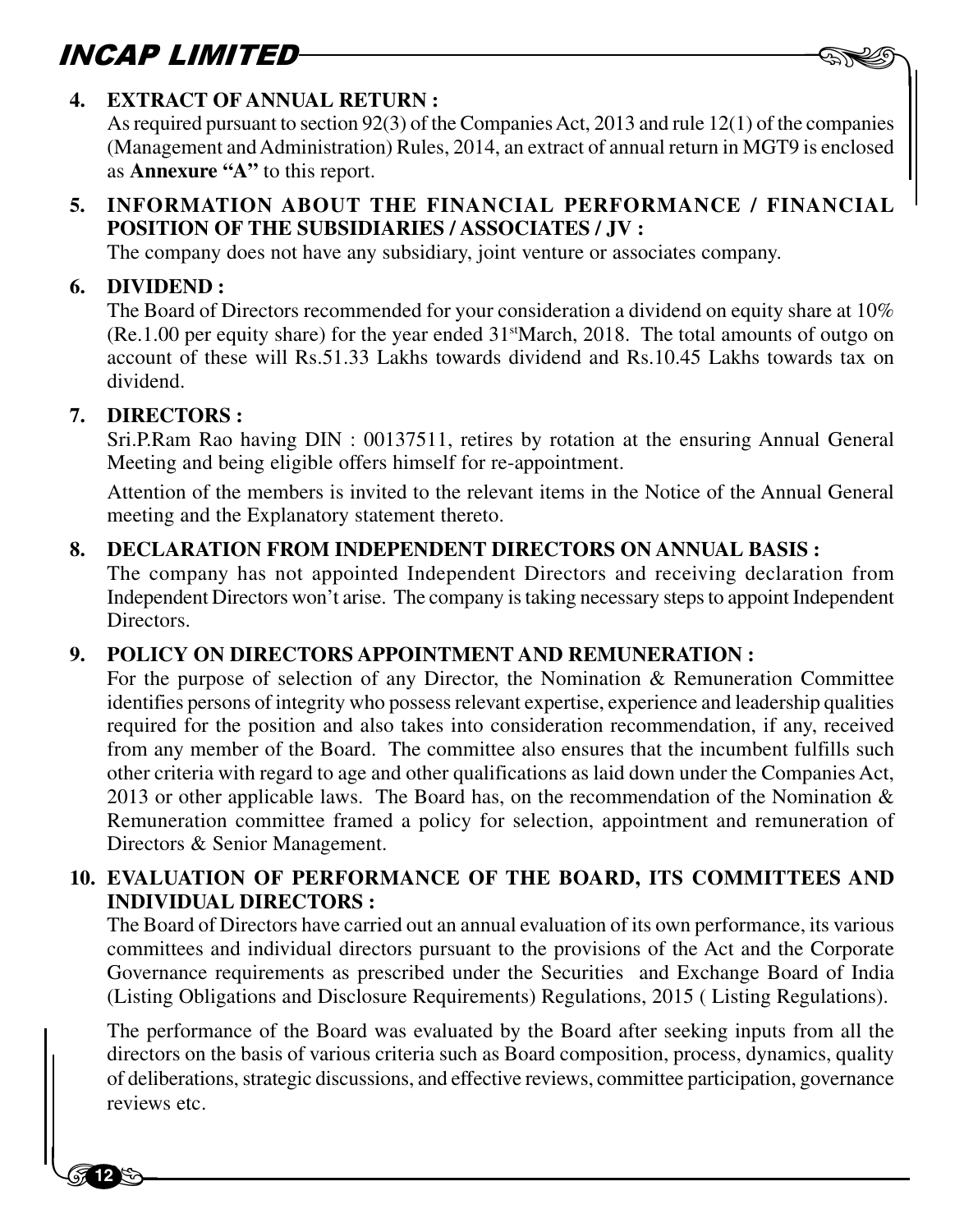**4. EXTRACT OF ANNUAL RETURN :**

As required pursuant to section 92(3) of the Companies Act, 2013 and rule 12(1) of the companies (Management and Administration) Rules, 2014, an extract of annual return in MGT9 is enclosed as **Annexure "A"** to this report.

**5. INFORMATION ABOUT THE FINANCIAL PERFORMANCE / FINANCIAL POSITION OF THE SUBSIDIARIES / ASSOCIATES / JV :**

The company does not have any subsidiary, joint venture or associates company.

**6. DIVIDEND :**

The Board of Directors recommended for your consideration a dividend on equity share at 10% (Re.1.00 per equity share) for the year ended 31st March, 2018. The total amounts of outgo on account of these will Rs.51.33 Lakhs towards dividend and Rs.10.45 Lakhs towards tax on dividend.

**7. DIRECTORS :**

Sri.P.Ram Rao having DIN : 00137511, retires by rotation at the ensuring Annual General Meeting and being eligible offers himself for re-appointment.

Attention of the members is invited to the relevant items in the Notice of the Annual General meeting and the Explanatory statement thereto.

**8. DECLARATION FROM INDEPENDENT DIRECTORS ON ANNUAL BASIS :**

The company has not appointed Independent Directors and receiving declaration from Independent Directors won't arise. The company is taking necessary steps to appoint Independent Directors.

**9. POLICY ON DIRECTORS APPOINTMENT AND REMUNERATION :**

For the purpose of selection of any Director, the Nomination & Remuneration Committee identifies persons of integrity who possess relevant expertise, experience and leadership qualities required for the position and also takes into consideration recommendation, if any, received from any member of the Board. The committee also ensures that the incumbent fulfills such other criteria with regard to age and other qualifications as laid down under the Companies Act, 2013 or other applicable laws. The Board has, on the recommendation of the Nomination & Remuneration committee framed a policy for selection, appointment and remuneration of Directors & Senior Management.

**10. EVALUATION OF PERFORMANCE OF THE BOARD, ITS COMMITTEES AND INDIVIDUAL DIRECTORS :**

The Board of Directors have carried out an annual evaluation of its own performance, its various committees and individual directors pursuant to the provisions of the Act and the Corporate Governance requirements as prescribed under the Securities and Exchange Board of India (Listing Obligations and Disclosure Requirements) Regulations, 2015 ( Listing Regulations).

The performance of the Board was evaluated by the Board after seeking inputs from all the directors on the basis of various criteria such as Board composition, process, dynamics, quality of deliberations, strategic discussions, and effective reviews, committee participation, governance reviews etc.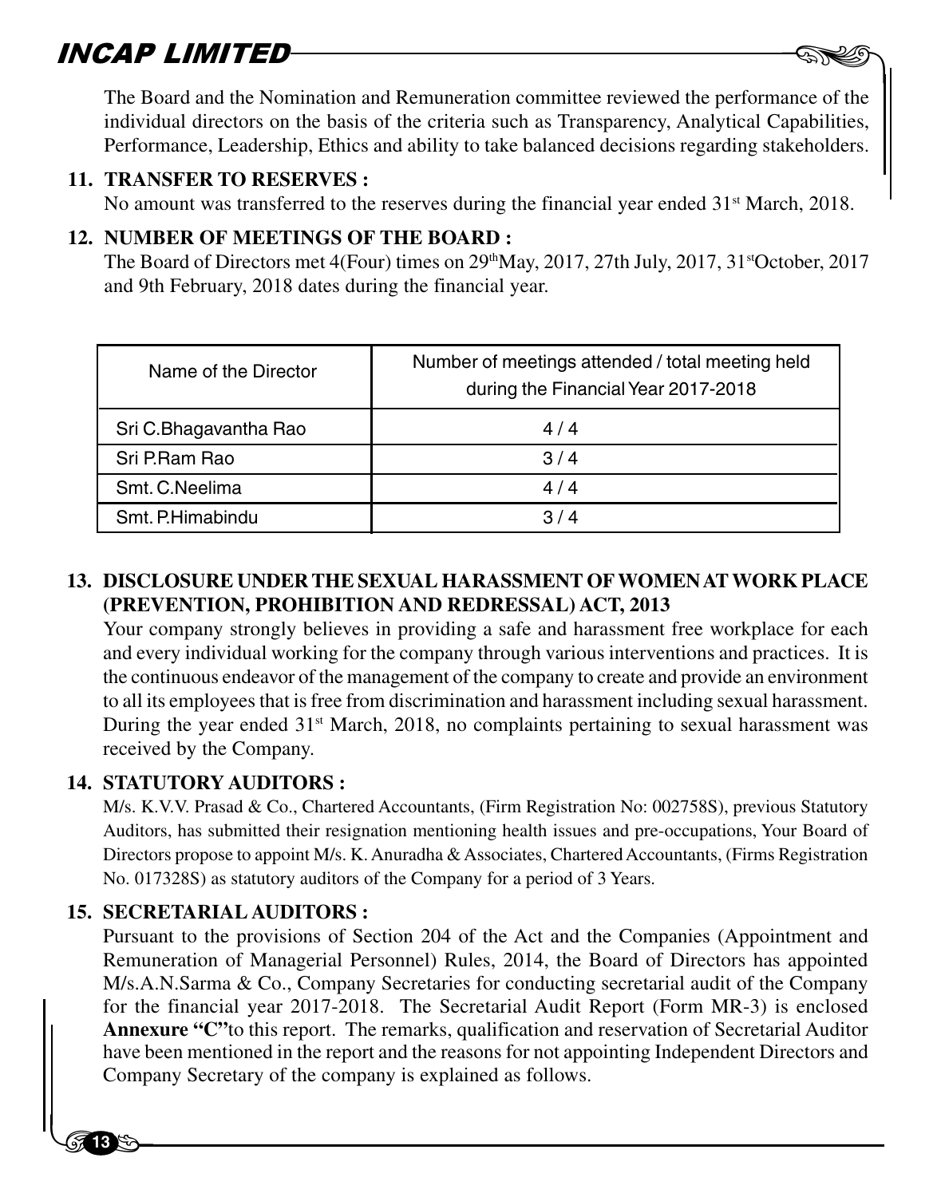The Board and the Nomination and Remuneration committee reviewed the performance of the individual directors on the basis of the criteria such as Transparency, Analytical Capabilities, Performance, Leadership, Ethics and ability to take balanced decisions regarding stakeholders.

**11. TRANSFER TO RESERVES :**

No amount was transferred to the reserves during the financial year ended 31st March, 2018.

**12. NUMBER OF MEETINGS OF THE BOARD :**

The Board of Directors met 4(Four) times on 29th May, 2017, 27th July, 2017, 31st October, 2017 and 9th February, 2018 dates during the financial year.

| Name of the Director | Number of meetings attended / total meeting held during the Financial Year 2017-2018 |
|---|---|
| Sri C.Bhagavantha Rao | 4 / 4 |
| Sri P.Ram Rao | 3 / 4 |
| Smt. C.Neelima | 4 / 4 |
| Smt. P.Himabindu | 3 / 4 |

**13. DISCLOSURE UNDER THE SEXUAL HARASSMENT OF WOMEN AT WORK PLACE (PREVENTION, PROHIBITION AND REDRESSAL) ACT, 2013**

Your company strongly believes in providing a safe and harassment free workplace for each and every individual working for the company through various interventions and practices. It is the continuous endeavor of the management of the company to create and provide an environment to all its employees that is free from discrimination and harassment including sexual harassment. During the year ended 31st March, 2018, no complaints pertaining to sexual harassment was received by the Company.

**14. STATUTORY AUDITORS :**

M/s. K.V.V. Prasad & Co., Chartered Accountants, (Firm Registration No: 002758S), previous Statutory Auditors, has submitted their resignation mentioning health issues and pre-occupations, Your Board of Directors propose to appoint M/s. K. Anuradha & Associates, Chartered Accountants, (Firms Registration No. 017328S) as statutory auditors of the Company for a period of 3 Years.

**15. SECRETARIAL AUDITORS :**

Pursuant to the provisions of Section 204 of the Act and the Companies (Appointment and Remuneration of Managerial Personnel) Rules, 2014, the Board of Directors has appointed M/s.A.N.Sarma & Co., Company Secretaries for conducting secretarial audit of the Company for the financial year 2017-2018. The Secretarial Audit Report (Form MR-3) is enclosed **Annexure "C"** to this report. The remarks, qualification and reservation of Secretarial Auditor have been mentioned in the report and the reasons for not appointing Independent Directors and Company Secretary of the company is explained as follows.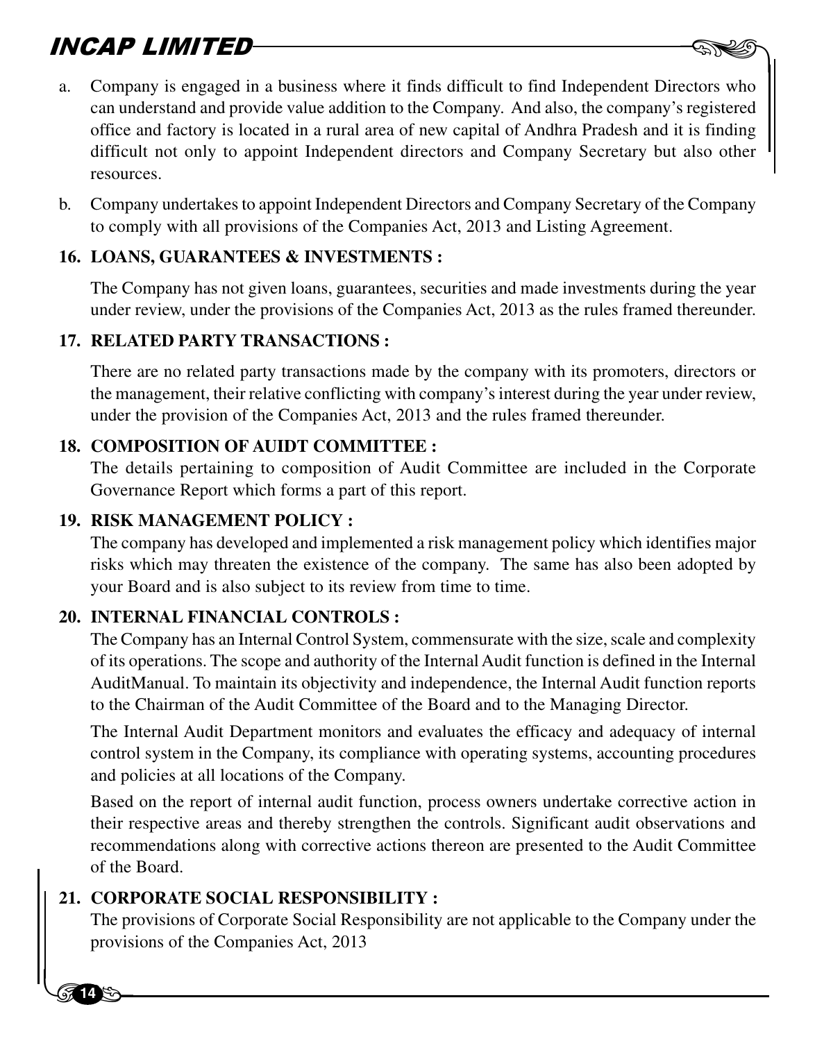a. Company is engaged in a business where it finds difficult to find Independent Directors who can understand and provide value addition to the Company. And also, the company's registered office and factory is located in a rural area of new capital of Andhra Pradesh and it is finding difficult not only to appoint Independent directors and Company Secretary but also other resources.

b. Company undertakes to appoint Independent Directors and Company Secretary of the Company to comply with all provisions of the Companies Act, 2013 and Listing Agreement.

### 16. LOANS, GUARANTEES & INVESTMENTS :

The Company has not given loans, guarantees, securities and made investments during the year under review, under the provisions of the Companies Act, 2013 as the rules framed thereunder.

### 17. RELATED PARTY TRANSACTIONS :

There are no related party transactions made by the company with its promoters, directors or the management, their relative conflicting with company's interest during the year under review, under the provision of the Companies Act, 2013 and the rules framed thereunder.

### 18. COMPOSITION OF AUIDT COMMITTEE :

The details pertaining to composition of Audit Committee are included in the Corporate Governance Report which forms a part of this report.

### 19. RISK MANAGEMENT POLICY :

The company has developed and implemented a risk management policy which identifies major risks which may threaten the existence of the company. The same has also been adopted by your Board and is also subject to its review from time to time.

### 20. INTERNAL FINANCIAL CONTROLS :

The Company has an Internal Control System, commensurate with the size, scale and complexity of its operations. The scope and authority of the Internal Audit function is defined in the Internal AuditManual. To maintain its objectivity and independence, the Internal Audit function reports to the Chairman of the Audit Committee of the Board and to the Managing Director.

The Internal Audit Department monitors and evaluates the efficacy and adequacy of internal control system in the Company, its compliance with operating systems, accounting procedures and policies at all locations of the Company.

Based on the report of internal audit function, process owners undertake corrective action in their respective areas and thereby strengthen the controls. Significant audit observations and recommendations along with corrective actions thereon are presented to the Audit Committee of the Board.

### 21. CORPORATE SOCIAL RESPONSIBILITY :

The provisions of Corporate Social Responsibility are not applicable to the Company under the provisions of the Companies Act, 2013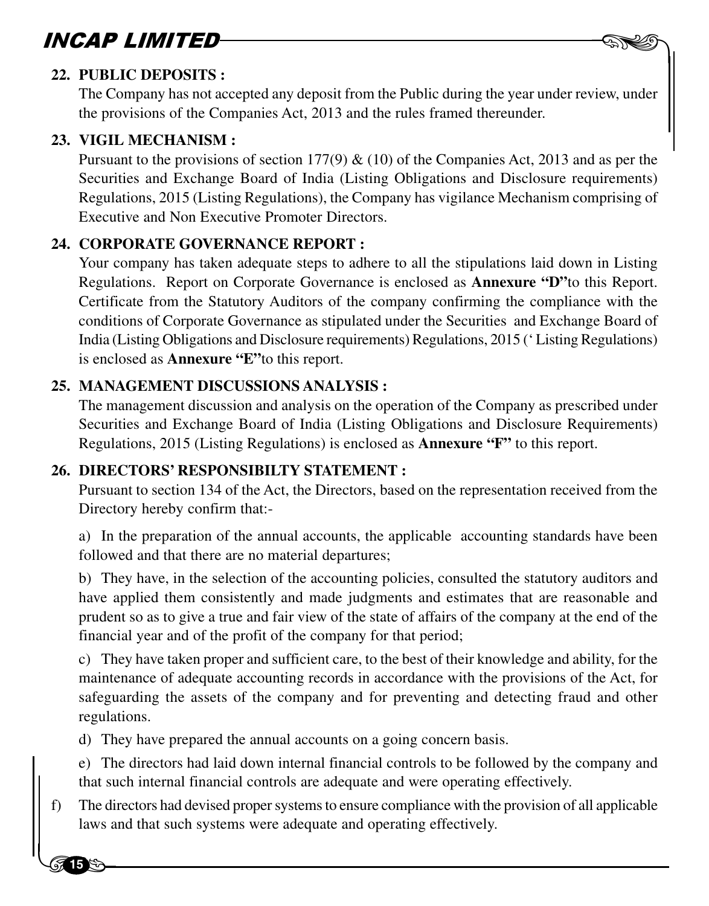## 22. PUBLIC DEPOSITS :

The Company has not accepted any deposit from the Public during the year under review, under the provisions of the Companies Act, 2013 and the rules framed thereunder.

## 23. VIGIL MECHANISM :

Pursuant to the provisions of section 177(9) & (10) of the Companies Act, 2013 and as per the Securities and Exchange Board of India (Listing Obligations and Disclosure requirements) Regulations, 2015 (Listing Regulations), the Company has vigilance Mechanism comprising of Executive and Non Executive Promoter Directors.

## 24. CORPORATE GOVERNANCE REPORT :

Your company has taken adequate steps to adhere to all the stipulations laid down in Listing Regulations. Report on Corporate Governance is enclosed as **Annexure "D"**to this Report. Certificate from the Statutory Auditors of the company confirming the compliance with the conditions of Corporate Governance as stipulated under the Securities and Exchange Board of India (Listing Obligations and Disclosure requirements) Regulations, 2015 (' Listing Regulations) is enclosed as **Annexure "E"**to this report.

## 25. MANAGEMENT DISCUSSIONS ANALYSIS :

The management discussion and analysis on the operation of the Company as prescribed under Securities and Exchange Board of India (Listing Obligations and Disclosure Requirements) Regulations, 2015 (Listing Regulations) is enclosed as **Annexure "F"** to this report.

## 26. DIRECTORS' RESPONSIBILTY STATEMENT :

Pursuant to section 134 of the Act, the Directors, based on the representation received from the Directory hereby confirm that:-

a) In the preparation of the annual accounts, the applicable accounting standards have been followed and that there are no material departures;

b) They have, in the selection of the accounting policies, consulted the statutory auditors and have applied them consistently and made judgments and estimates that are reasonable and prudent so as to give a true and fair view of the state of affairs of the company at the end of the financial year and of the profit of the company for that period;

c) They have taken proper and sufficient care, to the best of their knowledge and ability, for the maintenance of adequate accounting records in accordance with the provisions of the Act, for safeguarding the assets of the company and for preventing and detecting fraud and other regulations.

d) They have prepared the annual accounts on a going concern basis.

e) The directors had laid down internal financial controls to be followed by the company and that such internal financial controls are adequate and were operating effectively.

f) The directors had devised proper systems to ensure compliance with the provision of all applicable laws and that such systems were adequate and operating effectively.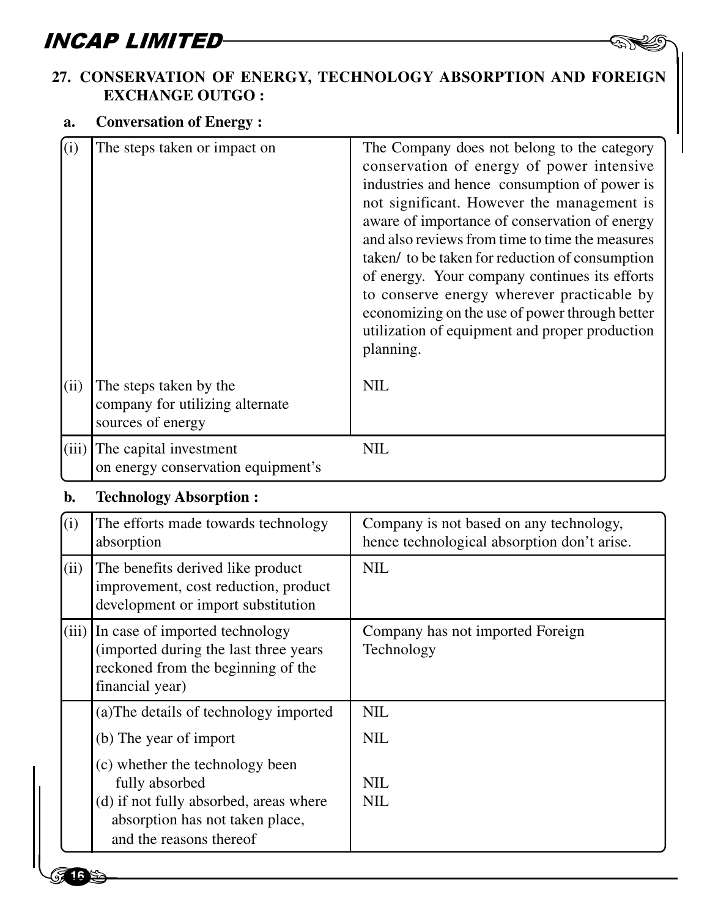## 27. CONSERVATION OF ENERGY, TECHNOLOGY ABSORPTION AND FOREIGN EXCHANGE OUTGO :

**a. Conversation of Energy :**

| | | |
|---|---|---|
| (i) | The steps taken or impact on | The Company does not belong to the category conservation of energy of power intensive industries and hence consumption of power is not significant. However the management is aware of importance of conservation of energy and also reviews from time to time the measures taken/ to be taken for reduction of consumption of energy. Your company continues its efforts to conserve energy wherever practicable by economizing on the use of power through better utilization of equipment and proper production planning. |
| (ii) | The steps taken by the company for utilizing alternate sources of energy | NIL |
| (iii) | The capital investment on energy conservation equipment's | NIL |

**b. Technology Absorption :**

| | | |
|---|---|---|
| (i) | The efforts made towards technology absorption | Company is not based on any technology, hence technological absorption don't arise. |
| (ii) | The benefits derived like product improvement, cost reduction, product development or import substitution | NIL |
| (iii) | In case of imported technology (imported during the last three years reckoned from the beginning of the financial year) | Company has not imported Foreign Technology |
| | (a)The details of technology imported | NIL |
| | (b) The year of import | NIL |
| | (c) whether the technology been fully absorbed | NIL |
| | (d) if not fully absorbed, areas where absorption has not taken place, and the reasons thereof | NIL |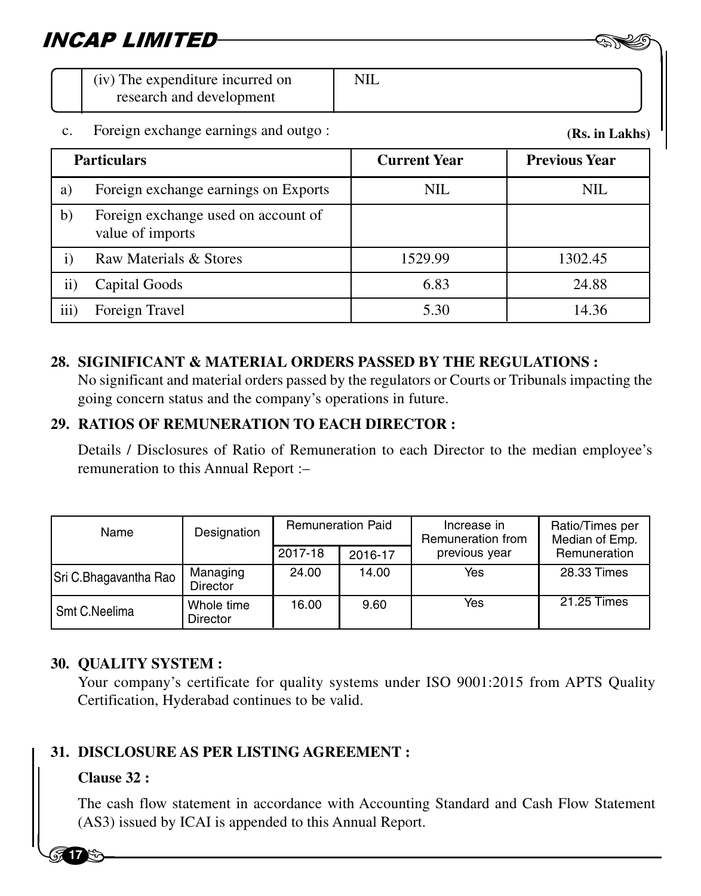| | (iv) The expenditure incurred on research and development | NIL |
|---|---|---|

c. Foreign exchange earnings and outgo : **(Rs. in Lakhs)**

| | Particulars | Current Year | Previous Year |
|---|---|---|---|
| a) | Foreign exchange earnings on Exports | NIL | NIL |
| b) | Foreign exchange used on account of value of imports | | |
| i) | Raw Materials & Stores | 1529.99 | 1302.45 |
| ii) | Capital Goods | 6.83 | 24.88 |
| iii) | Foreign Travel | 5.30 | 14.36 |

**28. SIGINIFICANT & MATERIAL ORDERS PASSED BY THE REGULATIONS :**

No significant and material orders passed by the regulators or Courts or Tribunals impacting the going concern status and the company's operations in future.

**29. RATIOS OF REMUNERATION TO EACH DIRECTOR :**

Details / Disclosures of Ratio of Remuneration to each Director to the median employee's remuneration to this Annual Report :–

| Name | Designation | Remuneration Paid | | Increase in Remuneration from previous year | Ratio/Times per Median of Emp. Remuneration |
|---|---|---|---|---|---|
| | | 2017-18 | 2016-17 | | |
| Sri C.Bhagavantha Rao | Managing Director | 24.00 | 14.00 | Yes | 28.33 Times |
| Smt C.Neelima | Whole time Director | 16.00 | 9.60 | Yes | 21.25 Times |

**30. QUALITY SYSTEM :**

Your company's certificate for quality systems under ISO 9001:2015 from APTS Quality Certification, Hyderabad continues to be valid.

**31. DISCLOSURE AS PER LISTING AGREEMENT :**

**Clause 32 :**

The cash flow statement in accordance with Accounting Standard and Cash Flow Statement (AS3) issued by ICAI is appended to this Annual Report.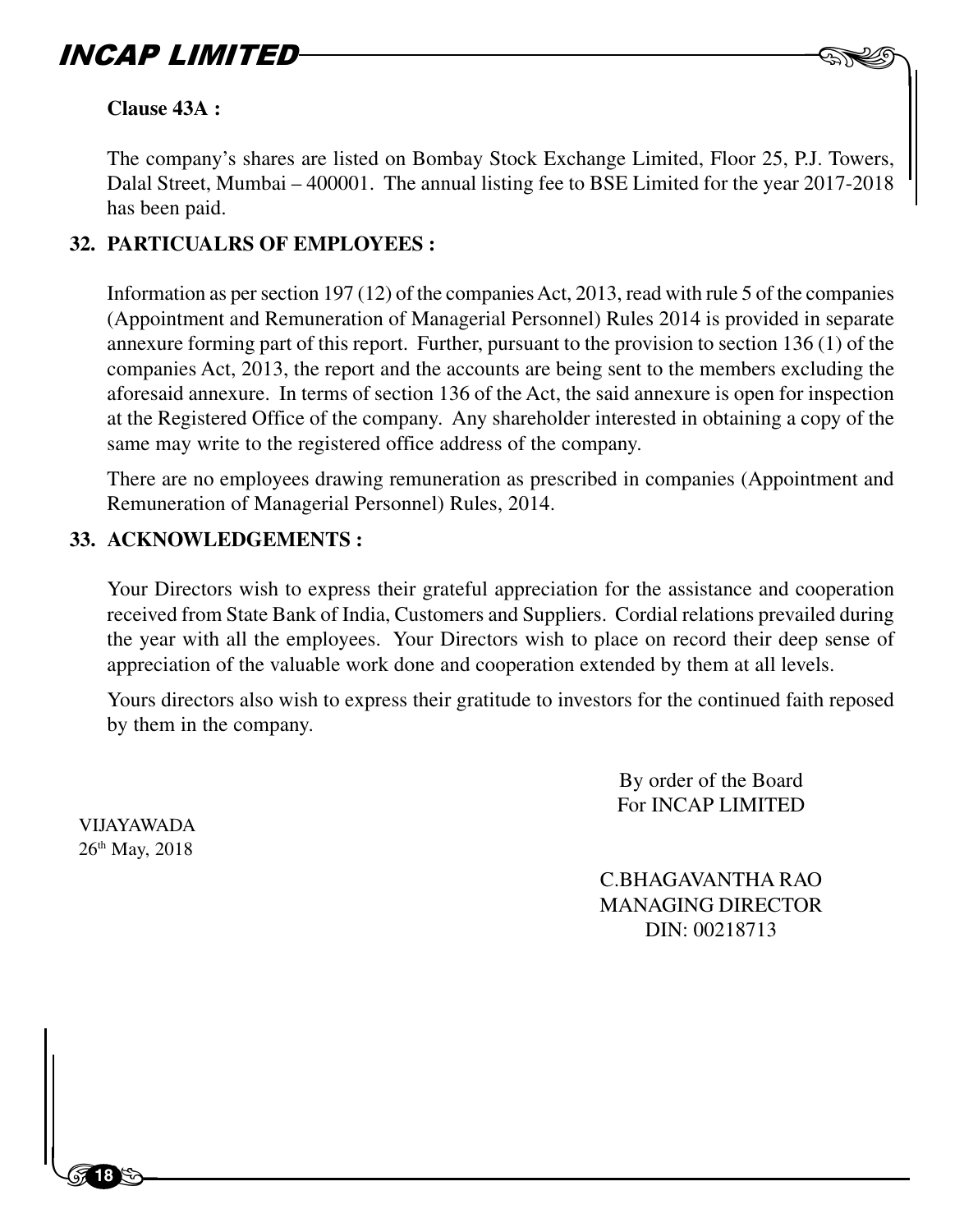**Clause 43A :**

The company's shares are listed on Bombay Stock Exchange Limited, Floor 25, P.J. Towers, Dalal Street, Mumbai – 400001. The annual listing fee to BSE Limited for the year 2017-2018 has been paid.

**32. PARTICUALRS OF EMPLOYEES :**

Information as per section 197 (12) of the companies Act, 2013, read with rule 5 of the companies (Appointment and Remuneration of Managerial Personnel) Rules 2014 is provided in separate annexure forming part of this report. Further, pursuant to the provision to section 136 (1) of the companies Act, 2013, the report and the accounts are being sent to the members excluding the aforesaid annexure. In terms of section 136 of the Act, the said annexure is open for inspection at the Registered Office of the company. Any shareholder interested in obtaining a copy of the same may write to the registered office address of the company.

There are no employees drawing remuneration as prescribed in companies (Appointment and Remuneration of Managerial Personnel) Rules, 2014.

**33. ACKNOWLEDGEMENTS :**

Your Directors wish to express their grateful appreciation for the assistance and cooperation received from State Bank of India, Customers and Suppliers. Cordial relations prevailed during the year with all the employees. Your Directors wish to place on record their deep sense of appreciation of the valuable work done and cooperation extended by them at all levels.

Yours directors also wish to express their gratitude to investors for the continued faith reposed by them in the company.

By order of the Board
For INCAP LIMITED

VIJAYAWADA
26th May, 2018

C.BHAGAVANTHA RAO
MANAGING DIRECTOR
DIN: 00218713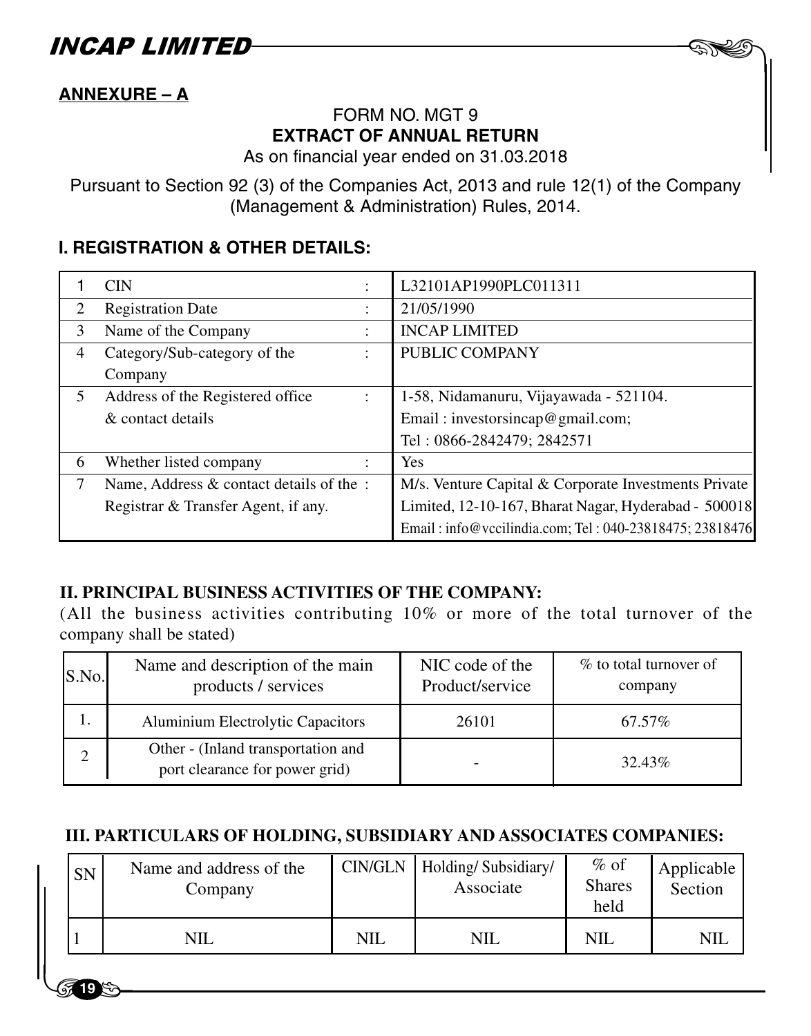**ANNEXURE – A**

FORM NO. MGT 9

**EXTRACT OF ANNUAL RETURN**

As on financial year ended on 31.03.2018

Pursuant to Section 92 (3) of the Companies Act, 2013 and rule 12(1) of the Company (Management & Administration) Rules, 2014.

## I. REGISTRATION & OTHER DETAILS:

| | | | |
|---|---|---|---|
| 1 | CIN | : | L32101AP1990PLC011311 |
| 2 | Registration Date | : | 21/05/1990 |
| 3 | Name of the Company | : | INCAP LIMITED |
| 4 | Category/Sub-category of the Company | : | PUBLIC COMPANY |
| 5 | Address of the Registered office & contact details | : | 1-58, Nidamanuru, Vijayawada - 521104. Email : investorsincap@gmail.com; Tel : 0866-2842479; 2842571 |
| 6 | Whether listed company | : | Yes |
| 7 | Name, Address & contact details of the Registrar & Transfer Agent, if any. | : | M/s. Venture Capital & Corporate Investments Private Limited, 12-10-167, Bharat Nagar, Hyderabad - 500018 Email : info@vccilindia.com; Tel : 040-23818475; 23818476 |

## II. PRINCIPAL BUSINESS ACTIVITIES OF THE COMPANY:

(All the business activities contributing 10% or more of the total turnover of the company shall be stated)

| S.No. | Name and description of the main products / services | NIC code of the Product/service | % to total turnover of company |
|---|---|---|---|
| 1. | Aluminium Electrolytic Capacitors | 26101 | 67.57% |
| 2 | Other - (Inland transportation and port clearance for power grid) | - | 32.43% |

## III. PARTICULARS OF HOLDING, SUBSIDIARY AND ASSOCIATES COMPANIES:

| SN | Name and address of the Company | CIN/GLN | Holding/ Subsidiary/ Associate | % of Shares held | Applicable Section |
|---|---|---|---|---|---|
| 1 | NIL | NIL | NIL | NIL | NIL |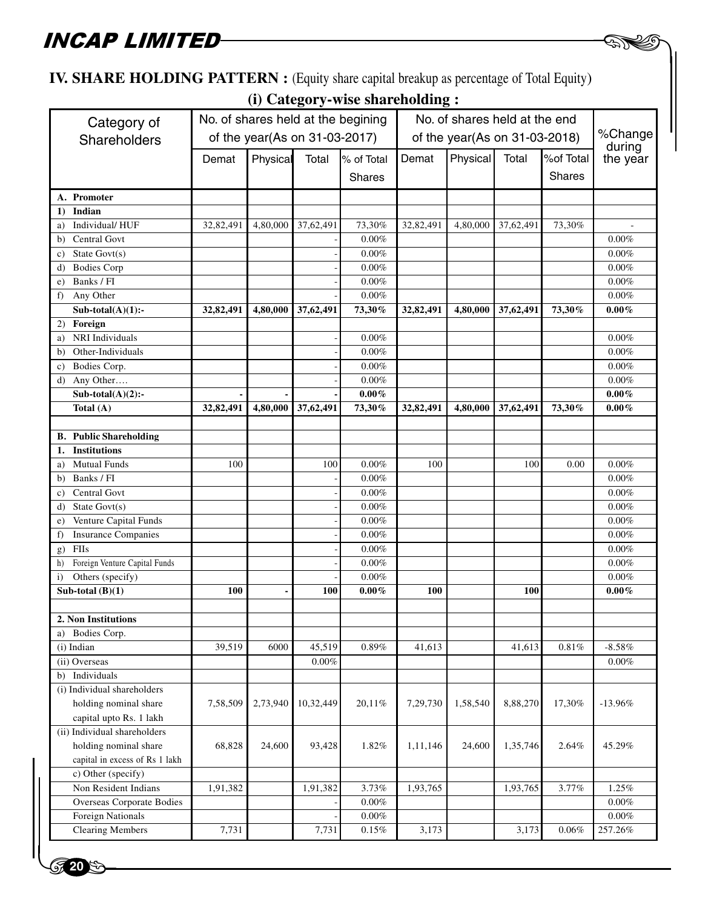## IV. SHARE HOLDING PATTERN : (Equity share capital breakup as percentage of Total Equity)

### (i) Category-wise shareholding :

| Category of Shareholders | No. of shares held at the begining of the year(As on 31-03-2017) | | | | No. of shares held at the end of the year(As on 31-03-2018) | | | | %Change during the year |
|---|---|---|---|---|---|---|---|---|---|
| | Demat | Physical | Total | % of Total Shares | Demat | Physical | Total | %of Total Shares | |
| **A. Promoter** | | | | | | | | | |
| **1) Indian** | | | | | | | | | |
| a) Individual/ HUF | 32,82,491 | 4,80,000 | 37,62,491 | 73,30% | 32,82,491 | 4,80,000 | 37,62,491 | 73,30% | - |
| b) Central Govt | | | - | 0.00% | | | | | 0.00% |
| c) State Govt(s) | | | - | 0.00% | | | | | 0.00% |
| d) Bodies Corp | | | - | 0.00% | | | | | 0.00% |
| e) Banks / FI | | | - | 0.00% | | | | | 0.00% |
| f) Any Other | | | - | 0.00% | | | | | 0.00% |
| **Sub-total(A)(1):-** | **32,82,491** | **4,80,000** | **37,62,491** | **73,30%** | **32,82,491** | **4,80,000** | **37,62,491** | **73,30%** | **0.00%** |
| **2) Foreign** | | | | | | | | | |
| a) NRI Individuals | | | - | 0.00% | | | | | 0.00% |
| b) Other-Individuals | | | - | 0.00% | | | | | 0.00% |
| c) Bodies Corp. | | | - | 0.00% | | | | | 0.00% |
| d) Any Other…. | | | - | 0.00% | | | | | 0.00% |
| **Sub-total(A)(2):-** | **-** | **-** | **-** | **0.00%** | | | | | **0.00%** |
| **Total (A)** | **32,82,491** | **4,80,000** | **37,62,491** | **73,30%** | **32,82,491** | **4,80,000** | **37,62,491** | **73,30%** | **0.00%** |
| | | | | | | | | | |
| **B. Public Shareholding** | | | | | | | | | |
| **1. Institutions** | | | | | | | | | |
| a) Mutual Funds | 100 | | 100 | 0.00% | 100 | | 100 | 0.00 | 0.00% |
| b) Banks / FI | | | - | 0.00% | | | | | 0.00% |
| c) Central Govt | | | - | 0.00% | | | | | 0.00% |
| d) State Govt(s) | | | - | 0.00% | | | | | 0.00% |
| e) Venture Capital Funds | | | - | 0.00% | | | | | 0.00% |
| f) Insurance Companies | | | - | 0.00% | | | | | 0.00% |
| g) FIIs | | | - | 0.00% | | | | | 0.00% |
| h) Foreign Venture Capital Funds | | | - | 0.00% | | | | | 0.00% |
| i) Others (specify) | | | - | 0.00% | | | | | 0.00% |
| **Sub-total (B)(1)** | **100** | **-** | **100** | **0.00%** | **100** | | **100** | | **0.00%** |
| | | | | | | | | | |
| **2. Non Institutions** | | | | | | | | | |
| a) Bodies Corp. | | | | | | | | | |
| (i) Indian | 39,519 | 6000 | 45,519 | 0.89% | 41,613 | | 41,613 | 0.81% | -8.58% |
| (ii) Overseas | | | 0.00% | | | | | | 0.00% |
| b) Individuals | | | | | | | | | |
| (i) Individual shareholders holding nominal share capital upto Rs. 1 lakh | 7,58,509 | 2,73,940 | 10,32,449 | 20,11% | 7,29,730 | 1,58,540 | 8,88,270 | 17,30% | -13.96% |
| (ii) Individual shareholders holding nominal share capital in excess of Rs 1 lakh | 68,828 | 24,600 | 93,428 | 1.82% | 1,11,146 | 24,600 | 1,35,746 | 2.64% | 45.29% |
| c) Other (specify) | | | | | | | | | |
| Non Resident Indians | 1,91,382 | | 1,91,382 | 3.73% | 1,93,765 | | 1,93,765 | 3.77% | 1.25% |
| Overseas Corporate Bodies | | | - | 0.00% | | | | | 0.00% |
| Foreign Nationals | | | - | 0.00% | | | | | 0.00% |
| Clearing Members | 7,731 | | 7,731 | 0.15% | 3,173 | | 3,173 | 0.06% | 257.26% |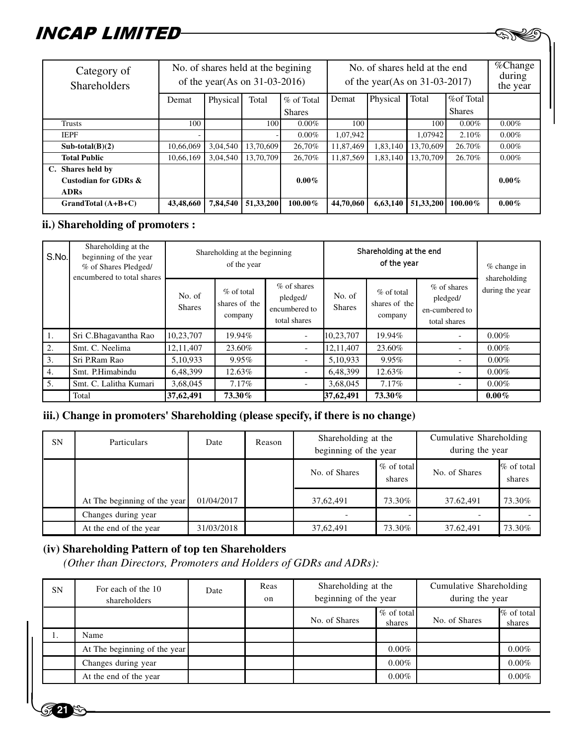| Category of Shareholders | No. of shares held at the begining of the year(As on 31-03-2016) | | | | No. of shares held at the end of the year(As on 31-03-2017) | | | | %Change during the year |
|---|---|---|---|---|---|---|---|---|---|
| | Demat | Physical | Total | % of Total Shares | Demat | Physical | Total | %of Total Shares | |
| Trusts | 100 | | 100 | 0.00% | 100 | | 100 | 0.00% | 0.00% |
| IEPF | - | | - | 0.00% | 1,07,942 | | 1,07942 | 2.10% | 0.00% |
| **Sub-total(B)(2)** | 10,66,069 | 3,04,540 | 13,70,609 | 26,70% | 11,87,469 | 1,83,140 | 13,70,609 | 26.70% | 0.00% |
| **Total Public** | 10,66,169 | 3,04,540 | 13,70,709 | 26,70% | 11,87,569 | 1,83,140 | 13,70,709 | 26.70% | 0.00% |
| **C. Shares held by Custodian for GDRs & ADRs** | | | | **0.00%** | | | | | **0.00%** |
| **GrandTotal (A+B+C)** | **43,48,660** | **7,84,540** | **51,33,200** | **100.00%** | **44,70,060** | **6,63,140** | **51,33,200** | **100.00%** | **0.00%** |

## ii.) Shareholding of promoters :

| S.No. | Shareholding at the beginning of the year % of Shares Pledged/ encumbered to total shares | Shareholding at the beginning of the year | | | Shareholding at the end of the year | | | % change in shareholding during the year |
|---|---|---|---|---|---|---|---|---|
| | | No. of Shares | % of total shares of the company | % of shares pledged/ encumbered to total shares | No. of Shares | % of total shares of the company | % of shares pledged/ en-cumbered to total shares | |
| 1. | Sri C.Bhagavantha Rao | 10,23,707 | 19.94% | - | 10,23,707 | 19.94% | - | 0.00% |
| 2. | Smt. C. Neelima | 12,11,407 | 23.60% | - | 12,11,407 | 23.60% | - | 0.00% |
| 3. | Sri P.Ram Rao | 5,10,933 | 9.95% | - | 5,10,933 | 9.95% | - | 0.00% |
| 4. | Smt. P.Himabindu | 6,48,399 | 12.63% | - | 6,48,399 | 12.63% | - | 0.00% |
| 5. | Smt. C. Lalitha Kumari | 3,68,045 | 7.17% | - | 3,68,045 | 7.17% | - | 0.00% |
| | Total | **37,62,491** | **73.30%** | | **37,62,491** | **73.30%** | | **0.00%** |

## iii.) Change in promoters' Shareholding (please specify, if there is no change)

| SN | Particulars | Date | Reason | Shareholding at the beginning of the year | | Cumulative Shareholding during the year | |
|---|---|---|---|---|---|---|---|
| | | | | No. of Shares | % of total shares | No. of Shares | % of total shares |
| | At The beginning of the year | 01/04/2017 | | 37,62,491 | 73.30% | 37.62,491 | 73.30% |
| | Changes during year | | | - | - | - | - |
| | At the end of the year | 31/03/2018 | | 37,62,491 | 73.30% | 37.62,491 | 73.30% |

## (iv) Shareholding Pattern of top ten Shareholders

*(Other than Directors, Promoters and Holders of GDRs and ADRs):*

| SN | For each of the 10 shareholders | Date | Reason | Shareholding at the beginning of the year | | Cumulative Shareholding during the year | |
|---|---|---|---|---|---|---|---|
| | | | | No. of Shares | % of total shares | No. of Shares | % of total shares |
| 1. | Name | | | | | | |
| | At The beginning of the year | | | | 0.00% | | 0.00% |
| | Changes during year | | | | 0.00% | | 0.00% |
| | At the end of the year | | | | 0.00% | | 0.00% |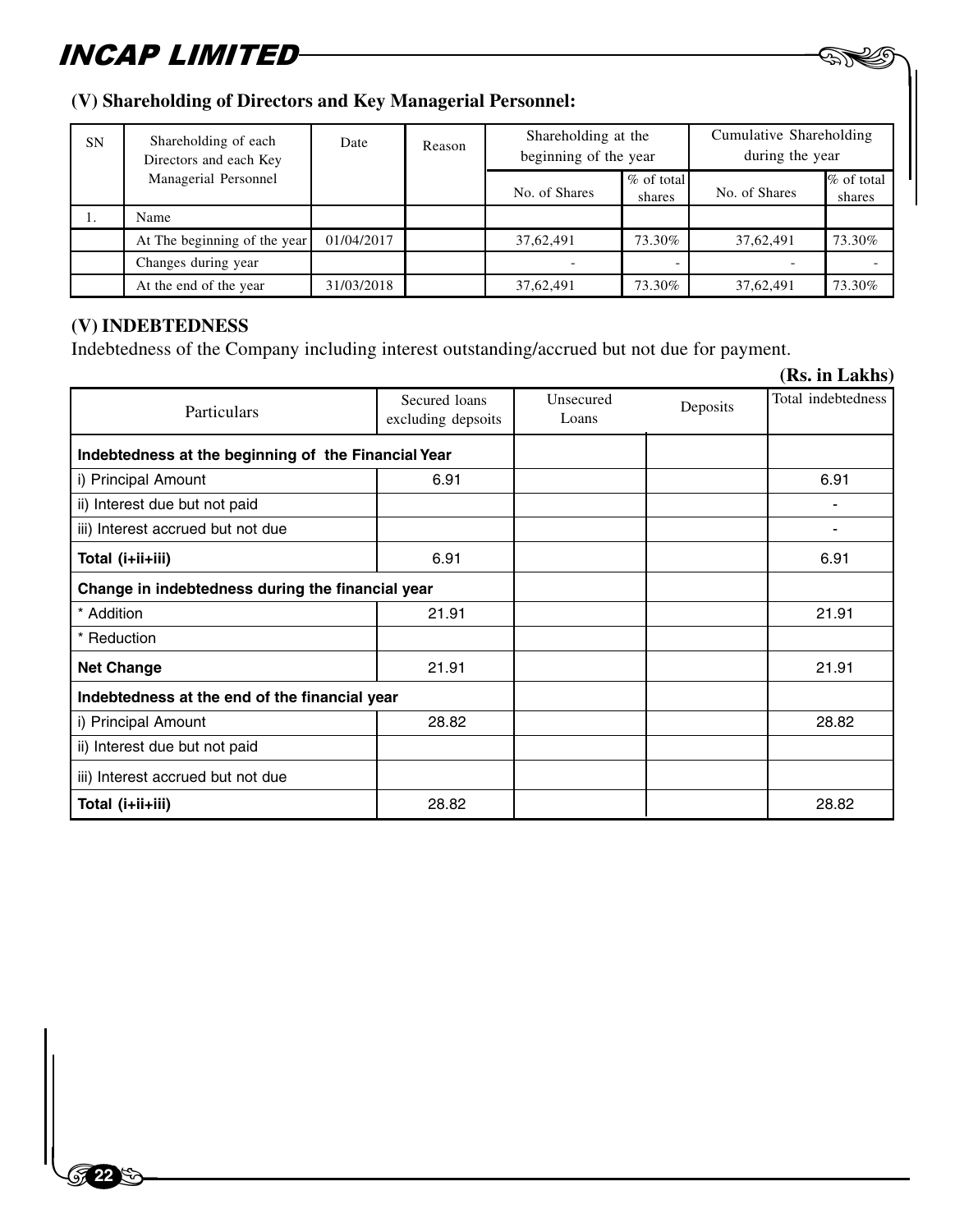## (V) Shareholding of Directors and Key Managerial Personnel:

| SN | Shareholding of each Directors and each Key Managerial Personnel | Date | Reason | Shareholding at the beginning of the year | | Cumulative Shareholding during the year | |
|---|---|---|---|---|---|---|---|
| | | | | No. of Shares | % of total shares | No. of Shares | % of total shares |
| 1. | Name | | | | | | |
| | At The beginning of the year | 01/04/2017 | | 37,62,491 | 73.30% | 37,62,491 | 73.30% |
| | Changes during year | | | - | - | - | - |
| | At the end of the year | 31/03/2018 | | 37,62,491 | 73.30% | 37,62,491 | 73.30% |

## (V) INDEBTEDNESS

Indebtedness of the Company including interest outstanding/accrued but not due for payment.

**(Rs. in Lakhs)**

| Particulars | Secured loans excluding depsoits | Unsecured Loans | Deposits | Total indebtedness |
|---|---|---|---|---|
| **Indebtedness at the beginning of the Financial Year** | | | | |
| i) Principal Amount | 6.91 | | | 6.91 |
| ii) Interest due but not paid | | | | - |
| iii) Interest accrued but not due | | | | - |
| **Total (i+ii+iii)** | 6.91 | | | 6.91 |
| **Change in indebtedness during the financial year** | | | | |
| * Addition | 21.91 | | | 21.91 |
| * Reduction | | | | |
| **Net Change** | 21.91 | | | 21.91 |
| **Indebtedness at the end of the financial year** | | | | |
| i) Principal Amount | 28.82 | | | 28.82 |
| ii) Interest due but not paid | | | | |
| iii) Interest accrued but not due | | | | |
| **Total (i+ii+iii)** | 28.82 | | | 28.82 |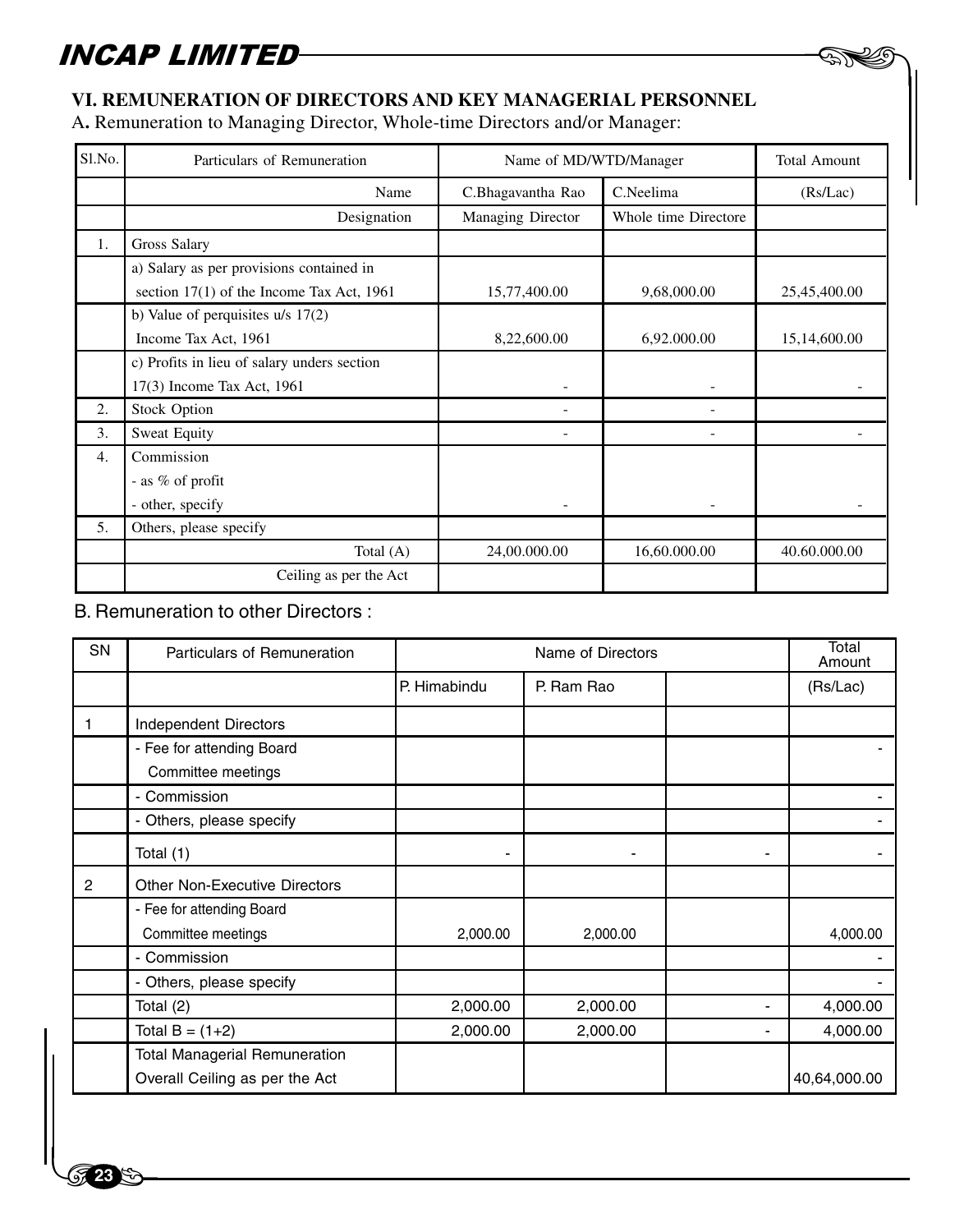## VI. REMUNERATION OF DIRECTORS AND KEY MANAGERIAL PERSONNEL

A. Remuneration to Managing Director, Whole-time Directors and/or Manager:

| Sl.No. | Particulars of Remuneration | Name of MD/WTD/Manager | | Total Amount |
|---|---|---|---|---|
| | Name | C.Bhagavantha Rao | C.Neelima | (Rs/Lac) |
| | Designation | Managing Director | Whole time Directore | |
| 1. | Gross Salary | | | |
| | a) Salary as per provisions contained in section 17(1) of the Income Tax Act, 1961 | 15,77,400.00 | 9,68,000.00 | 25,45,400.00 |
| | b) Value of perquisites u/s 17(2) Income Tax Act, 1961 | 8,22,600.00 | 6,92.000.00 | 15,14,600.00 |
| | c) Profits in lieu of salary unders section 17(3) Income Tax Act, 1961 | - | - | - |
| 2. | Stock Option | - | - | |
| 3. | Sweat Equity | - | - | - |
| 4. | Commission<br>- as % of profit<br>- other, specify | - | - | - |
| 5. | Others, please specify | | | |
| | Total (A) | 24,00.000.00 | 16,60.000.00 | 40.60.000.00 |
| | Ceiling as per the Act | | | |

B. Remuneration to other Directors :

| SN | Particulars of Remuneration | Name of Directors | | | Total Amount |
|---|---|---|---|---|---|
| | | P. Himabindu | P. Ram Rao | | (Rs/Lac) |
| 1 | Independent Directors | | | | |
| | - Fee for attending Board Committee meetings | | | | - |
| | - Commission | | | | - |
| | - Others, please specify | | | | - |
| | Total (1) | - | - | - | - |
| 2 | Other Non-Executive Directors | | | | |
| | - Fee for attending Board Committee meetings | 2,000.00 | 2,000.00 | | 4,000.00 |
| | - Commission | | | | - |
| | - Others, please specify | | | | - |
| | Total (2) | 2,000.00 | 2,000.00 | - | 4,000.00 |
| | Total B = (1+2) | 2,000.00 | 2,000.00 | - | 4,000.00 |
| | Total Managerial Remuneration<br>Overall Ceiling as per the Act | | | | 40,64,000.00 |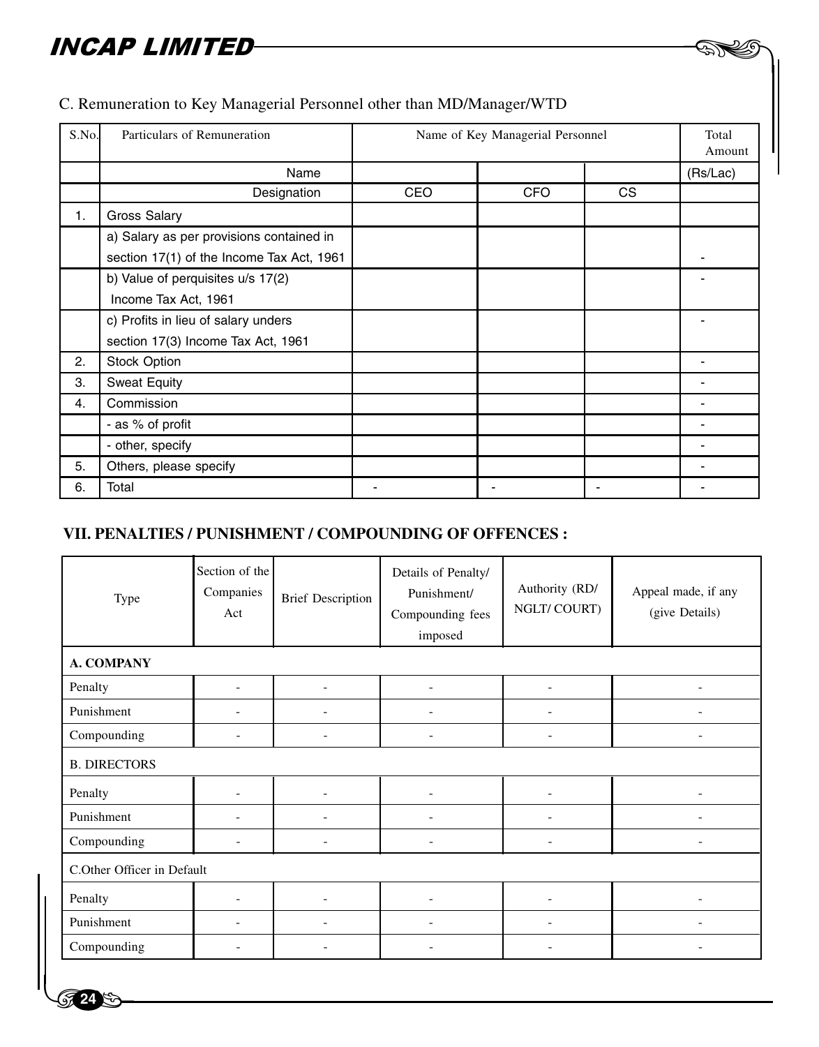C. Remuneration to Key Managerial Personnel other than MD/Manager/WTD

| S.No. | Particulars of Remuneration | Name of Key Managerial Personnel | | | Total Amount |
|---|---|---|---|---|---|
| | Name | | | | (Rs/Lac) |
| | Designation | CEO | CFO | CS | |
| 1. | Gross Salary | | | | |
| | a) Salary as per provisions contained in section 17(1) of the Income Tax Act, 1961 | | | | - |
| | b) Value of perquisites u/s 17(2) Income Tax Act, 1961 | | | | - |
| | c) Profits in lieu of salary unders section 17(3) Income Tax Act, 1961 | | | | - |
| 2. | Stock Option | | | | - |
| 3. | Sweat Equity | | | | - |
| 4. | Commission | | | | - |
| | - as % of profit | | | | - |
| | - other, specify | | | | - |
| 5. | Others, please specify | | | | - |
| 6. | Total | - | - | - | - |

## VII. PENALTIES / PUNISHMENT / COMPOUNDING OF OFFENCES :

| Type | Section of the Companies Act | Brief Description | Details of Penalty/ Punishment/ Compounding fees imposed | Authority (RD/ NGLT/ COURT) | Appeal made, if any (give Details) |
|---|---|---|---|---|---|
| **A. COMPANY** | | | | | |
| Penalty | - | - | - | - | - |
| Punishment | - | - | - | - | - |
| Compounding | - | - | - | - | - |
| B. DIRECTORS | | | | | |
| Penalty | - | - | - | - | - |
| Punishment | - | - | - | - | - |
| Compounding | - | - | - | - | - |
| C.Other Officer in Default | | | | | |
| Penalty | - | - | - | - | - |
| Punishment | - | - | - | - | - |
| Compounding | - | - | - | - | - |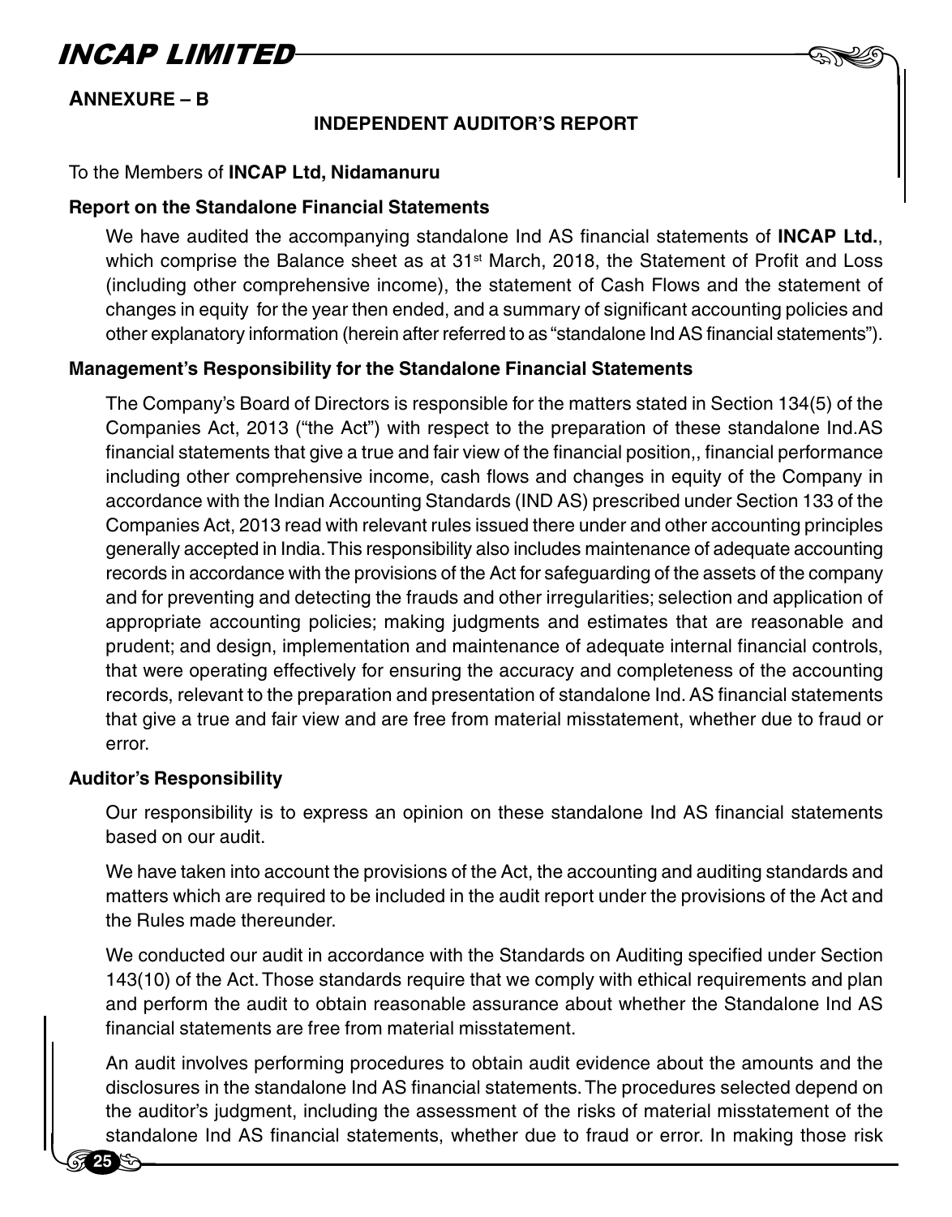**ANNEXURE – B**

## INDEPENDENT AUDITOR'S REPORT

To the Members of **INCAP Ltd, Nidamanuru**

### Report on the Standalone Financial Statements

We have audited the accompanying standalone Ind AS financial statements of **INCAP Ltd.**, which comprise the Balance sheet as at 31st March, 2018, the Statement of Profit and Loss (including other comprehensive income), the statement of Cash Flows and the statement of changes in equity for the year then ended, and a summary of significant accounting policies and other explanatory information (herein after referred to as "standalone Ind AS financial statements").

### Management's Responsibility for the Standalone Financial Statements

The Company's Board of Directors is responsible for the matters stated in Section 134(5) of the Companies Act, 2013 ("the Act") with respect to the preparation of these standalone Ind.AS financial statements that give a true and fair view of the financial position,, financial performance including other comprehensive income, cash flows and changes in equity of the Company in accordance with the Indian Accounting Standards (IND AS) prescribed under Section 133 of the Companies Act, 2013 read with relevant rules issued there under and other accounting principles generally accepted in India. This responsibility also includes maintenance of adequate accounting records in accordance with the provisions of the Act for safeguarding of the assets of the company and for preventing and detecting the frauds and other irregularities; selection and application of appropriate accounting policies; making judgments and estimates that are reasonable and prudent; and design, implementation and maintenance of adequate internal financial controls, that were operating effectively for ensuring the accuracy and completeness of the accounting records, relevant to the preparation and presentation of standalone Ind. AS financial statements that give a true and fair view and are free from material misstatement, whether due to fraud or error.

### Auditor's Responsibility

Our responsibility is to express an opinion on these standalone Ind AS financial statements based on our audit.

We have taken into account the provisions of the Act, the accounting and auditing standards and matters which are required to be included in the audit report under the provisions of the Act and the Rules made thereunder.

We conducted our audit in accordance with the Standards on Auditing specified under Section 143(10) of the Act. Those standards require that we comply with ethical requirements and plan and perform the audit to obtain reasonable assurance about whether the Standalone Ind AS financial statements are free from material misstatement.

An audit involves performing procedures to obtain audit evidence about the amounts and the disclosures in the standalone Ind AS financial statements. The procedures selected depend on the auditor's judgment, including the assessment of the risks of material misstatement of the standalone Ind AS financial statements, whether due to fraud or error. In making those risk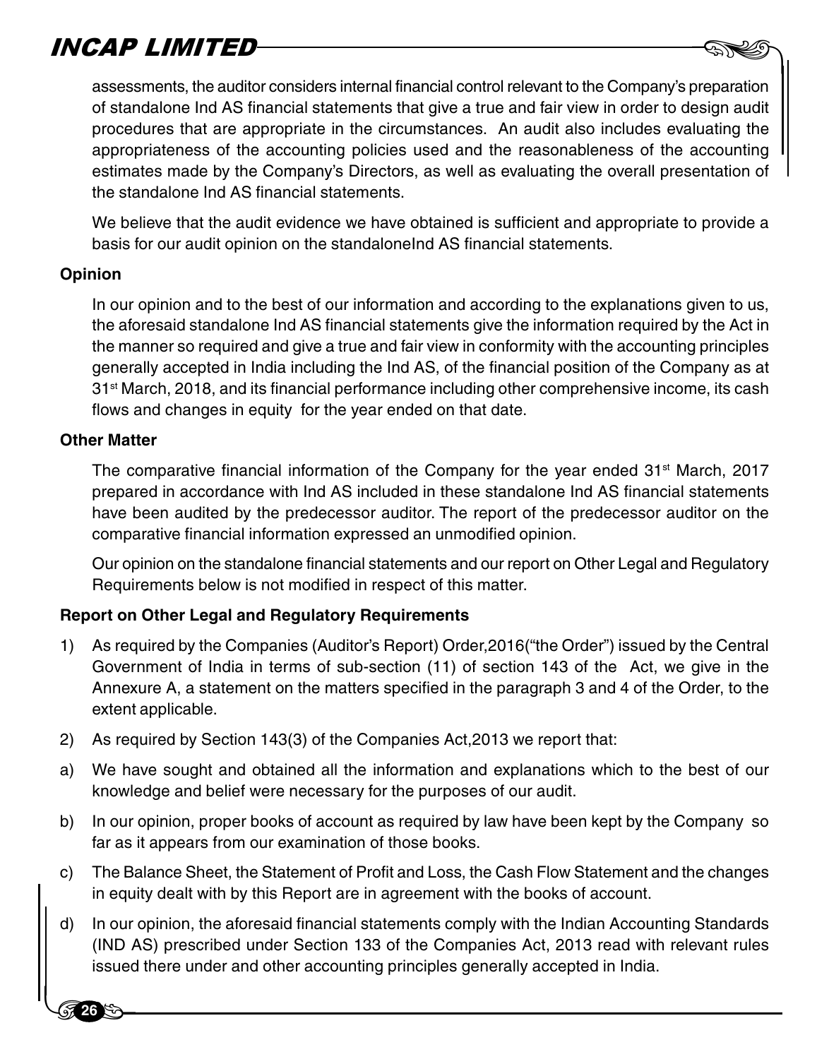assessments, the auditor considers internal financial control relevant to the Company's preparation of standalone Ind AS financial statements that give a true and fair view in order to design audit procedures that are appropriate in the circumstances. An audit also includes evaluating the appropriateness of the accounting policies used and the reasonableness of the accounting estimates made by the Company's Directors, as well as evaluating the overall presentation of the standalone Ind AS financial statements.

We believe that the audit evidence we have obtained is sufficient and appropriate to provide a basis for our audit opinion on the standaloneInd AS financial statements.

**Opinion**

In our opinion and to the best of our information and according to the explanations given to us, the aforesaid standalone Ind AS financial statements give the information required by the Act in the manner so required and give a true and fair view in conformity with the accounting principles generally accepted in India including the Ind AS, of the financial position of the Company as at 31st March, 2018, and its financial performance including other comprehensive income, its cash flows and changes in equity for the year ended on that date.

**Other Matter**

The comparative financial information of the Company for the year ended 31st March, 2017 prepared in accordance with Ind AS included in these standalone Ind AS financial statements have been audited by the predecessor auditor. The report of the predecessor auditor on the comparative financial information expressed an unmodified opinion.

Our opinion on the standalone financial statements and our report on Other Legal and Regulatory Requirements below is not modified in respect of this matter.

**Report on Other Legal and Regulatory Requirements**

1) As required by the Companies (Auditor's Report) Order,2016("the Order") issued by the Central Government of India in terms of sub-section (11) of section 143 of the Act, we give in the Annexure A, a statement on the matters specified in the paragraph 3 and 4 of the Order, to the extent applicable.

2) As required by Section 143(3) of the Companies Act,2013 we report that:

a) We have sought and obtained all the information and explanations which to the best of our knowledge and belief were necessary for the purposes of our audit.

b) In our opinion, proper books of account as required by law have been kept by the Company so far as it appears from our examination of those books.

c) The Balance Sheet, the Statement of Profit and Loss, the Cash Flow Statement and the changes in equity dealt with by this Report are in agreement with the books of account.

d) In our opinion, the aforesaid financial statements comply with the Indian Accounting Standards (IND AS) prescribed under Section 133 of the Companies Act, 2013 read with relevant rules issued there under and other accounting principles generally accepted in India.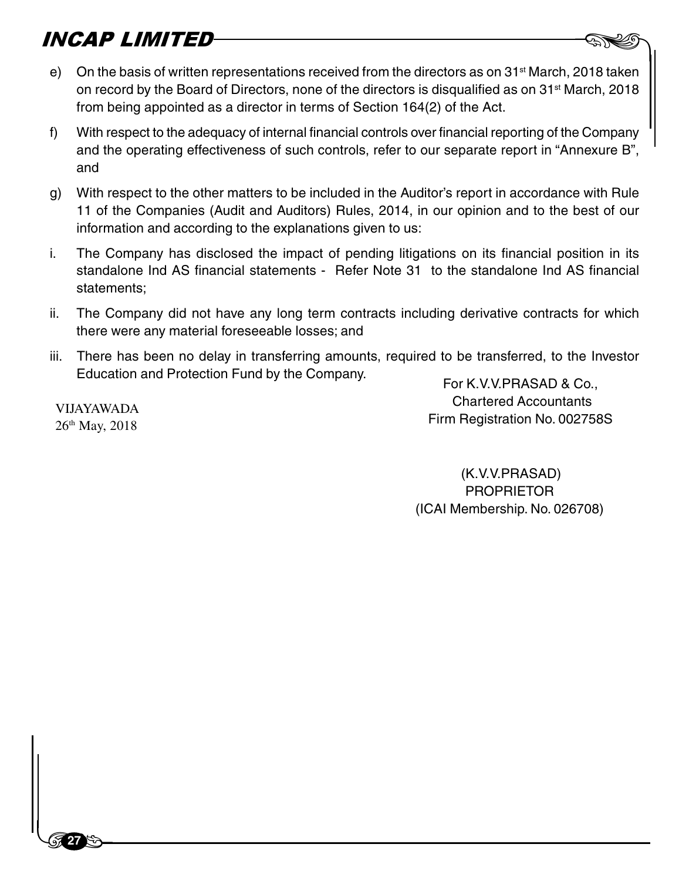e) On the basis of written representations received from the directors as on 31st March, 2018 taken on record by the Board of Directors, none of the directors is disqualified as on 31st March, 2018 from being appointed as a director in terms of Section 164(2) of the Act.

f) With respect to the adequacy of internal financial controls over financial reporting of the Company and the operating effectiveness of such controls, refer to our separate report in "Annexure B", and

g) With respect to the other matters to be included in the Auditor's report in accordance with Rule 11 of the Companies (Audit and Auditors) Rules, 2014, in our opinion and to the best of our information and according to the explanations given to us:

i. The Company has disclosed the impact of pending litigations on its financial position in its standalone Ind AS financial statements - Refer Note 31 to the standalone Ind AS financial statements;

ii. The Company did not have any long term contracts including derivative contracts for which there were any material foreseeable losses; and

iii. There has been no delay in transferring amounts, required to be transferred, to the Investor Education and Protection Fund by the Company.

VIJAYAWADA
26th May, 2018

For K.V.V.PRASAD & Co.,
Chartered Accountants
Firm Registration No. 002758S

(K.V.V.PRASAD)
PROPRIETOR
(ICAI Membership. No. 026708)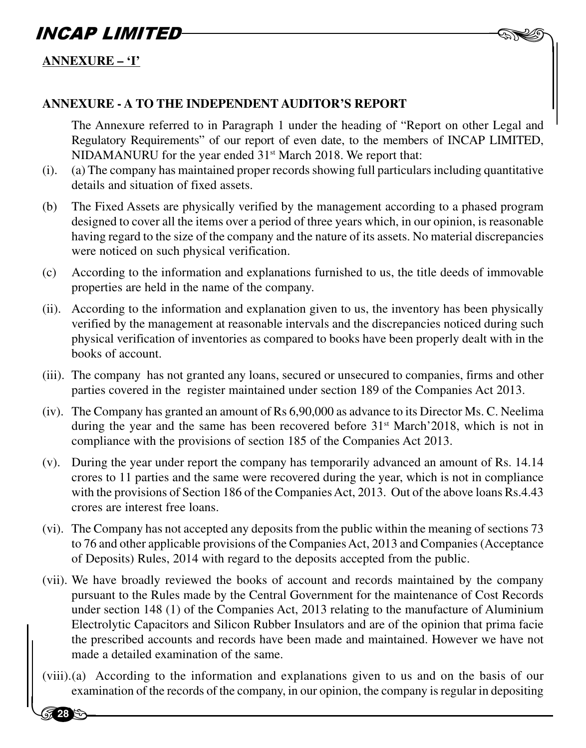**ANNEXURE – 'I'**

**ANNEXURE - A TO THE INDEPENDENT AUDITOR'S REPORT**

The Annexure referred to in Paragraph 1 under the heading of "Report on other Legal and Regulatory Requirements" of our report of even date, to the members of INCAP LIMITED, NIDAMANURU for the year ended 31st March 2018. We report that:

(i). (a) The company has maintained proper records showing full particulars including quantitative details and situation of fixed assets.

(b) The Fixed Assets are physically verified by the management according to a phased program designed to cover all the items over a period of three years which, in our opinion, is reasonable having regard to the size of the company and the nature of its assets. No material discrepancies were noticed on such physical verification.

(c) According to the information and explanations furnished to us, the title deeds of immovable properties are held in the name of the company.

(ii). According to the information and explanation given to us, the inventory has been physically verified by the management at reasonable intervals and the discrepancies noticed during such physical verification of inventories as compared to books have been properly dealt with in the books of account.

(iii). The company has not granted any loans, secured or unsecured to companies, firms and other parties covered in the register maintained under section 189 of the Companies Act 2013.

(iv). The Company has granted an amount of Rs 6,90,000 as advance to its Director Ms. C. Neelima during the year and the same has been recovered before 31st March'2018, which is not in compliance with the provisions of section 185 of the Companies Act 2013.

(v). During the year under report the company has temporarily advanced an amount of Rs. 14.14 crores to 11 parties and the same were recovered during the year, which is not in compliance with the provisions of Section 186 of the Companies Act, 2013. Out of the above loans Rs.4.43 crores are interest free loans.

(vi). The Company has not accepted any deposits from the public within the meaning of sections 73 to 76 and other applicable provisions of the Companies Act, 2013 and Companies (Acceptance of Deposits) Rules, 2014 with regard to the deposits accepted from the public.

(vii). We have broadly reviewed the books of account and records maintained by the company pursuant to the Rules made by the Central Government for the maintenance of Cost Records under section 148 (1) of the Companies Act, 2013 relating to the manufacture of Aluminium Electrolytic Capacitors and Silicon Rubber Insulators and are of the opinion that prima facie the prescribed accounts and records have been made and maintained. However we have not made a detailed examination of the same.

(viii).(a) According to the information and explanations given to us and on the basis of our examination of the records of the company, in our opinion, the company is regular in depositing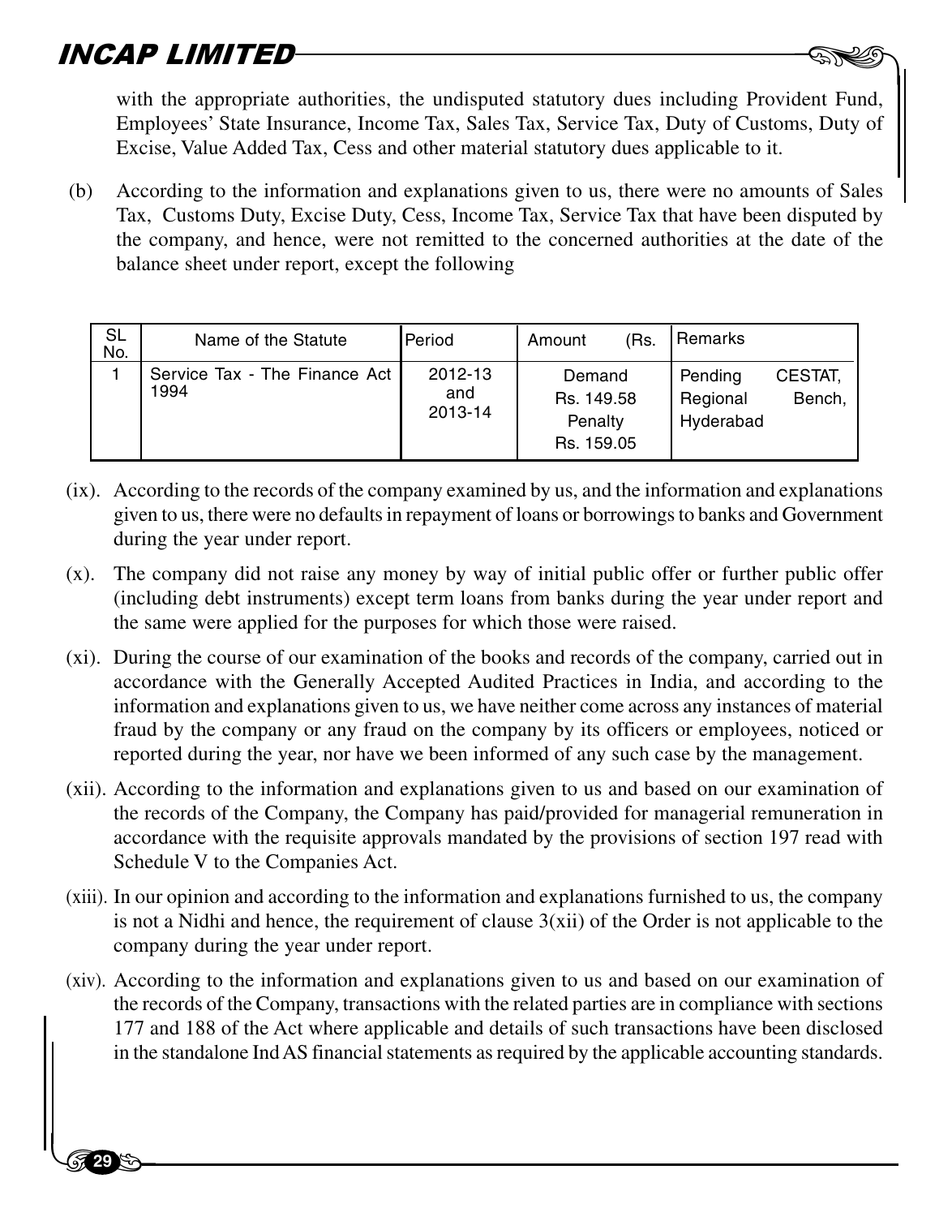with the appropriate authorities, the undisputed statutory dues including Provident Fund, Employees' State Insurance, Income Tax, Sales Tax, Service Tax, Duty of Customs, Duty of Excise, Value Added Tax, Cess and other material statutory dues applicable to it.

(b) According to the information and explanations given to us, there were no amounts of Sales Tax, Customs Duty, Excise Duty, Cess, Income Tax, Service Tax that have been disputed by the company, and hence, were not remitted to the concerned authorities at the date of the balance sheet under report, except the following

| SL No. | Name of the Statute | Period | Amount (Rs. | Remarks |
|---|---|---|---|---|
| 1 | Service Tax - The Finance Act 1994 | 2012-13 and 2013-14 | Demand Rs. 149.58 Penalty Rs. 159.05 | Pending CESTAT, Regional Bench, Hyderabad |

(ix). According to the records of the company examined by us, and the information and explanations given to us, there were no defaults in repayment of loans or borrowings to banks and Government during the year under report.

(x). The company did not raise any money by way of initial public offer or further public offer (including debt instruments) except term loans from banks during the year under report and the same were applied for the purposes for which those were raised.

(xi). During the course of our examination of the books and records of the company, carried out in accordance with the Generally Accepted Audited Practices in India, and according to the information and explanations given to us, we have neither come across any instances of material fraud by the company or any fraud on the company by its officers or employees, noticed or reported during the year, nor have we been informed of any such case by the management.

(xii). According to the information and explanations given to us and based on our examination of the records of the Company, the Company has paid/provided for managerial remuneration in accordance with the requisite approvals mandated by the provisions of section 197 read with Schedule V to the Companies Act.

(xiii). In our opinion and according to the information and explanations furnished to us, the company is not a Nidhi and hence, the requirement of clause 3(xii) of the Order is not applicable to the company during the year under report.

(xiv). According to the information and explanations given to us and based on our examination of the records of the Company, transactions with the related parties are in compliance with sections 177 and 188 of the Act where applicable and details of such transactions have been disclosed in the standalone Ind AS financial statements as required by the applicable accounting standards.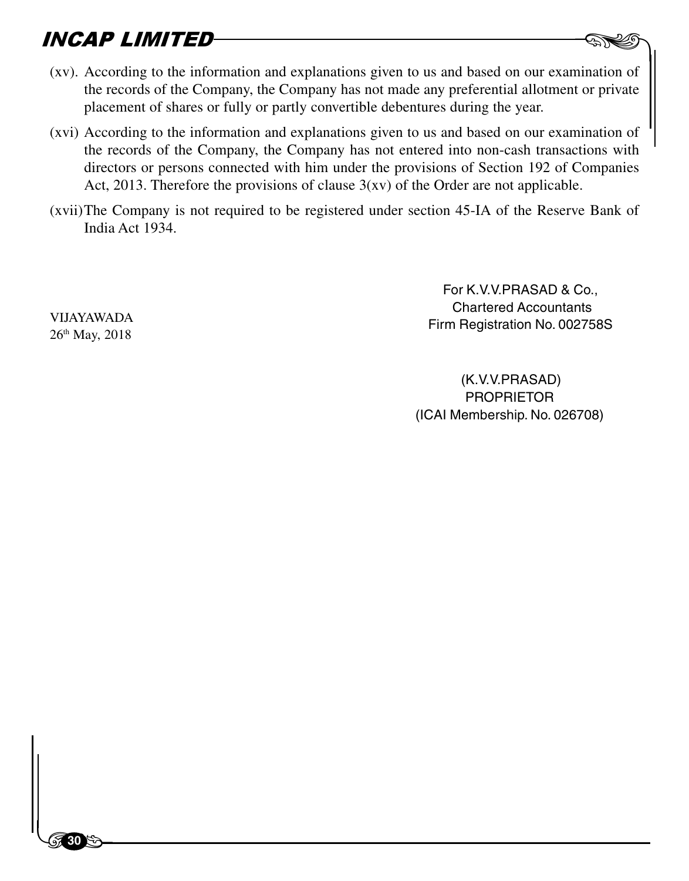(xv). According to the information and explanations given to us and based on our examination of the records of the Company, the Company has not made any preferential allotment or private placement of shares or fully or partly convertible debentures during the year.

(xvi) According to the information and explanations given to us and based on our examination of the records of the Company, the Company has not entered into non-cash transactions with directors or persons connected with him under the provisions of Section 192 of Companies Act, 2013. Therefore the provisions of clause 3(xv) of the Order are not applicable.

(xvii) The Company is not required to be registered under section 45-IA of the Reserve Bank of India Act 1934.

For K.V.V.PRASAD & Co.,
Chartered Accountants
Firm Registration No. 002758S

VIJAYAWADA
26th May, 2018

(K.V.V.PRASAD)
PROPRIETOR
(ICAI Membership. No. 026708)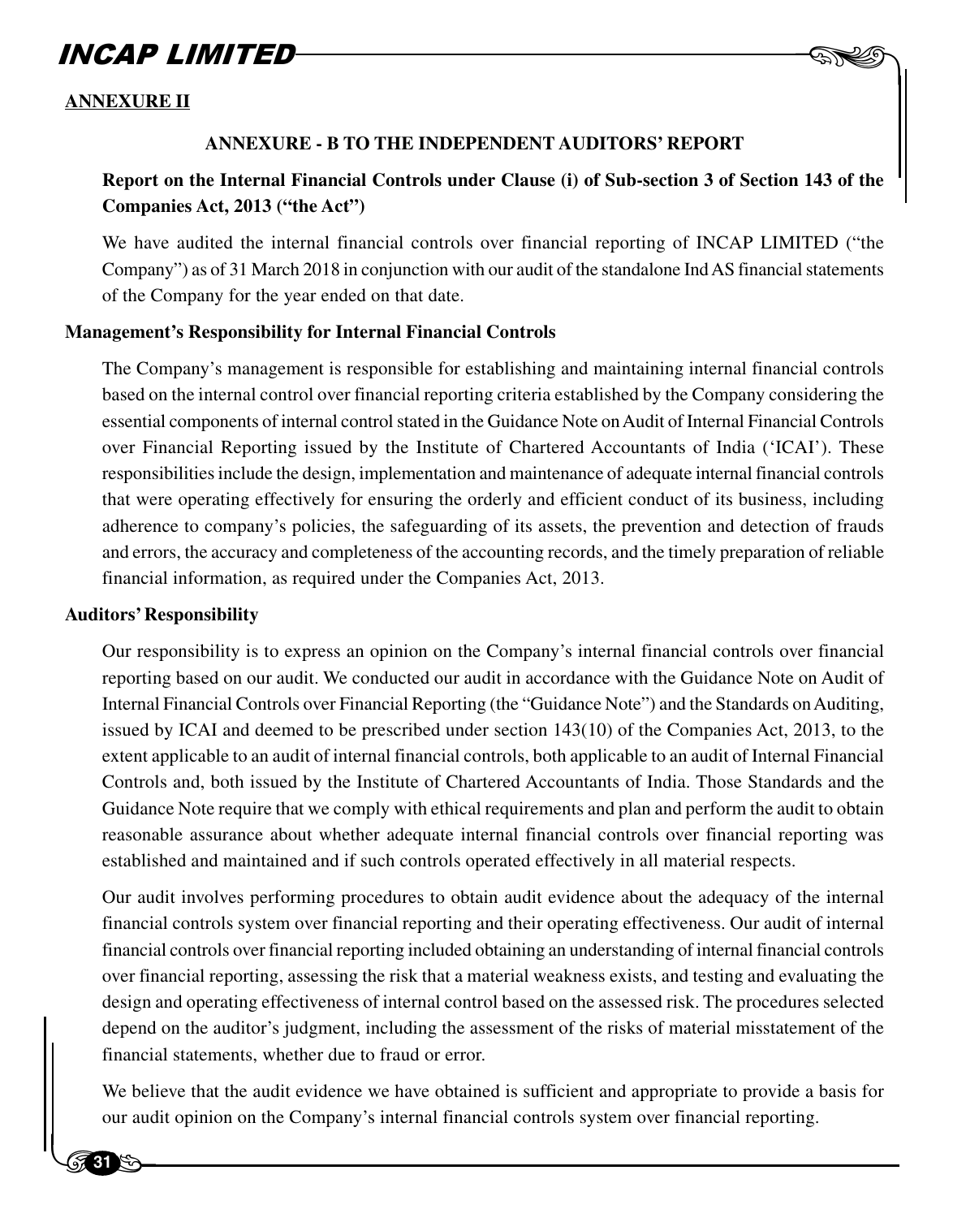**ANNEXURE II**

## ANNEXURE - B TO THE INDEPENDENT AUDITORS' REPORT

### Report on the Internal Financial Controls under Clause (i) of Sub-section 3 of Section 143 of the Companies Act, 2013 ("the Act")

We have audited the internal financial controls over financial reporting of INCAP LIMITED ("the Company") as of 31 March 2018 in conjunction with our audit of the standalone Ind AS financial statements of the Company for the year ended on that date.

### Management's Responsibility for Internal Financial Controls

The Company's management is responsible for establishing and maintaining internal financial controls based on the internal control over financial reporting criteria established by the Company considering the essential components of internal control stated in the Guidance Note on Audit of Internal Financial Controls over Financial Reporting issued by the Institute of Chartered Accountants of India ('ICAI'). These responsibilities include the design, implementation and maintenance of adequate internal financial controls that were operating effectively for ensuring the orderly and efficient conduct of its business, including adherence to company's policies, the safeguarding of its assets, the prevention and detection of frauds and errors, the accuracy and completeness of the accounting records, and the timely preparation of reliable financial information, as required under the Companies Act, 2013.

### Auditors' Responsibility

Our responsibility is to express an opinion on the Company's internal financial controls over financial reporting based on our audit. We conducted our audit in accordance with the Guidance Note on Audit of Internal Financial Controls over Financial Reporting (the "Guidance Note") and the Standards on Auditing, issued by ICAI and deemed to be prescribed under section 143(10) of the Companies Act, 2013, to the extent applicable to an audit of internal financial controls, both applicable to an audit of Internal Financial Controls and, both issued by the Institute of Chartered Accountants of India. Those Standards and the Guidance Note require that we comply with ethical requirements and plan and perform the audit to obtain reasonable assurance about whether adequate internal financial controls over financial reporting was established and maintained and if such controls operated effectively in all material respects.

Our audit involves performing procedures to obtain audit evidence about the adequacy of the internal financial controls system over financial reporting and their operating effectiveness. Our audit of internal financial controls over financial reporting included obtaining an understanding of internal financial controls over financial reporting, assessing the risk that a material weakness exists, and testing and evaluating the design and operating effectiveness of internal control based on the assessed risk. The procedures selected depend on the auditor's judgment, including the assessment of the risks of material misstatement of the financial statements, whether due to fraud or error.

We believe that the audit evidence we have obtained is sufficient and appropriate to provide a basis for our audit opinion on the Company's internal financial controls system over financial reporting.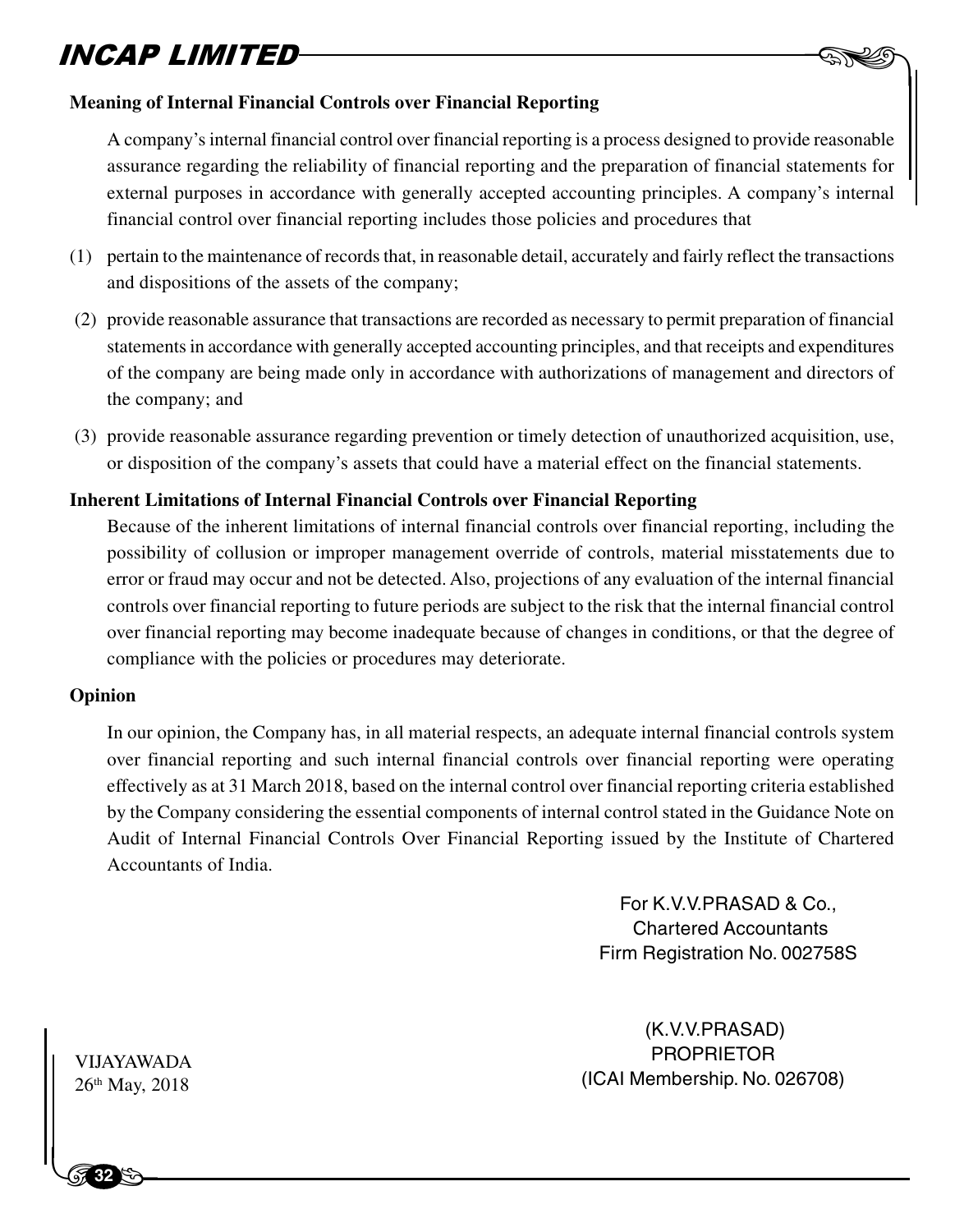### Meaning of Internal Financial Controls over Financial Reporting

A company's internal financial control over financial reporting is a process designed to provide reasonable assurance regarding the reliability of financial reporting and the preparation of financial statements for external purposes in accordance with generally accepted accounting principles. A company's internal financial control over financial reporting includes those policies and procedures that

(1) pertain to the maintenance of records that, in reasonable detail, accurately and fairly reflect the transactions and dispositions of the assets of the company;

(2) provide reasonable assurance that transactions are recorded as necessary to permit preparation of financial statements in accordance with generally accepted accounting principles, and that receipts and expenditures of the company are being made only in accordance with authorizations of management and directors of the company; and

(3) provide reasonable assurance regarding prevention or timely detection of unauthorized acquisition, use, or disposition of the company's assets that could have a material effect on the financial statements.

### Inherent Limitations of Internal Financial Controls over Financial Reporting

Because of the inherent limitations of internal financial controls over financial reporting, including the possibility of collusion or improper management override of controls, material misstatements due to error or fraud may occur and not be detected. Also, projections of any evaluation of the internal financial controls over financial reporting to future periods are subject to the risk that the internal financial control over financial reporting may become inadequate because of changes in conditions, or that the degree of compliance with the policies or procedures may deteriorate.

### Opinion

In our opinion, the Company has, in all material respects, an adequate internal financial controls system over financial reporting and such internal financial controls over financial reporting were operating effectively as at 31 March 2018, based on the internal control over financial reporting criteria established by the Company considering the essential components of internal control stated in the Guidance Note on Audit of Internal Financial Controls Over Financial Reporting issued by the Institute of Chartered Accountants of India.

For K.V.V.PRASAD & Co.,
Chartered Accountants
Firm Registration No. 002758S

(K.V.V.PRASAD)
PROPRIETOR
(ICAI Membership. No. 026708)

VIJAYAWADA
26th May, 2018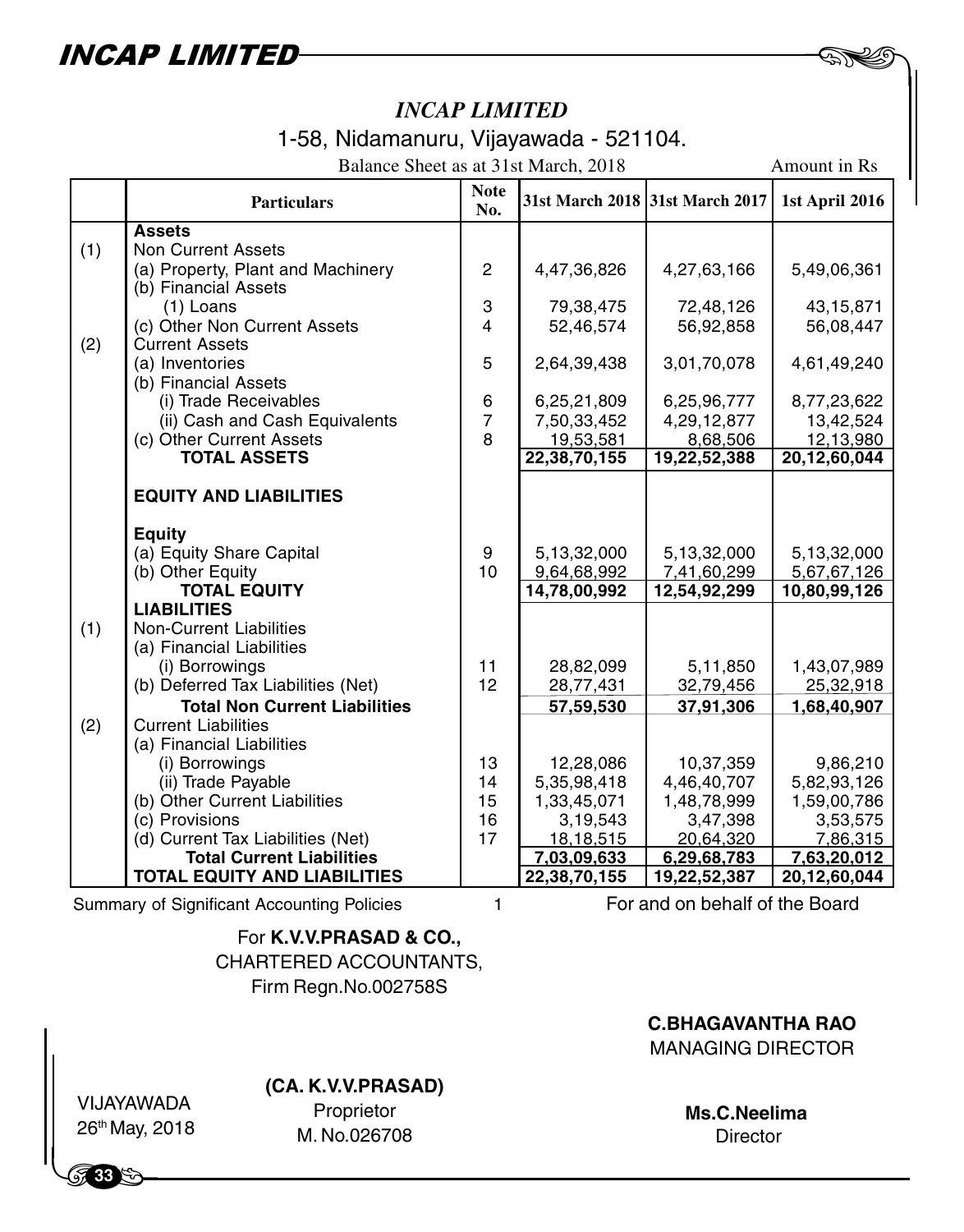# *INCAP LIMITED*

1-58, Nidamanuru, Vijayawada - 521104.

Balance Sheet as at 31st March, 2018 — Amount in Rs

| | Particulars | Note No. | 31st March 2018 | 31st March 2017 | 1st April 2016 |
|---|---|---|---|---|---|
| | **Assets** | | | | |
| (1) | Non Current Assets | | | | |
| | (a) Property, Plant and Machinery | 2 | 4,47,36,826 | 4,27,63,166 | 5,49,06,361 |
| | (b) Financial Assets | | | | |
| | (1) Loans | 3 | 79,38,475 | 72,48,126 | 43,15,871 |
| | (c) Other Non Current Assets | 4 | 52,46,574 | 56,92,858 | 56,08,447 |
| (2) | Current Assets | | | | |
| | (a) Inventories | 5 | 2,64,39,438 | 3,01,70,078 | 4,61,49,240 |
| | (b) Financial Assets | | | | |
| | (i) Trade Receivables | 6 | 6,25,21,809 | 6,25,96,777 | 8,77,23,622 |
| | (ii) Cash and Cash Equivalents | 7 | 7,50,33,452 | 4,29,12,877 | 13,42,524 |
| | (c) Other Current Assets | 8 | 19,53,581 | 8,68,506 | 12,13,980 |
| | **TOTAL ASSETS** | | **22,38,70,155** | **19,22,52,388** | **20,12,60,044** |
| | **EQUITY AND LIABILITIES** | | | | |
| | **Equity** | | | | |
| | (a) Equity Share Capital | 9 | 5,13,32,000 | 5,13,32,000 | 5,13,32,000 |
| | (b) Other Equity | 10 | 9,64,68,992 | 7,41,60,299 | 5,67,67,126 |
| | **TOTAL EQUITY** | | **14,78,00,992** | **12,54,92,299** | **10,80,99,126** |
| | **LIABILITIES** | | | | |
| (1) | Non-Current Liabilities | | | | |
| | (a) Financial Liabilities | | | | |
| | (i) Borrowings | 11 | 28,82,099 | 5,11,850 | 1,43,07,989 |
| | (b) Deferred Tax Liabilities (Net) | 12 | 28,77,431 | 32,79,456 | 25,32,918 |
| | **Total Non Current Liabilities** | | **57,59,530** | **37,91,306** | **1,68,40,907** |
| (2) | Current Liabilities | | | | |
| | (a) Financial Liabilities | | | | |
| | (i) Borrowings | 13 | 12,28,086 | 10,37,359 | 9,86,210 |
| | (ii) Trade Payable | 14 | 5,35,98,418 | 4,46,40,707 | 5,82,93,126 |
| | (b) Other Current Liabilities | 15 | 1,33,45,071 | 1,48,78,999 | 1,59,00,786 |
| | (c) Provisions | 16 | 3,19,543 | 3,47,398 | 3,53,575 |
| | (d) Current Tax Liabilities (Net) | 17 | 18,18,515 | 20,64,320 | 7,86,315 |
| | **Total Current Liabilities** | | **7,03,09,633** | **6,29,68,783** | **7,63,20,012** |
| | **TOTAL EQUITY AND LIABILITIES** | | **22,38,70,155** | **19,22,52,387** | **20,12,60,044** |

Summary of Significant Accounting Policies 1

For **K.V.V.PRASAD & CO.,**
CHARTERED ACCOUNTANTS,
Firm Regn.No.002758S

For and on behalf of the Board

**C.BHAGAVANTHA RAO**
MANAGING DIRECTOR

**(CA. K.V.V.PRASAD)**
Proprietor
M. No.026708

**Ms.C.Neelima**
Director

VIJAYAWADA
26th May, 2018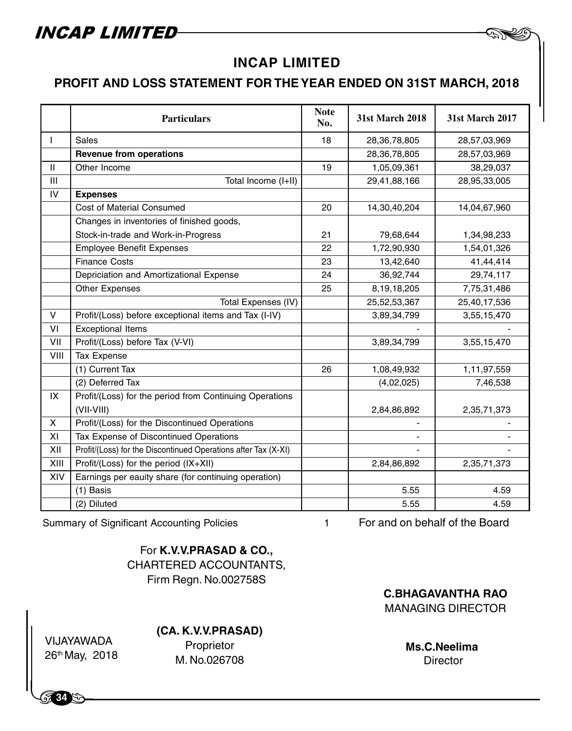# INCAP LIMITED

## PROFIT AND LOSS STATEMENT FOR THE YEAR ENDED ON 31ST MARCH, 2018

| | Particulars | Note No. | 31st March 2018 | 31st March 2017 |
|---|---|---|---|---|
| I | Sales | 18 | 28,36,78,805 | 28,57,03,969 |
| | **Revenue from operations** | | 28,36,78,805 | 28,57,03,969 |
| II | Other Income | 19 | 1,05,09,361 | 38,29,037 |
| III | Total Income (I+II) | | 29,41,88,166 | 28,95,33,005 |
| IV | **Expenses** | | | |
| | Cost of Material Consumed | 20 | 14,30,40,204 | 14,04,67,960 |
| | Changes in inventories of finished goods, Stock-in-trade and Work-in-Progress | 21 | 79,68,644 | 1,34,98,233 |
| | Employee Benefit Expenses | 22 | 1,72,90,930 | 1,54,01,326 |
| | Finance Costs | 23 | 13,42,640 | 41,44,414 |
| | Depriciation and Amortizational Expense | 24 | 36,92,744 | 29,74,117 |
| | Other Expenses | 25 | 8,19,18,205 | 7,75,31,486 |
| | Total Expenses (IV) | | 25,52,53,367 | 25,40,17,536 |
| V | Profit/(Loss) before exceptional items and Tax (I-IV) | | 3,89,34,799 | 3,55,15,470 |
| VI | Exceptional Items | | - | - |
| VII | Profit/(Loss) before Tax (V-VI) | | 3,89,34,799 | 3,55,15,470 |
| VIII | Tax Expense | | | |
| | (1) Current Tax | 26 | 1,08,49,932 | 1,11,97,559 |
| | (2) Deferred Tax | | (4,02,025) | 7,46,538 |
| IX | Profit/(Loss) for the period from Continuing Operations (VII-VIII) | | 2,84,86,892 | 2,35,71,373 |
| X | Profit/(Loss) for the Discontinued Operations | | - | - |
| XI | Tax Expense of Discontinued Operations | | - | - |
| XII | Profit/(Loss) for the Discontinued Operations after Tax (X-XI) | | - | - |
| XIII | Profit/(Loss) for the period (IX+XII) | | 2,84,86,892 | 2,35,71,373 |
| XIV | Earnings per eauity share (for continuing operation) | | | |
| | (1) Basis | | 5.55 | 4.59 |
| | (2) Diluted | | 5.55 | 4.59 |

Summary of Significant Accounting Policies 1

For and on behalf of the Board

For **K.V.V.PRASAD & CO.,**
CHARTERED ACCOUNTANTS,
Firm Regn. No.002758S

**C.BHAGAVANTHA RAO**
MANAGING DIRECTOR

VIJAYAWADA
26th May, 2018

**(CA. K.V.V.PRASAD)**
Proprietor
M. No.026708

**Ms.C.Neelima**
Director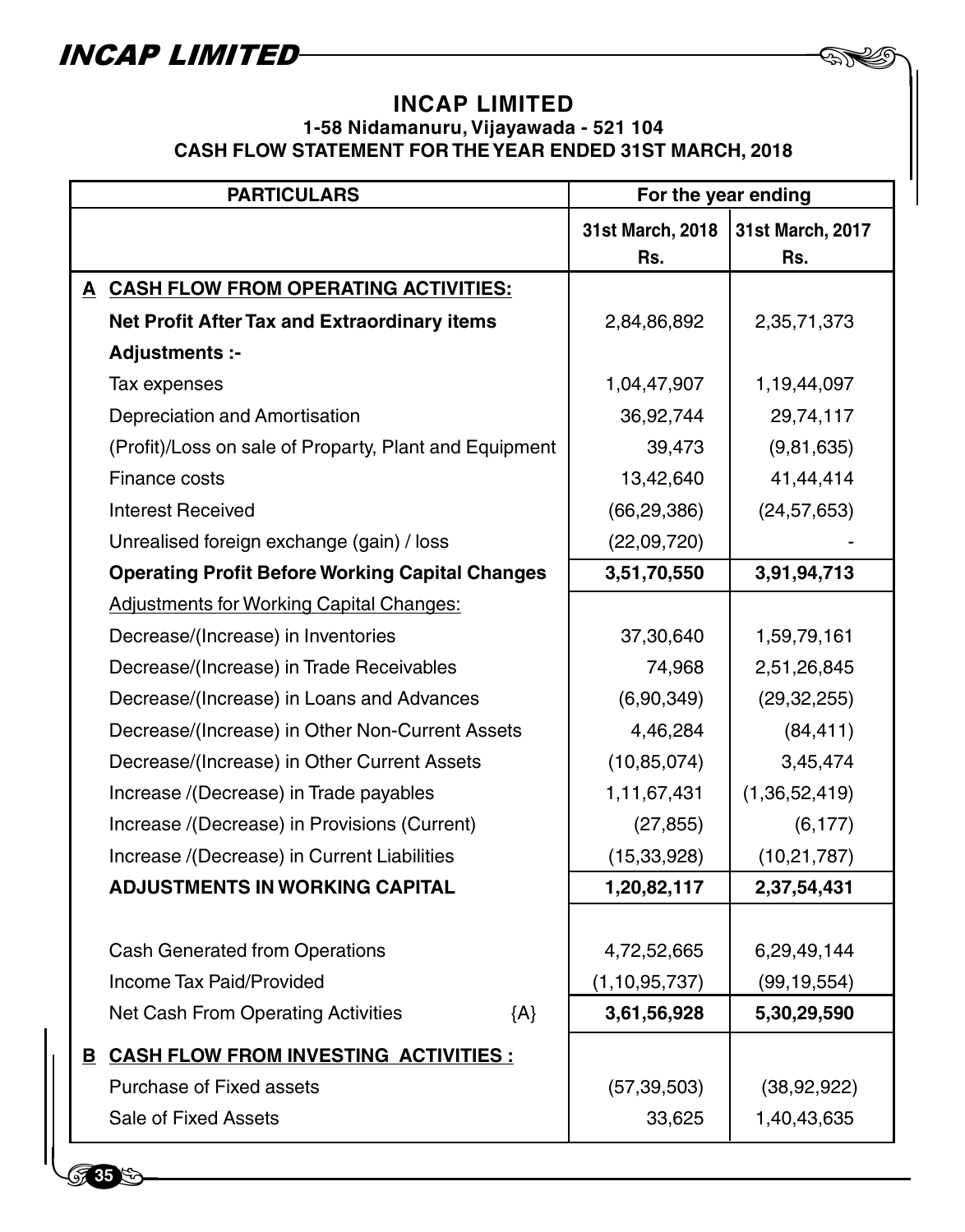# INCAP LIMITED

### 1-58 Nidamanuru, Vijayawada - 521 104

### CASH FLOW STATEMENT FOR THE YEAR ENDED 31ST MARCH, 2018

| PARTICULARS | For the year ending | |
|---|---|---|
| | 31st March, 2018 Rs. | 31st March, 2017 Rs. |
| **A CASH FLOW FROM OPERATING ACTIVITIES:** | | |
| **Net Profit After Tax and Extraordinary items** | 2,84,86,892 | 2,35,71,373 |
| **Adjustments :-** | | |
| Tax expenses | 1,04,47,907 | 1,19,44,097 |
| Depreciation and Amortisation | 36,92,744 | 29,74,117 |
| (Profit)/Loss on sale of Proparty, Plant and Equipment | 39,473 | (9,81,635) |
| Finance costs | 13,42,640 | 41,44,414 |
| Interest Received | (66,29,386) | (24,57,653) |
| Unrealised foreign exchange (gain) / loss | (22,09,720) | - |
| **Operating Profit Before Working Capital Changes** | **3,51,70,550** | **3,91,94,713** |
| Adjustments for Working Capital Changes: | | |
| Decrease/(Increase) in Inventories | 37,30,640 | 1,59,79,161 |
| Decrease/(Increase) in Trade Receivables | 74,968 | 2,51,26,845 |
| Decrease/(Increase) in Loans and Advances | (6,90,349) | (29,32,255) |
| Decrease/(Increase) in Other Non-Current Assets | 4,46,284 | (84,411) |
| Decrease/(Increase) in Other Current Assets | (10,85,074) | 3,45,474 |
| Increase /(Decrease) in Trade payables | 1,11,67,431 | (1,36,52,419) |
| Increase /(Decrease) in Provisions (Current) | (27,855) | (6,177) |
| Increase /(Decrease) in Current Liabilities | (15,33,928) | (10,21,787) |
| **ADJUSTMENTS IN WORKING CAPITAL** | **1,20,82,117** | **2,37,54,431** |
| Cash Generated from Operations | 4,72,52,665 | 6,29,49,144 |
| Income Tax Paid/Provided | (1,10,95,737) | (99,19,554) |
| Net Cash From Operating Activities {A} | **3,61,56,928** | **5,30,29,590** |
| **B CASH FLOW FROM INVESTING ACTIVITIES :** | | |
| Purchase of Fixed assets | (57,39,503) | (38,92,922) |
| Sale of Fixed Assets | 33,625 | 1,40,43,635 |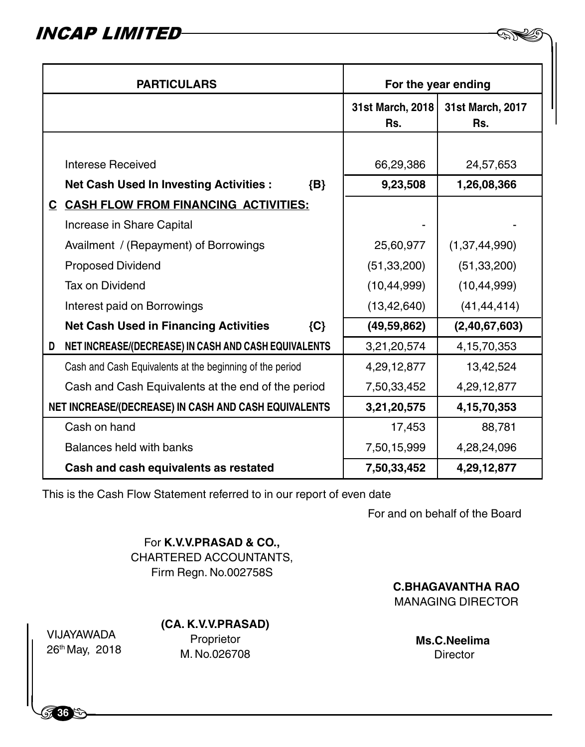| PARTICULARS | For the year ending | |
|---|---|---|
| | 31st March, 2018 Rs. | 31st March, 2017 Rs. |
| Interese Received | 66,29,386 | 24,57,653 |
| **Net Cash Used In Investing Activities : {B}** | **9,23,508** | **1,26,08,366** |
| **C CASH FLOW FROM FINANCING ACTIVITIES:** | | |
| Increase in Share Capital | - | - |
| Availment / (Repayment) of Borrowings | 25,60,977 | (1,37,44,990) |
| Proposed Dividend | (51,33,200) | (51,33,200) |
| Tax on Dividend | (10,44,999) | (10,44,999) |
| Interest paid on Borrowings | (13,42,640) | (41,44,414) |
| **Net Cash Used in Financing Activities {C}** | **(49,59,862)** | **(2,40,67,603)** |
| **D NET INCREASE/(DECREASE) IN CASH AND CASH EQUIVALENTS** | 3,21,20,574 | 4,15,70,353 |
| Cash and Cash Equivalents at the beginning of the period | 4,29,12,877 | 13,42,524 |
| Cash and Cash Equivalents at the end of the period | 7,50,33,452 | 4,29,12,877 |
| **NET INCREASE/(DECREASE) IN CASH AND CASH EQUIVALENTS** | **3,21,20,575** | **4,15,70,353** |
| Cash on hand | 17,453 | 88,781 |
| Balances held with banks | 7,50,15,999 | 4,28,24,096 |
| **Cash and cash equivalents as restated** | **7,50,33,452** | **4,29,12,877** |

This is the Cash Flow Statement referred to in our report of even date

For and on behalf of the Board

For **K.V.V.PRASAD & CO.,**
CHARTERED ACCOUNTANTS,
Firm Regn. No.002758S

**C.BHAGAVANTHA RAO**
MANAGING DIRECTOR

VIJAYAWADA
26th May, 2018

**(CA. K.V.V.PRASAD)**
Proprietor
M. No.026708

**Ms.C.Neelima**
Director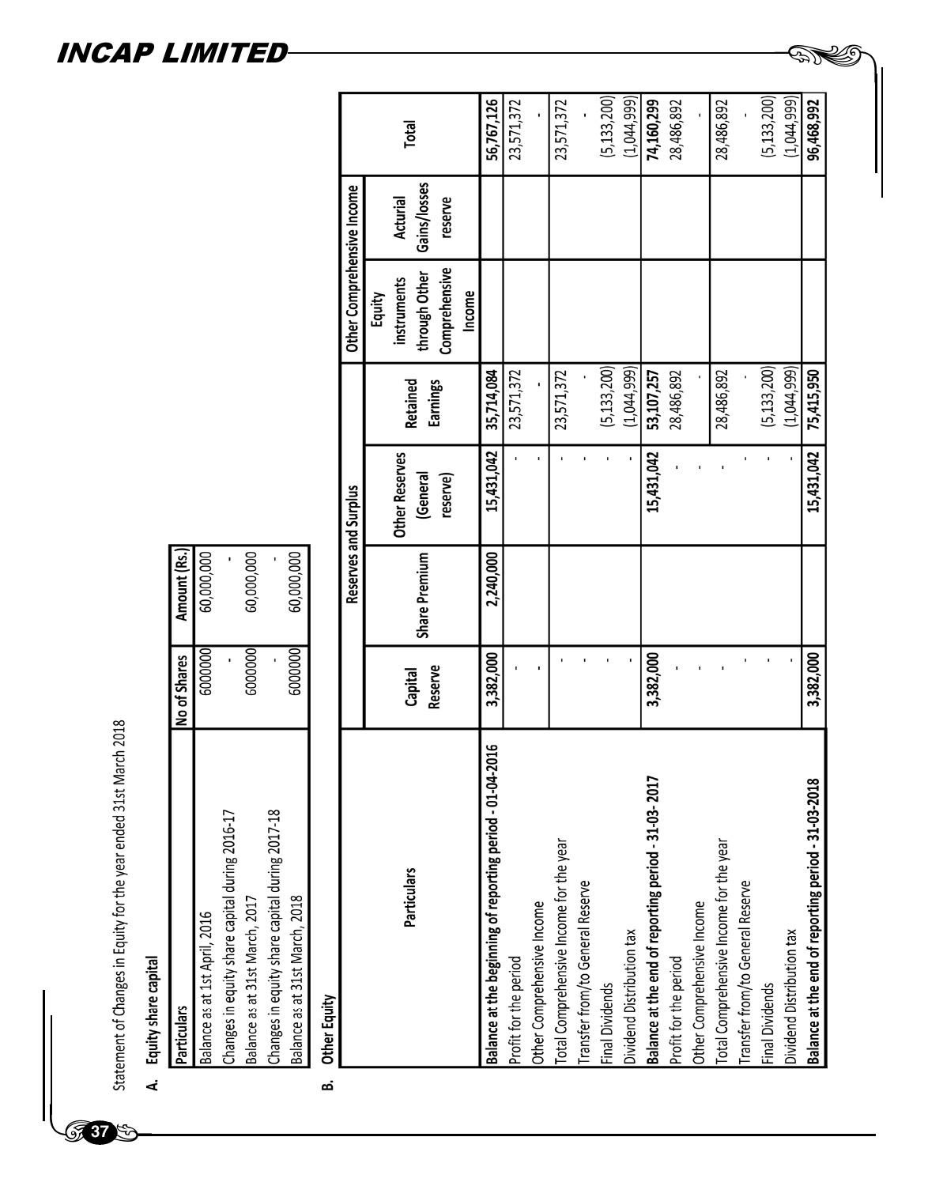Statement of Changes in Equity for the year ended 31st March 2018

## A. Equity share capital

| Particulars | No of Shares | Amount (Rs.) |
|---|---|---|
| Balance as at 1st April, 2016 | 6000000 | 60,000,000 |
| Changes in equity share capital during 2016-17 | - | - |
| Balance as at 31st March, 2017 | 6000000 | 60,000,000 |
| Changes in equity share capital during 2017-18 | - | - |
| Balance as at 31st March, 2018 | 6000000 | 60,000,000 |

## B. Other Equity

| Particulars | Reserves and Surplus | | | | Other Comprehensive Income | | Total |
|---|---|---|---|---|---|---|---|
| | Capital Reserve | Share Premium | Other Reserves (General reserve) | Retained Earnings | Equity instruments through Other Comprehensive Income | Acturial Gains/losses reserve | |
| **Balance at the beginning of reporting period - 01-04-2016** | **3,382,000** | **2,240,000** | **15,431,042** | **35,714,084** | | | **56,767,126** |
| Profit for the period | - | | - | 23,571,372 | | | 23,571,372 |
| Other Comprehensive Income | - | | - | - | | | - |
| Total Comprehensive Income for the year | - | | - | 23,571,372 | | | 23,571,372 |
| Transfer from/to General Reserve | - | | - | - | | | - |
| Final Dividends | - | | - | (5,133,200) | | | (5,133,200) |
| Dividend Distribution tax | - | | - | (1,044,999) | | | (1,044,999) |
| **Balance at the end of reporting period - 31-03-2017** | **3,382,000** | | **15,431,042** | **53,107,257** | | | **74,160,299** |
| Profit for the period | - | | - | 28,486,892 | | | 28,486,892 |
| Other Comprehensive Income | - | | - | - | | | - |
| Total Comprehensive Income for the year | - | | - | 28,486,892 | | | 28,486,892 |
| Transfer from/to General Reserve | - | | - | - | | | - |
| Final Dividends | - | | - | (5,133,200) | | | (5,133,200) |
| Dividend Distribution tax | - | | - | (1,044,999) | | | (1,044,999) |
| **Balance at the end of reporting period - 31-03-2018** | **3,382,000** | | **15,431,042** | **75,415,950** | | | **96,468,992** |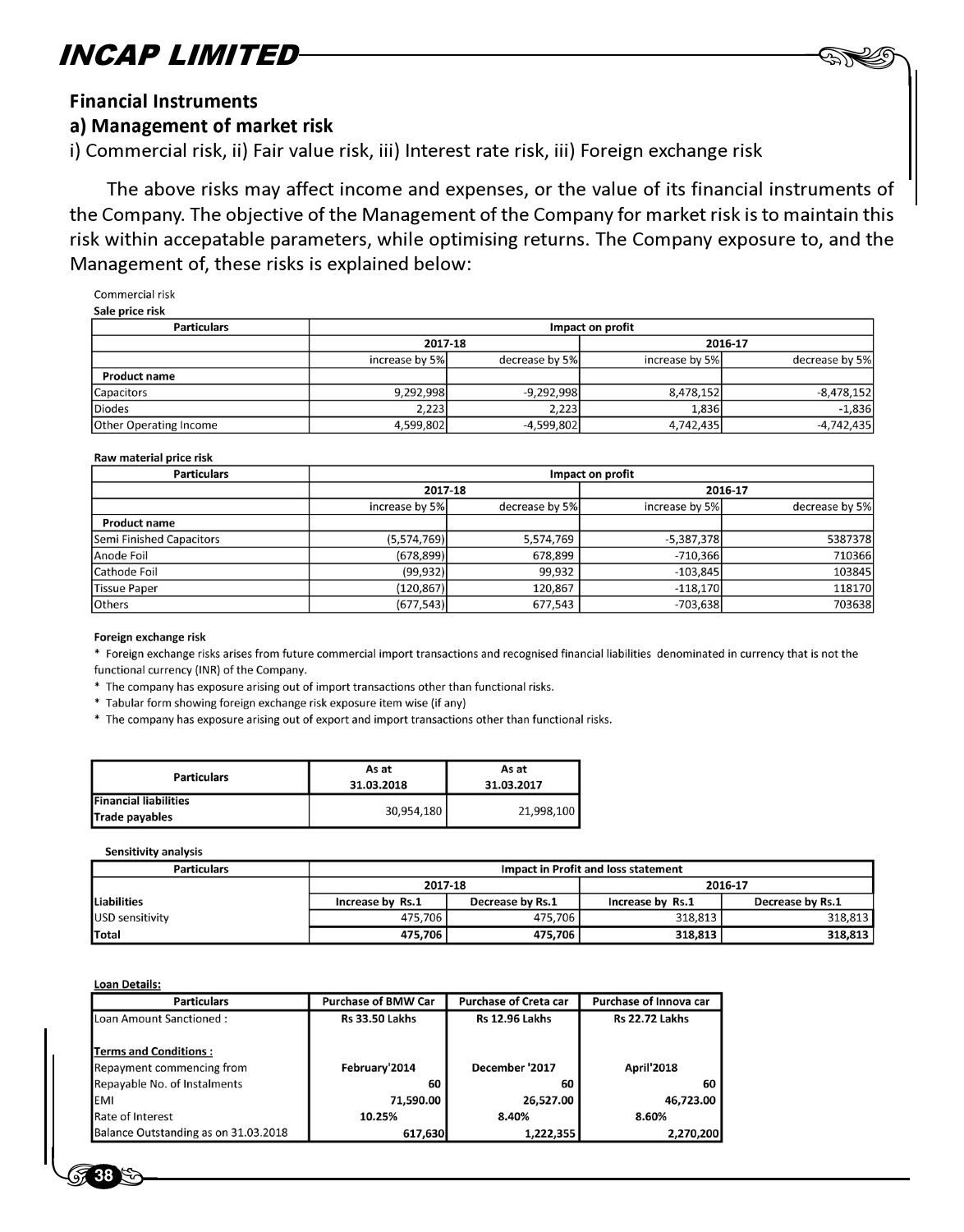### Financial Instruments

### a) Management of market risk

i) Commercial risk, ii) Fair value risk, iii) Interest rate risk, iii) Foreign exchange risk

The above risks may affect income and expenses, or the value of its financial instruments of the Company. The objective of the Management of the Company for market risk is to maintain this risk within accepatable parameters, while optimising returns. The Company exposure to, and the Management of, these risks is explained below:

Commercial risk

**Sale price risk**

| Particulars | Impact on profit | | | |
|---|---|---|---|---|
| | 2017-18 | | 2016-17 | |
| | increase by 5% | decrease by 5% | increase by 5% | decrease by 5% |
| **Product name** | | | | |
| Capacitors | 9,292,998 | -9,292,998 | 8,478,152 | -8,478,152 |
| Diodes | 2,223 | 2,223 | 1,836 | -1,836 |
| Other Operating Income | 4,599,802 | -4,599,802 | 4,742,435 | -4,742,435 |

**Raw material price risk**

| Particulars | Impact on profit | | | |
|---|---|---|---|---|
| | 2017-18 | | 2016-17 | |
| | increase by 5% | decrease by 5% | increase by 5% | decrease by 5% |
| **Product name** | | | | |
| Semi Finished Capacitors | (5,574,769) | 5,574,769 | -5,387,378 | 5387378 |
| Anode Foil | (678,899) | 678,899 | -710,366 | 710366 |
| Cathode Foil | (99,932) | 99,932 | -103,845 | 103845 |
| Tissue Paper | (120,867) | 120,867 | -118,170 | 118170 |
| Others | (677,543) | 677,543 | -703,638 | 703638 |

**Foreign exchange risk**

* Foreign exchange risks arises from future commercial import transactions and recognised financial liabilities denominated in currency that is not the functional currency (INR) of the Company.
* The company has exposure arising out of import transactions other than functional risks.
* Tabular form showing foreign exchange risk exposure item wise (if any)
* The company has exposure arising out of export and import transactions other than functional risks.

| Particulars | As at 31.03.2018 | As at 31.03.2017 |
|---|---|---|
| **Financial liabilities** **Trade payables** | 30,954,180 | 21,998,100 |

**Sensitivity analysis**

| Particulars | Impact in Profit and loss statement | | | |
|---|---|---|---|---|
| | 2017-18 | | 2016-17 | |
| **Liabilities** | **Increase by Rs.1** | **Decrease by Rs.1** | **Increase by Rs.1** | **Decrease by Rs.1** |
| USD sensitivity | 475,706 | 475,706 | 318,813 | 318,813 |
| **Total** | **475,706** | **475,706** | **318,813** | **318,813** |

**Loan Details:**

| Particulars | Purchase of BMW Car | Purchase of Creta car | Purchase of Innova car |
|---|---|---|---|
| Loan Amount Sanctioned : | **Rs 33.50 Lakhs** | **Rs 12.96 Lakhs** | **Rs 22.72 Lakhs** |
| **Terms and Conditions :** | | | |
| Repayment commencing from | **February'2014** | **December '2017** | **April'2018** |
| Repayable No. of Instalments | **60** | **60** | **60** |
| EMI | **71,590.00** | **26,527.00** | **46,723.00** |
| Rate of Interest | **10.25%** | **8.40%** | **8.60%** |
| Balance Outstanding as on 31.03.2018 | **617,630** | **1,222,355** | **2,270,200** |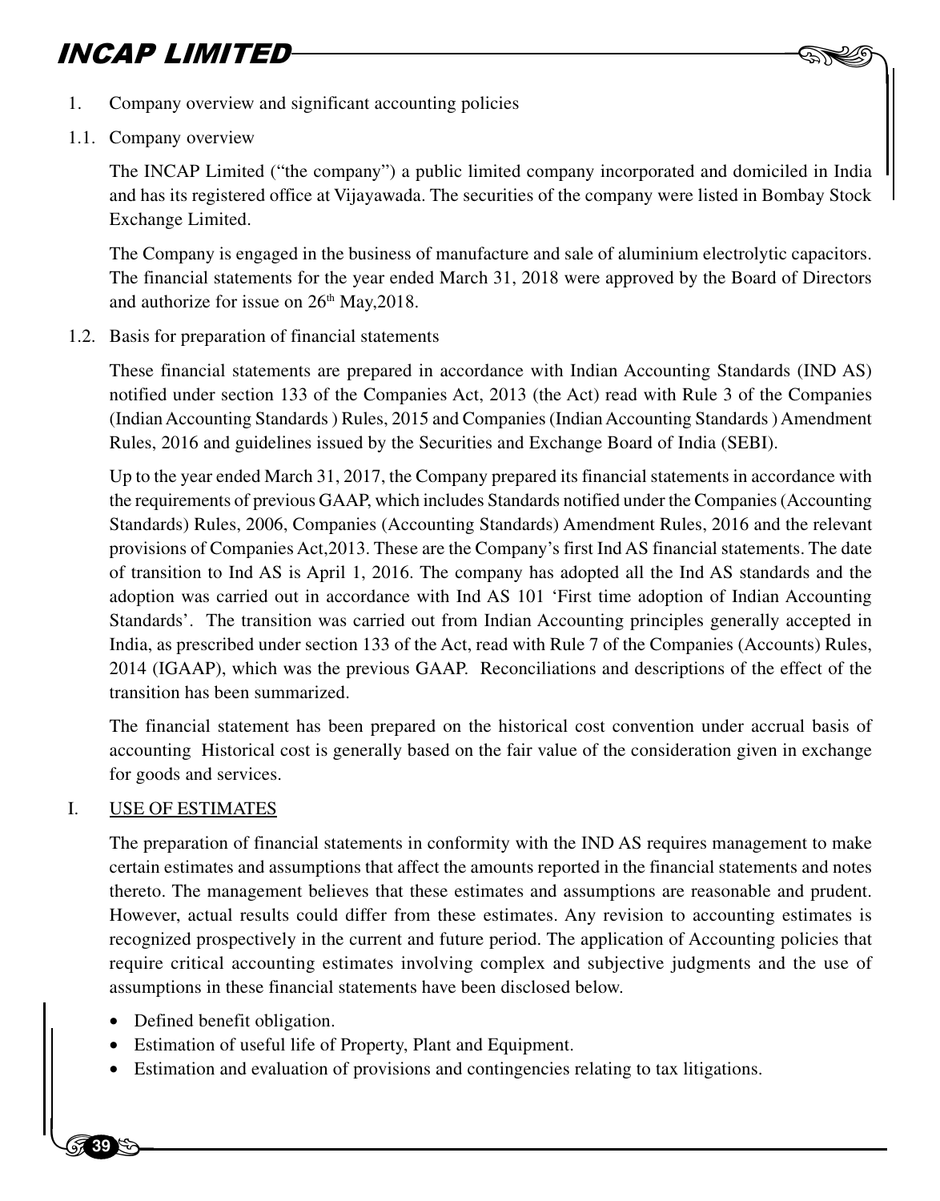1. Company overview and significant accounting policies

1.1. Company overview

The INCAP Limited ("the company") a public limited company incorporated and domiciled in India and has its registered office at Vijayawada. The securities of the company were listed in Bombay Stock Exchange Limited.

The Company is engaged in the business of manufacture and sale of aluminium electrolytic capacitors. The financial statements for the year ended March 31, 2018 were approved by the Board of Directors and authorize for issue on 26th May,2018.

1.2. Basis for preparation of financial statements

These financial statements are prepared in accordance with Indian Accounting Standards (IND AS) notified under section 133 of the Companies Act, 2013 (the Act) read with Rule 3 of the Companies (Indian Accounting Standards ) Rules, 2015 and Companies (Indian Accounting Standards ) Amendment Rules, 2016 and guidelines issued by the Securities and Exchange Board of India (SEBI).

Up to the year ended March 31, 2017, the Company prepared its financial statements in accordance with the requirements of previous GAAP, which includes Standards notified under the Companies (Accounting Standards) Rules, 2006, Companies (Accounting Standards) Amendment Rules, 2016 and the relevant provisions of Companies Act,2013. These are the Company's first Ind AS financial statements. The date of transition to Ind AS is April 1, 2016. The company has adopted all the Ind AS standards and the adoption was carried out in accordance with Ind AS 101 'First time adoption of Indian Accounting Standards'. The transition was carried out from Indian Accounting principles generally accepted in India, as prescribed under section 133 of the Act, read with Rule 7 of the Companies (Accounts) Rules, 2014 (IGAAP), which was the previous GAAP. Reconciliations and descriptions of the effect of the transition has been summarized.

The financial statement has been prepared on the historical cost convention under accrual basis of accounting Historical cost is generally based on the fair value of the consideration given in exchange for goods and services.

I. USE OF ESTIMATES

The preparation of financial statements in conformity with the IND AS requires management to make certain estimates and assumptions that affect the amounts reported in the financial statements and notes thereto. The management believes that these estimates and assumptions are reasonable and prudent. However, actual results could differ from these estimates. Any revision to accounting estimates is recognized prospectively in the current and future period. The application of Accounting policies that require critical accounting estimates involving complex and subjective judgments and the use of assumptions in these financial statements have been disclosed below.

- Defined benefit obligation.
- Estimation of useful life of Property, Plant and Equipment.
- Estimation and evaluation of provisions and contingencies relating to tax litigations.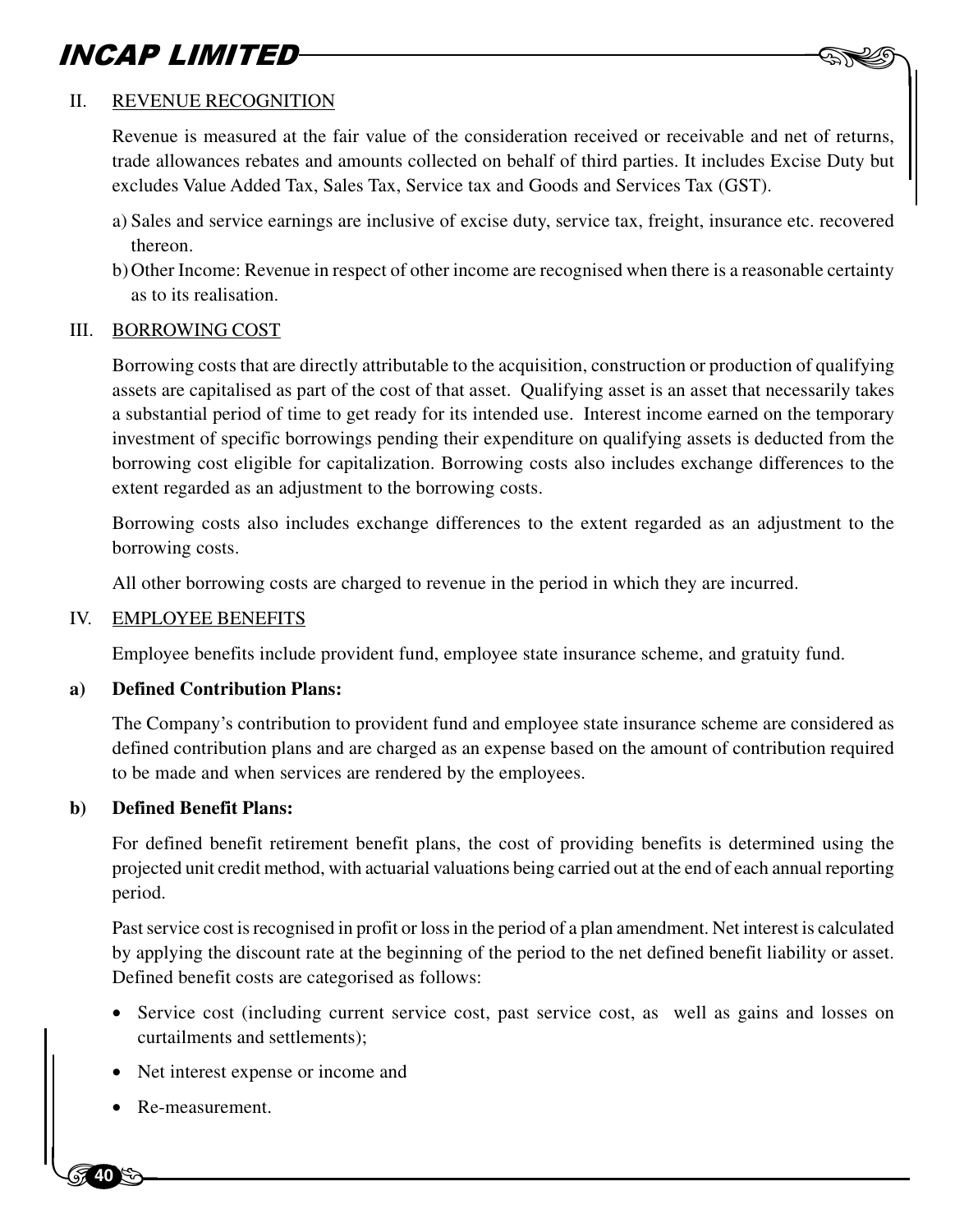## II. REVENUE RECOGNITION

Revenue is measured at the fair value of the consideration received or receivable and net of returns, trade allowances rebates and amounts collected on behalf of third parties. It includes Excise Duty but excludes Value Added Tax, Sales Tax, Service tax and Goods and Services Tax (GST).

a) Sales and service earnings are inclusive of excise duty, service tax, freight, insurance etc. recovered thereon.

b) Other Income: Revenue in respect of other income are recognised when there is a reasonable certainty as to its realisation.

## III. BORROWING COST

Borrowing costs that are directly attributable to the acquisition, construction or production of qualifying assets are capitalised as part of the cost of that asset. Qualifying asset is an asset that necessarily takes a substantial period of time to get ready for its intended use. Interest income earned on the temporary investment of specific borrowings pending their expenditure on qualifying assets is deducted from the borrowing cost eligible for capitalization. Borrowing costs also includes exchange differences to the extent regarded as an adjustment to the borrowing costs.

Borrowing costs also includes exchange differences to the extent regarded as an adjustment to the borrowing costs.

All other borrowing costs are charged to revenue in the period in which they are incurred.

## IV. EMPLOYEE BENEFITS

Employee benefits include provident fund, employee state insurance scheme, and gratuity fund.

**a) Defined Contribution Plans:**

The Company's contribution to provident fund and employee state insurance scheme are considered as defined contribution plans and are charged as an expense based on the amount of contribution required to be made and when services are rendered by the employees.

**b) Defined Benefit Plans:**

For defined benefit retirement benefit plans, the cost of providing benefits is determined using the projected unit credit method, with actuarial valuations being carried out at the end of each annual reporting period.

Past service cost is recognised in profit or loss in the period of a plan amendment. Net interest is calculated by applying the discount rate at the beginning of the period to the net defined benefit liability or asset. Defined benefit costs are categorised as follows:

- Service cost (including current service cost, past service cost, as well as gains and losses on curtailments and settlements);
- Net interest expense or income and
- Re-measurement.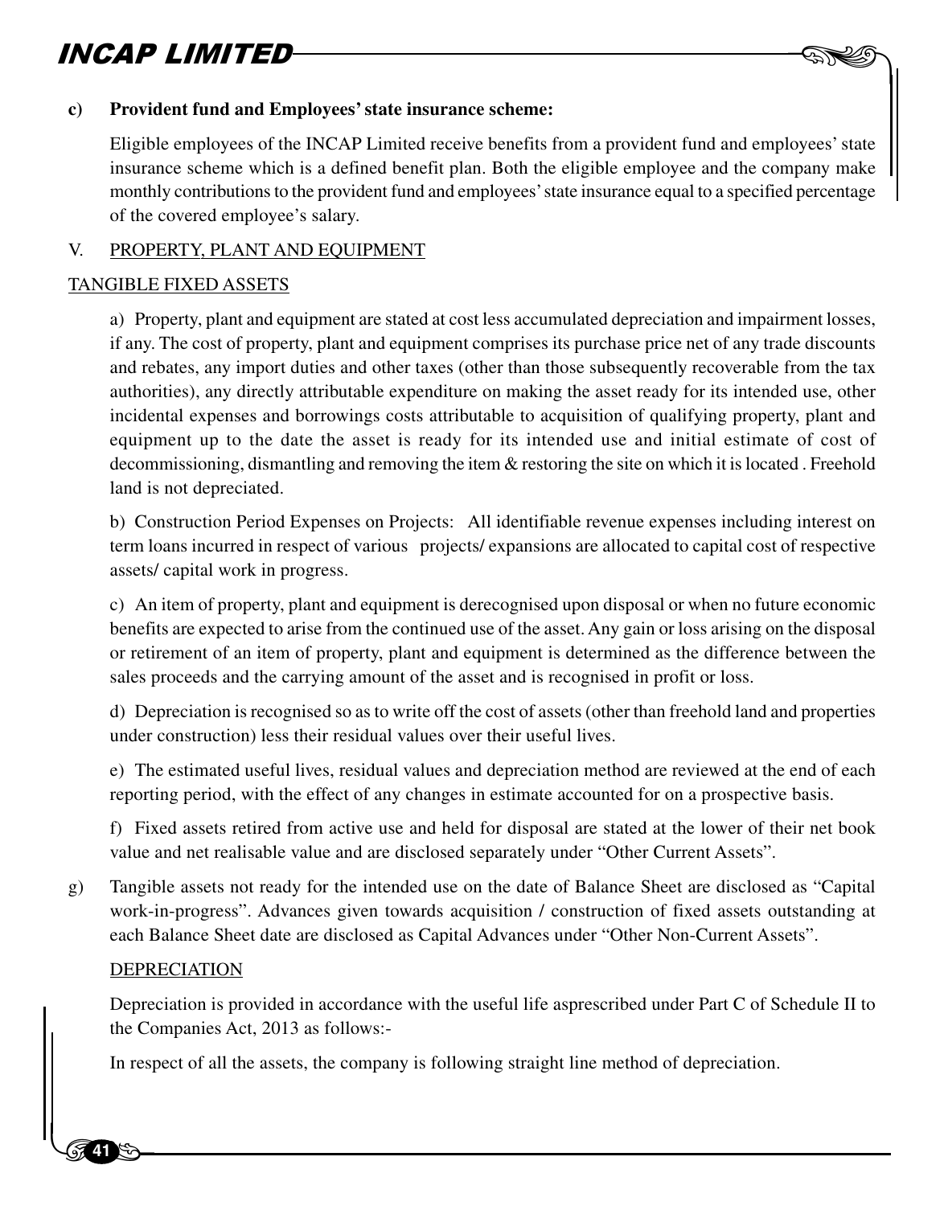c) **Provident fund and Employees' state insurance scheme:**

Eligible employees of the INCAP Limited receive benefits from a provident fund and employees' state insurance scheme which is a defined benefit plan. Both the eligible employee and the company make monthly contributions to the provident fund and employees' state insurance equal to a specified percentage of the covered employee's salary.

V. <u>PROPERTY, PLANT AND EQUIPMENT</u>

<u>TANGIBLE FIXED ASSETS</u>

a) Property, plant and equipment are stated at cost less accumulated depreciation and impairment losses, if any. The cost of property, plant and equipment comprises its purchase price net of any trade discounts and rebates, any import duties and other taxes (other than those subsequently recoverable from the tax authorities), any directly attributable expenditure on making the asset ready for its intended use, other incidental expenses and borrowings costs attributable to acquisition of qualifying property, plant and equipment up to the date the asset is ready for its intended use and initial estimate of cost of decommissioning, dismantling and removing the item & restoring the site on which it is located . Freehold land is not depreciated.

b) Construction Period Expenses on Projects: All identifiable revenue expenses including interest on term loans incurred in respect of various projects/ expansions are allocated to capital cost of respective assets/ capital work in progress.

c) An item of property, plant and equipment is derecognised upon disposal or when no future economic benefits are expected to arise from the continued use of the asset. Any gain or loss arising on the disposal or retirement of an item of property, plant and equipment is determined as the difference between the sales proceeds and the carrying amount of the asset and is recognised in profit or loss.

d) Depreciation is recognised so as to write off the cost of assets (other than freehold land and properties under construction) less their residual values over their useful lives.

e) The estimated useful lives, residual values and depreciation method are reviewed at the end of each reporting period, with the effect of any changes in estimate accounted for on a prospective basis.

f) Fixed assets retired from active use and held for disposal are stated at the lower of their net book value and net realisable value and are disclosed separately under "Other Current Assets".

g) Tangible assets not ready for the intended use on the date of Balance Sheet are disclosed as "Capital work-in-progress". Advances given towards acquisition / construction of fixed assets outstanding at each Balance Sheet date are disclosed as Capital Advances under "Other Non-Current Assets".

<u>DEPRECIATION</u>

Depreciation is provided in accordance with the useful life asprescribed under Part C of Schedule II to the Companies Act, 2013 as follows:-

In respect of all the assets, the company is following straight line method of depreciation.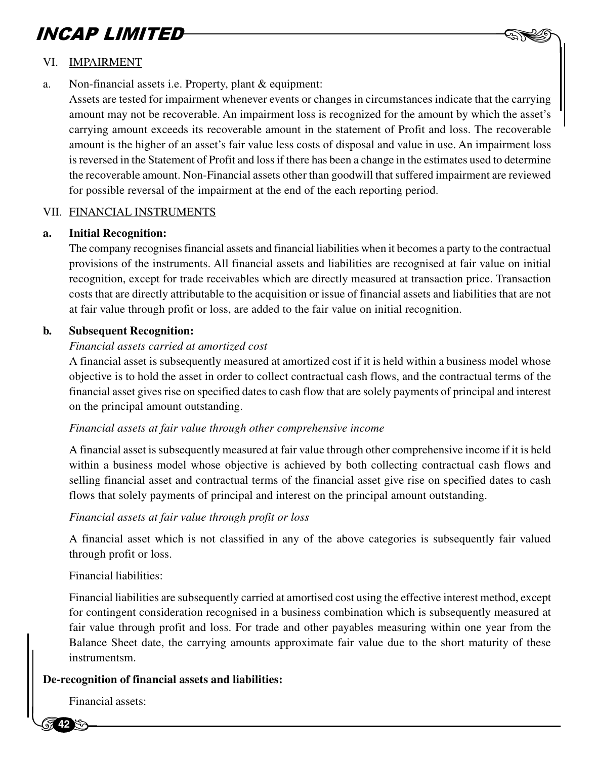VI. IMPAIRMENT

a. Non-financial assets i.e. Property, plant & equipment:

Assets are tested for impairment whenever events or changes in circumstances indicate that the carrying amount may not be recoverable. An impairment loss is recognized for the amount by which the asset's carrying amount exceeds its recoverable amount in the statement of Profit and loss. The recoverable amount is the higher of an asset's fair value less costs of disposal and value in use. An impairment loss is reversed in the Statement of Profit and loss if there has been a change in the estimates used to determine the recoverable amount. Non-Financial assets other than goodwill that suffered impairment are reviewed for possible reversal of the impairment at the end of the each reporting period.

VII. FINANCIAL INSTRUMENTS

**a. Initial Recognition:**

The company recognises financial assets and financial liabilities when it becomes a party to the contractual provisions of the instruments. All financial assets and liabilities are recognised at fair value on initial recognition, except for trade receivables which are directly measured at transaction price. Transaction costs that are directly attributable to the acquisition or issue of financial assets and liabilities that are not at fair value through profit or loss, are added to the fair value on initial recognition.

**b. Subsequent Recognition:**

*Financial assets carried at amortized cost*

A financial asset is subsequently measured at amortized cost if it is held within a business model whose objective is to hold the asset in order to collect contractual cash flows, and the contractual terms of the financial asset gives rise on specified dates to cash flow that are solely payments of principal and interest on the principal amount outstanding.

*Financial assets at fair value through other comprehensive income*

A financial asset is subsequently measured at fair value through other comprehensive income if it is held within a business model whose objective is achieved by both collecting contractual cash flows and selling financial asset and contractual terms of the financial asset give rise on specified dates to cash flows that solely payments of principal and interest on the principal amount outstanding.

*Financial assets at fair value through profit or loss*

A financial asset which is not classified in any of the above categories is subsequently fair valued through profit or loss.

Financial liabilities:

Financial liabilities are subsequently carried at amortised cost using the effective interest method, except for contingent consideration recognised in a business combination which is subsequently measured at fair value through profit and loss. For trade and other payables measuring within one year from the Balance Sheet date, the carrying amounts approximate fair value due to the short maturity of these instrumentsm.

**De-recognition of financial assets and liabilities:**

Financial assets: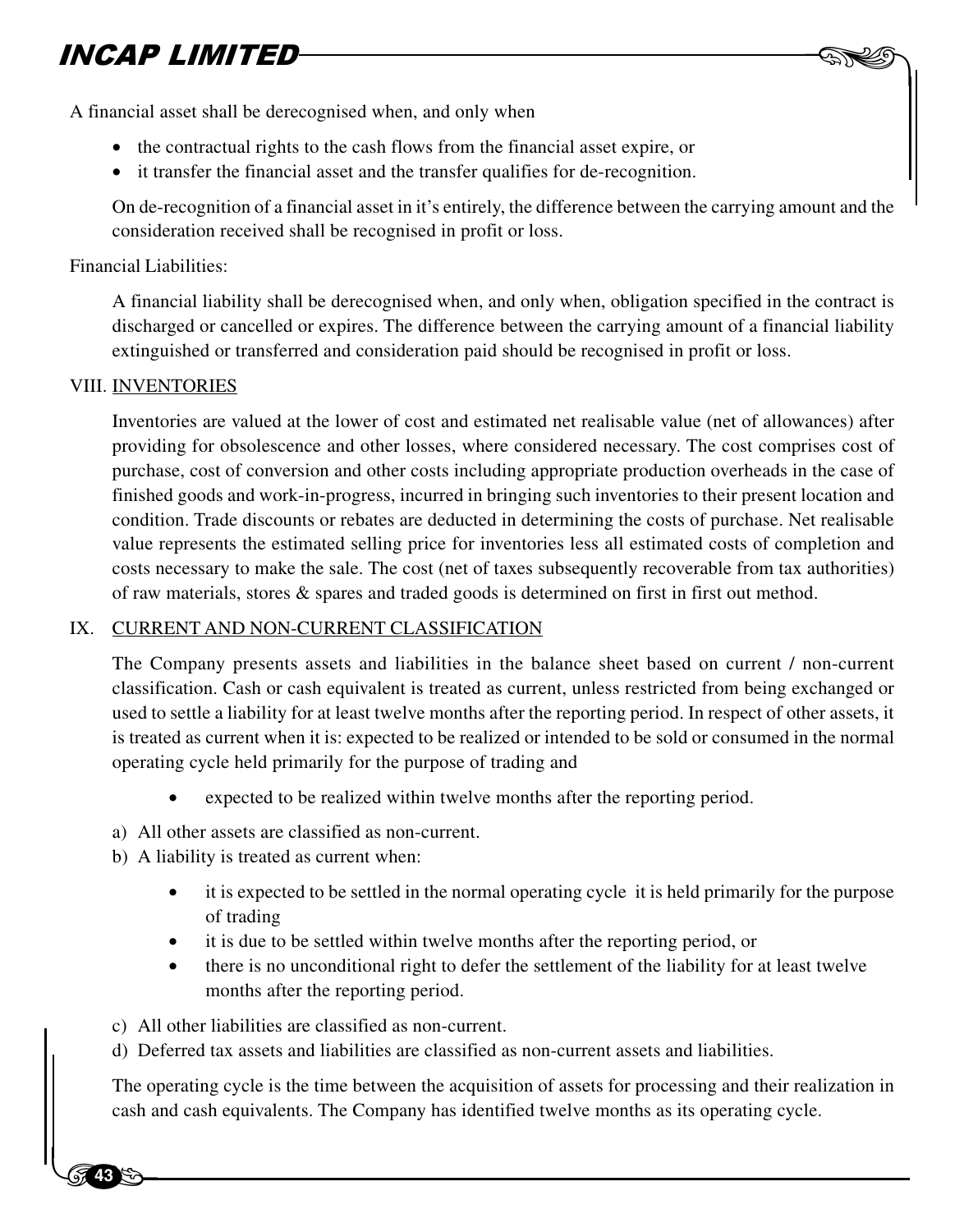A financial asset shall be derecognised when, and only when

- the contractual rights to the cash flows from the financial asset expire, or
- it transfer the financial asset and the transfer qualifies for de-recognition.

On de-recognition of a financial asset in it's entirely, the difference between the carrying amount and the consideration received shall be recognised in profit or loss.

Financial Liabilities:

A financial liability shall be derecognised when, and only when, obligation specified in the contract is discharged or cancelled or expires. The difference between the carrying amount of a financial liability extinguished or transferred and consideration paid should be recognised in profit or loss.

VIII. <u>INVENTORIES</u>

Inventories are valued at the lower of cost and estimated net realisable value (net of allowances) after providing for obsolescence and other losses, where considered necessary. The cost comprises cost of purchase, cost of conversion and other costs including appropriate production overheads in the case of finished goods and work-in-progress, incurred in bringing such inventories to their present location and condition. Trade discounts or rebates are deducted in determining the costs of purchase. Net realisable value represents the estimated selling price for inventories less all estimated costs of completion and costs necessary to make the sale. The cost (net of taxes subsequently recoverable from tax authorities) of raw materials, stores & spares and traded goods is determined on first in first out method.

IX. <u>CURRENT AND NON-CURRENT CLASSIFICATION</u>

The Company presents assets and liabilities in the balance sheet based on current / non-current classification. Cash or cash equivalent is treated as current, unless restricted from being exchanged or used to settle a liability for at least twelve months after the reporting period. In respect of other assets, it is treated as current when it is: expected to be realized or intended to be sold or consumed in the normal operating cycle held primarily for the purpose of trading and

- expected to be realized within twelve months after the reporting period.

a) All other assets are classified as non-current.

b) A liability is treated as current when:

- it is expected to be settled in the normal operating cycle it is held primarily for the purpose of trading
- it is due to be settled within twelve months after the reporting period, or
- there is no unconditional right to defer the settlement of the liability for at least twelve months after the reporting period.

c) All other liabilities are classified as non-current.

d) Deferred tax assets and liabilities are classified as non-current assets and liabilities.

The operating cycle is the time between the acquisition of assets for processing and their realization in cash and cash equivalents. The Company has identified twelve months as its operating cycle.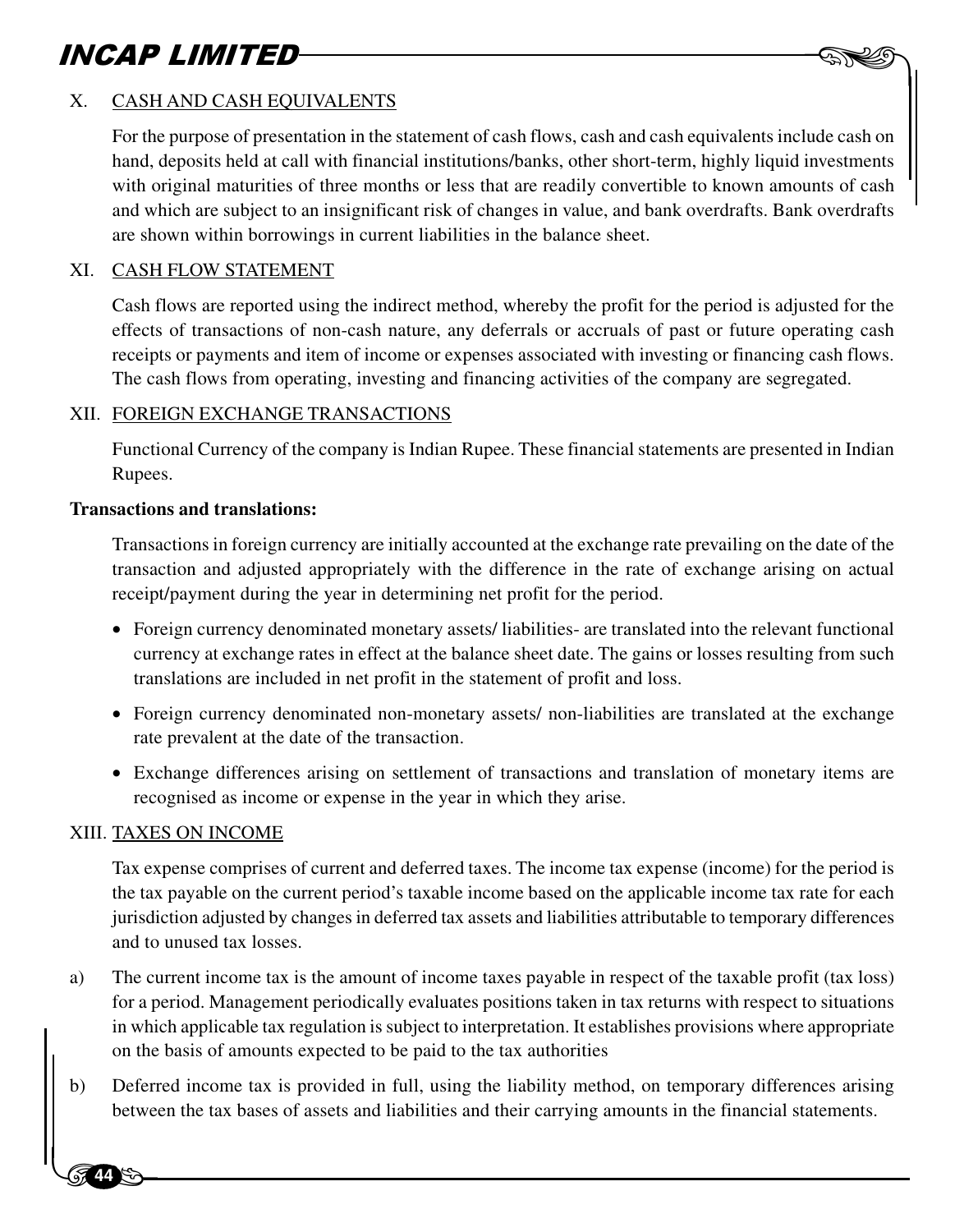## X. CASH AND CASH EQUIVALENTS

For the purpose of presentation in the statement of cash flows, cash and cash equivalents include cash on hand, deposits held at call with financial institutions/banks, other short-term, highly liquid investments with original maturities of three months or less that are readily convertible to known amounts of cash and which are subject to an insignificant risk of changes in value, and bank overdrafts. Bank overdrafts are shown within borrowings in current liabilities in the balance sheet.

## XI. CASH FLOW STATEMENT

Cash flows are reported using the indirect method, whereby the profit for the period is adjusted for the effects of transactions of non-cash nature, any deferrals or accruals of past or future operating cash receipts or payments and item of income or expenses associated with investing or financing cash flows. The cash flows from operating, investing and financing activities of the company are segregated.

## XII. FOREIGN EXCHANGE TRANSACTIONS

Functional Currency of the company is Indian Rupee. These financial statements are presented in Indian Rupees.

**Transactions and translations:**

Transactions in foreign currency are initially accounted at the exchange rate prevailing on the date of the transaction and adjusted appropriately with the difference in the rate of exchange arising on actual receipt/payment during the year in determining net profit for the period.

- Foreign currency denominated monetary assets/ liabilities- are translated into the relevant functional currency at exchange rates in effect at the balance sheet date. The gains or losses resulting from such translations are included in net profit in the statement of profit and loss.
- Foreign currency denominated non-monetary assets/ non-liabilities are translated at the exchange rate prevalent at the date of the transaction.
- Exchange differences arising on settlement of transactions and translation of monetary items are recognised as income or expense in the year in which they arise.

## XIII. TAXES ON INCOME

Tax expense comprises of current and deferred taxes. The income tax expense (income) for the period is the tax payable on the current period's taxable income based on the applicable income tax rate for each jurisdiction adjusted by changes in deferred tax assets and liabilities attributable to temporary differences and to unused tax losses.

a) The current income tax is the amount of income taxes payable in respect of the taxable profit (tax loss) for a period. Management periodically evaluates positions taken in tax returns with respect to situations in which applicable tax regulation is subject to interpretation. It establishes provisions where appropriate on the basis of amounts expected to be paid to the tax authorities

b) Deferred income tax is provided in full, using the liability method, on temporary differences arising between the tax bases of assets and liabilities and their carrying amounts in the financial statements.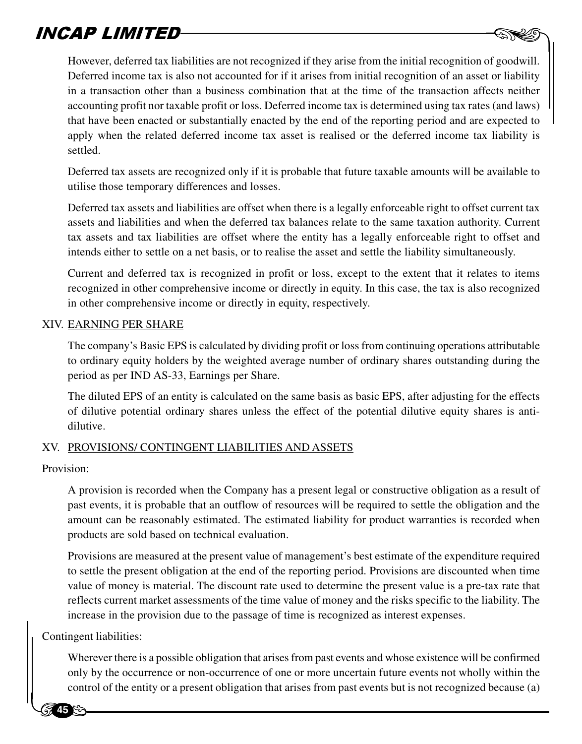However, deferred tax liabilities are not recognized if they arise from the initial recognition of goodwill. Deferred income tax is also not accounted for if it arises from initial recognition of an asset or liability in a transaction other than a business combination that at the time of the transaction affects neither accounting profit nor taxable profit or loss. Deferred income tax is determined using tax rates (and laws) that have been enacted or substantially enacted by the end of the reporting period and are expected to apply when the related deferred income tax asset is realised or the deferred income tax liability is settled.

Deferred tax assets are recognized only if it is probable that future taxable amounts will be available to utilise those temporary differences and losses.

Deferred tax assets and liabilities are offset when there is a legally enforceable right to offset current tax assets and liabilities and when the deferred tax balances relate to the same taxation authority. Current tax assets and tax liabilities are offset where the entity has a legally enforceable right to offset and intends either to settle on a net basis, or to realise the asset and settle the liability simultaneously.

Current and deferred tax is recognized in profit or loss, except to the extent that it relates to items recognized in other comprehensive income or directly in equity. In this case, the tax is also recognized in other comprehensive income or directly in equity, respectively.

XIV. EARNING PER SHARE

The company's Basic EPS is calculated by dividing profit or loss from continuing operations attributable to ordinary equity holders by the weighted average number of ordinary shares outstanding during the period as per IND AS-33, Earnings per Share.

The diluted EPS of an entity is calculated on the same basis as basic EPS, after adjusting for the effects of dilutive potential ordinary shares unless the effect of the potential dilutive equity shares is anti-dilutive.

XV. PROVISIONS/ CONTINGENT LIABILITIES AND ASSETS

Provision:

A provision is recorded when the Company has a present legal or constructive obligation as a result of past events, it is probable that an outflow of resources will be required to settle the obligation and the amount can be reasonably estimated. The estimated liability for product warranties is recorded when products are sold based on technical evaluation.

Provisions are measured at the present value of management's best estimate of the expenditure required to settle the present obligation at the end of the reporting period. Provisions are discounted when time value of money is material. The discount rate used to determine the present value is a pre-tax rate that reflects current market assessments of the time value of money and the risks specific to the liability. The increase in the provision due to the passage of time is recognized as interest expenses.

Contingent liabilities:

Wherever there is a possible obligation that arises from past events and whose existence will be confirmed only by the occurrence or non-occurrence of one or more uncertain future events not wholly within the control of the entity or a present obligation that arises from past events but is not recognized because (a)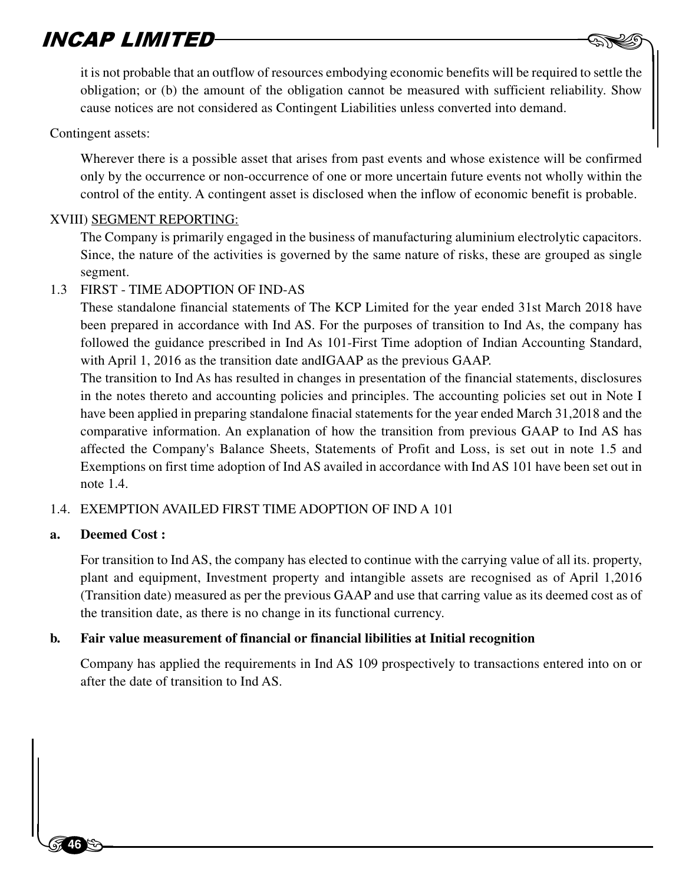it is not probable that an outflow of resources embodying economic benefits will be required to settle the obligation; or (b) the amount of the obligation cannot be measured with sufficient reliability. Show cause notices are not considered as Contingent Liabilities unless converted into demand.

Contingent assets:

Wherever there is a possible asset that arises from past events and whose existence will be confirmed only by the occurrence or non-occurrence of one or more uncertain future events not wholly within the control of the entity. A contingent asset is disclosed when the inflow of economic benefit is probable.

XVIII) SEGMENT REPORTING:

The Company is primarily engaged in the business of manufacturing aluminium electrolytic capacitors. Since, the nature of the activities is governed by the same nature of risks, these are grouped as single segment.

1.3 FIRST - TIME ADOPTION OF IND-AS

These standalone financial statements of The KCP Limited for the year ended 31st March 2018 have been prepared in accordance with Ind AS. For the purposes of transition to Ind As, the company has followed the guidance prescribed in Ind As 101-First Time adoption of Indian Accounting Standard, with April 1, 2016 as the transition date andIGAAP as the previous GAAP.

The transition to Ind As has resulted in changes in presentation of the financial statements, disclosures in the notes thereto and accounting policies and principles. The accounting policies set out in Note I have been applied in preparing standalone finacial statements for the year ended March 31,2018 and the comparative information. An explanation of how the transition from previous GAAP to Ind AS has affected the Company's Balance Sheets, Statements of Profit and Loss, is set out in note 1.5 and Exemptions on first time adoption of Ind AS availed in accordance with Ind AS 101 have been set out in note 1.4.

1.4. EXEMPTION AVAILED FIRST TIME ADOPTION OF IND A 101

**a. Deemed Cost :**

For transition to Ind AS, the company has elected to continue with the carrying value of all its. property, plant and equipment, Investment property and intangible assets are recognised as of April 1,2016 (Transition date) measured as per the previous GAAP and use that carring value as its deemed cost as of the transition date, as there is no change in its functional currency.

**b. Fair value measurement of financial or financial libilities at Initial recognition**

Company has applied the requirements in Ind AS 109 prospectively to transactions entered into on or after the date of transition to Ind AS.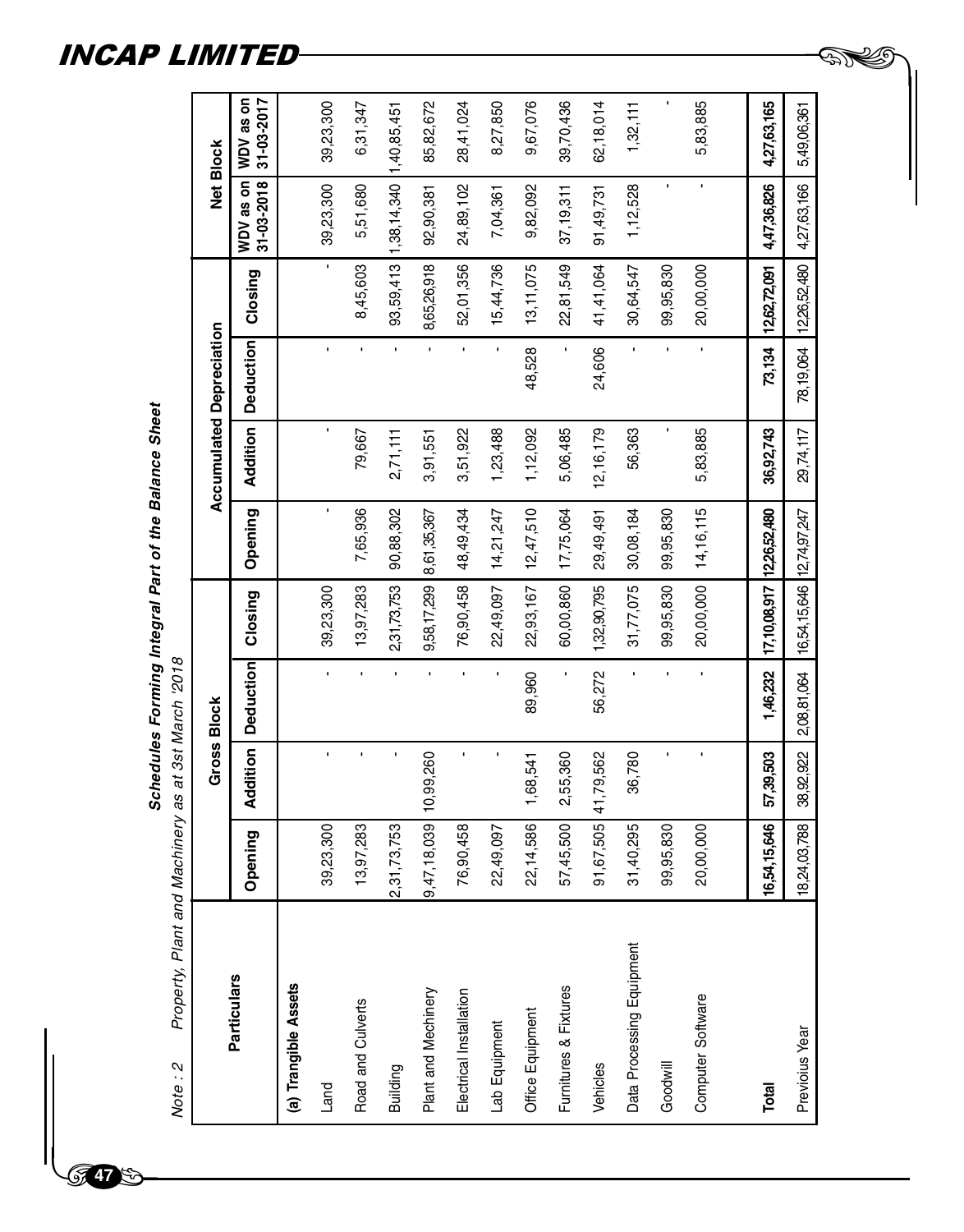**Schedules Forming Integral Part of the Balance Sheet**

*Note : 2 Property, Plant and Machinery as at 3st March '2018*

| Particulars | Gross Block | | | | Accumulated Depreciation | | | | Net Block | |
|---|---|---|---|---|---|---|---|---|---|---|
| | Opening | Addition | Deduction | Closing | Opening | Addition | Deduction | Closing | WDV as on 31-03-2018 | WDV as on 31-03-2017 |
| **(a) Trangible Assets** | | | | | | | | | | |
| Land | 39,23,300 | - | - | 39,23,300 | - | - | - | - | 39,23,300 | 39,23,300 |
| Road and Culverts | 13,97,283 | - | - | 13,97,283 | 7,65,936 | 79,667 | - | 8,45,603 | 5,51,680 | 6,31,347 |
| Building | 2,31,73,753 | - | - | 2,31,73,753 | 90,88,302 | 2,71,111 | - | 93,59,413 | 1,38,14,340 | 1,40,85,451 |
| Plant and Mechinery | 9,47,18,039 | 10,99,260 | - | 9,58,17,299 | 8,61,35,367 | 3,91,551 | - | 8,65,26,918 | 92,90,381 | 85,82,672 |
| Electrical Installation | 76,90,458 | - | - | 76,90,458 | 48,49,434 | 3,51,922 | - | 52,01,356 | 24,89,102 | 28,41,024 |
| Lab Equipment | 22,49,097 | - | - | 22,49,097 | 14,21,247 | 1,23,488 | - | 15,44,736 | 7,04,361 | 8,27,850 |
| Office Equipment | 22,14,586 | 1,68,541 | 89,960 | 22,93,167 | 12,47,510 | 1,12,092 | 48,528 | 13,11,075 | 9,82,092 | 9,67,076 |
| Furnitures & Fixtures | 57,45,500 | 2,55,360 | - | 60,00,860 | 17,75,064 | 5,06,485 | - | 22,81,549 | 37,19,311 | 39,70,436 |
| Vehicles | 91,67,505 | 41,79,562 | 56,272 | 1,32,90,795 | 29,49,491 | 12,16,179 | 24,606 | 41,41,064 | 91,49,731 | 62,18,014 |
| Data Processing Equipment | 31,40,295 | 36,780 | - | 31,77,075 | 30,08,184 | 56,363 | - | 30,64,547 | 1,12,528 | 1,32,111 |
| Goodwill | 99,95,830 | - | - | 99,95,830 | 99,95,830 | - | - | 99,95,830 | - | - |
| Computer Software | 20,00,000 | - | - | 20,00,000 | 14,16,115 | 5,83,885 | - | 20,00,000 | - | 5,83,885 |
| **Total** | **16,54,15,646** | **57,39,503** | **1,46,232** | **17,10,08,917** | **12,26,52,480** | **36,92,743** | **73,134** | **12,62,72,091** | **4,47,36,826** | **4,27,63,165** |
| Previoius Year | 18,24,03,788 | 38,92,922 | 2,08,81,064 | 16,54,15,646 | 12,74,97,247 | 29,74,117 | 78,19,064 | 12,26,52,480 | 4,27,63,166 | 5,49,06,361 |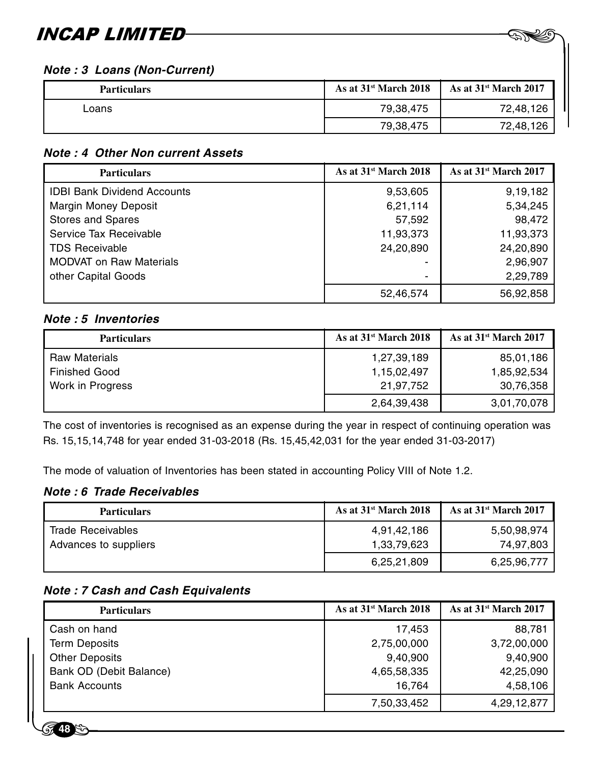### Note : 3 Loans (Non-Current)

| Particulars | As at 31st March 2018 | As at 31st March 2017 |
|---|---|---|
| Loans | 79,38,475 | 72,48,126 |
| | 79,38,475 | 72,48,126 |

### Note : 4 Other Non current Assets

| Particulars | As at 31st March 2018 | As at 31st March 2017 |
|---|---|---|
| IDBI Bank Dividend Accounts | 9,53,605 | 9,19,182 |
| Margin Money Deposit | 6,21,114 | 5,34,245 |
| Stores and Spares | 57,592 | 98,472 |
| Service Tax Receivable | 11,93,373 | 11,93,373 |
| TDS Receivable | 24,20,890 | 24,20,890 |
| MODVAT on Raw Materials | - | 2,96,907 |
| other Capital Goods | - | 2,29,789 |
| | 52,46,574 | 56,92,858 |

### Note : 5 Inventories

| Particulars | As at 31st March 2018 | As at 31st March 2017 |
|---|---|---|
| Raw Materials | 1,27,39,189 | 85,01,186 |
| Finished Good | 1,15,02,497 | 1,85,92,534 |
| Work in Progress | 21,97,752 | 30,76,358 |
| | 2,64,39,438 | 3,01,70,078 |

The cost of inventories is recognised as an expense during the year in respect of continuing operation was Rs. 15,15,14,748 for year ended 31-03-2018 (Rs. 15,45,42,031 for the year ended 31-03-2017)

The mode of valuation of Inventories has been stated in accounting Policy VIII of Note 1.2.

### Note : 6 Trade Receivables

| Particulars | As at 31st March 2018 | As at 31st March 2017 |
|---|---|---|
| Trade Receivables | 4,91,42,186 | 5,50,98,974 |
| Advances to suppliers | 1,33,79,623 | 74,97,803 |
| | 6,25,21,809 | 6,25,96,777 |

### Note : 7 Cash and Cash Equivalents

| Particulars | As at 31st March 2018 | As at 31st March 2017 |
|---|---|---|
| Cash on hand | 17,453 | 88,781 |
| Term Deposits | 2,75,00,000 | 3,72,00,000 |
| Other Deposits | 9,40,900 | 9,40,900 |
| Bank OD (Debit Balance) | 4,65,58,335 | 42,25,090 |
| Bank Accounts | 16,764 | 4,58,106 |
| | 7,50,33,452 | 4,29,12,877 |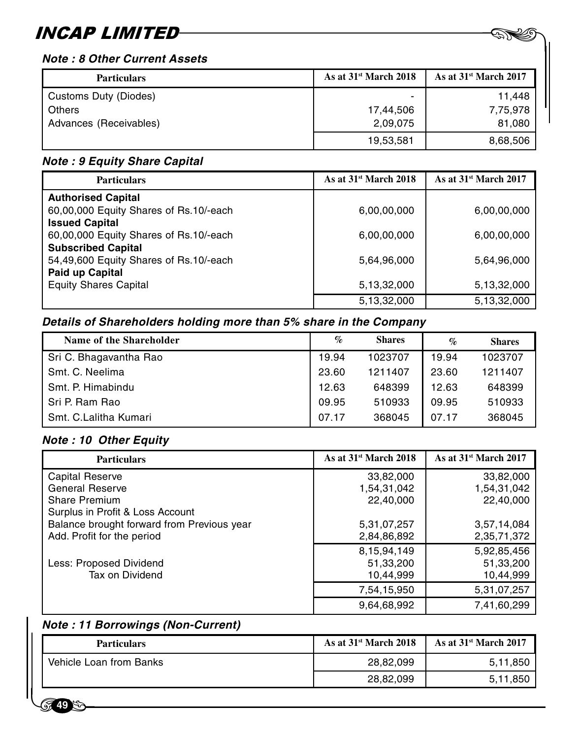### Note : 8 Other Current Assets

| Particulars | As at 31st March 2018 | As at 31st March 2017 |
|---|---|---|
| Customs Duty (Diodes) | - | 11,448 |
| Others | 17,44,506 | 7,75,978 |
| Advances (Receivables) | 2,09,075 | 81,080 |
| | 19,53,581 | 8,68,506 |

### Note : 9 Equity Share Capital

| Particulars | As at 31st March 2018 | As at 31st March 2017 |
|---|---|---|
| **Authorised Capital** | | |
| 60,00,000 Equity Shares of Rs.10/-each | 6,00,00,000 | 6,00,00,000 |
| **Issued Capital** | | |
| 60,00,000 Equity Shares of Rs.10/-each | 6,00,00,000 | 6,00,00,000 |
| **Subscribed Capital** | | |
| 54,49,600 Equity Shares of Rs.10/-each | 5,64,96,000 | 5,64,96,000 |
| **Paid up Capital** | | |
| Equity Shares Capital | 5,13,32,000 | 5,13,32,000 |
| | 5,13,32,000 | 5,13,32,000 |

### Details of Shareholders holding more than 5% share in the Company

| Name of the Shareholder | % | Shares | % | Shares |
|---|---|---|---|---|
| Sri C. Bhagavantha Rao | 19.94 | 1023707 | 19.94 | 1023707 |
| Smt. C. Neelima | 23.60 | 1211407 | 23.60 | 1211407 |
| Smt. P. Himabindu | 12.63 | 648399 | 12.63 | 648399 |
| Sri P. Ram Rao | 09.95 | 510933 | 09.95 | 510933 |
| Smt. C.Lalitha Kumari | 07.17 | 368045 | 07.17 | 368045 |

### Note : 10 Other Equity

| Particulars | As at 31st March 2018 | As at 31st March 2017 |
|---|---|---|
| Capital Reserve | 33,82,000 | 33,82,000 |
| General Reserve | 1,54,31,042 | 1,54,31,042 |
| Share Premium | 22,40,000 | 22,40,000 |
| Surplus in Profit & Loss Account | | |
| Balance brought forward from Previous year | 5,31,07,257 | 3,57,14,084 |
| Add. Profit for the period | 2,84,86,892 | 2,35,71,372 |
| | 8,15,94,149 | 5,92,85,456 |
| Less: Proposed Dividend | 51,33,200 | 51,33,200 |
| Tax on Dividend | 10,44,999 | 10,44,999 |
| | 7,54,15,950 | 5,31,07,257 |
| | 9,64,68,992 | 7,41,60,299 |

### Note : 11 Borrowings (Non-Current)

| Particulars | As at 31st March 2018 | As at 31st March 2017 |
|---|---|---|
| Vehicle Loan from Banks | 28,82,099 | 5,11,850 |
| | 28,82,099 | 5,11,850 |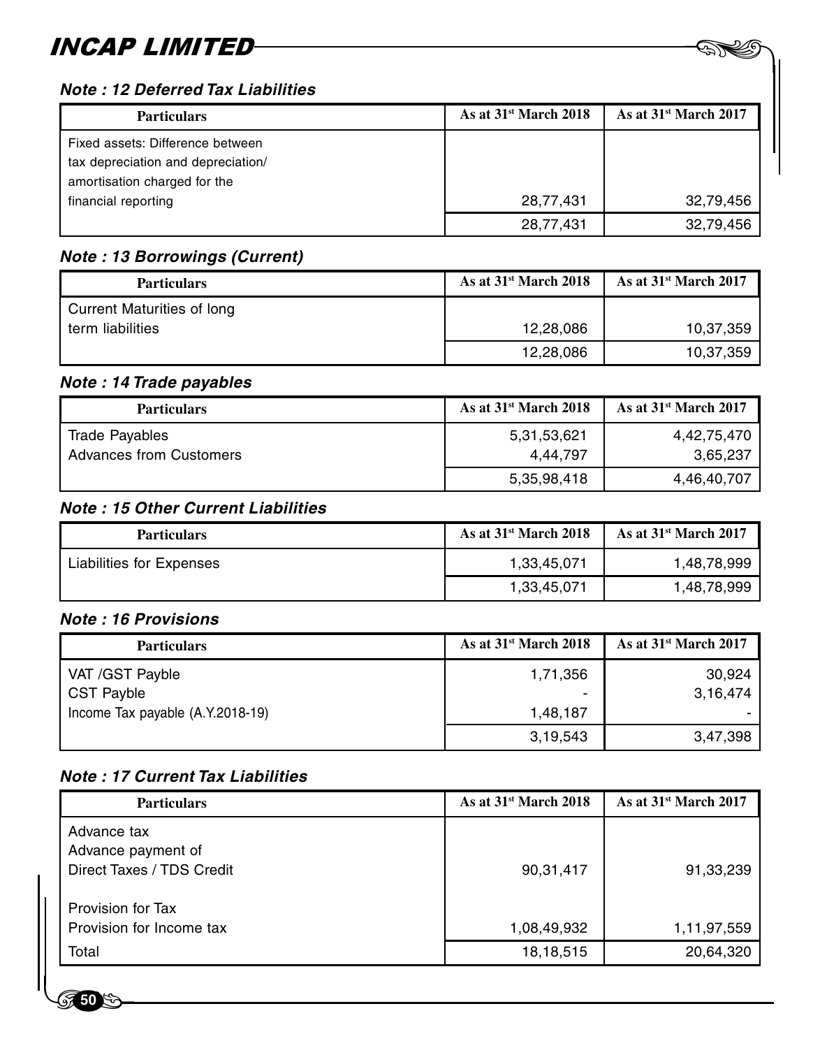### *Note : 12 Deferred Tax Liabilities*

| Particulars | As at 31st March 2018 | As at 31st March 2017 |
|---|---|---|
| Fixed assets: Difference between tax depreciation and depreciation/ amortisation charged for the financial reporting | 28,77,431 | 32,79,456 |
| | 28,77,431 | 32,79,456 |

### *Note : 13 Borrowings (Current)*

| Particulars | As at 31st March 2018 | As at 31st March 2017 |
|---|---|---|
| Current Maturities of long term liabilities | 12,28,086 | 10,37,359 |
| | 12,28,086 | 10,37,359 |

### *Note : 14 Trade payables*

| Particulars | As at 31st March 2018 | As at 31st March 2017 |
|---|---|---|
| Trade Payables | 5,31,53,621 | 4,42,75,470 |
| Advances from Customers | 4,44,797 | 3,65,237 |
| | 5,35,98,418 | 4,46,40,707 |

### *Note : 15 Other Current Liabilities*

| Particulars | As at 31st March 2018 | As at 31st March 2017 |
|---|---|---|
| Liabilities for Expenses | 1,33,45,071 | 1,48,78,999 |
| | 1,33,45,071 | 1,48,78,999 |

### *Note : 16 Provisions*

| Particulars | As at 31st March 2018 | As at 31st March 2017 |
|---|---|---|
| VAT /GST Payble | 1,71,356 | 30,924 |
| CST Payble | - | 3,16,474 |
| Income Tax payable (A.Y.2018-19) | 1,48,187 | - |
| | 3,19,543 | 3,47,398 |

### *Note : 17 Current Tax Liabilities*

| Particulars | As at 31st March 2018 | As at 31st March 2017 |
|---|---|---|
| Advance tax<br>Advance payment of<br>Direct Taxes / TDS Credit | 90,31,417 | 91,33,239 |
| Provision for Tax<br>Provision for Income tax | 1,08,49,932 | 1,11,97,559 |
| Total | 18,18,515 | 20,64,320 |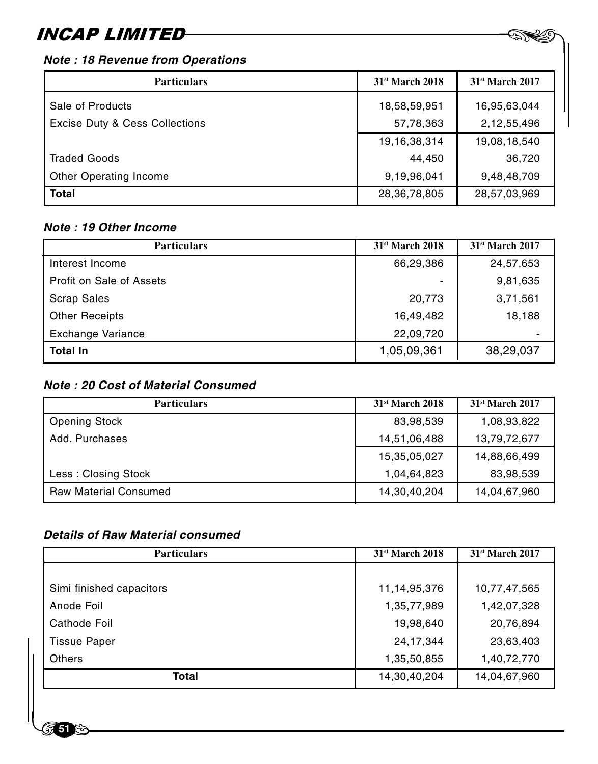### *Note : 18 Revenue from Operations*

| Particulars | 31st March 2018 | 31st March 2017 |
|---|---|---|
| Sale of Products | 18,58,59,951 | 16,95,63,044 |
| Excise Duty & Cess Collections | 57,78,363 | 2,12,55,496 |
| | 19,16,38,314 | 19,08,18,540 |
| Traded Goods | 44,450 | 36,720 |
| Other Operating Income | 9,19,96,041 | 9,48,48,709 |
| **Total** | 28,36,78,805 | 28,57,03,969 |

### *Note : 19 Other Income*

| Particulars | 31st March 2018 | 31st March 2017 |
|---|---|---|
| Interest Income | 66,29,386 | 24,57,653 |
| Profit on Sale of Assets | - | 9,81,635 |
| Scrap Sales | 20,773 | 3,71,561 |
| Other Receipts | 16,49,482 | 18,188 |
| Exchange Variance | 22,09,720 | - |
| **Total In** | 1,05,09,361 | 38,29,037 |

### *Note : 20 Cost of Material Consumed*

| Particulars | 31st March 2018 | 31st March 2017 |
|---|---|---|
| Opening Stock | 83,98,539 | 1,08,93,822 |
| Add. Purchases | 14,51,06,488 | 13,79,72,677 |
| | 15,35,05,027 | 14,88,66,499 |
| Less : Closing Stock | 1,04,64,823 | 83,98,539 |
| Raw Material Consumed | 14,30,40,204 | 14,04,67,960 |

### *Details of Raw Material consumed*

| Particulars | 31st March 2018 | 31st March 2017 |
|---|---|---|
| Simi finished capacitors | 11,14,95,376 | 10,77,47,565 |
| Anode Foil | 1,35,77,989 | 1,42,07,328 |
| Cathode Foil | 19,98,640 | 20,76,894 |
| Tissue Paper | 24,17,344 | 23,63,403 |
| Others | 1,35,50,855 | 1,40,72,770 |
| **Total** | 14,30,40,204 | 14,04,67,960 |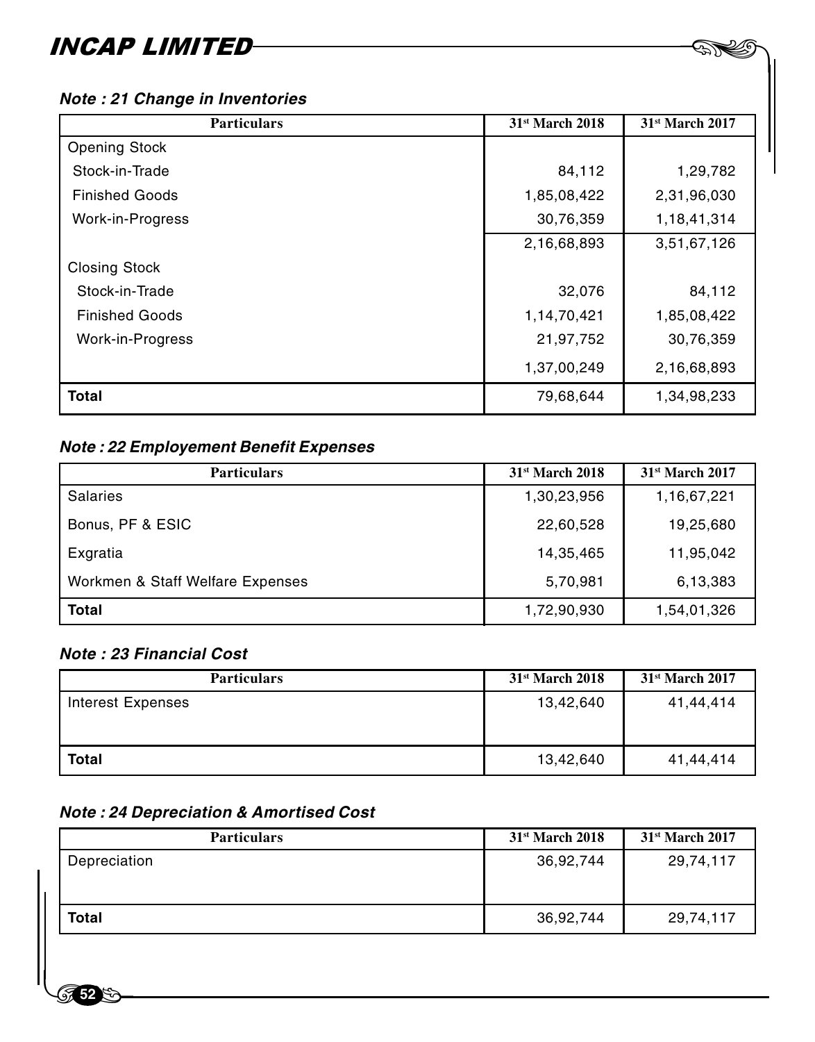### Note : 21 Change in Inventories

| Particulars | 31st March 2018 | 31st March 2017 |
|---|---|---|
| Opening Stock | | |
| Stock-in-Trade | 84,112 | 1,29,782 |
| Finished Goods | 1,85,08,422 | 2,31,96,030 |
| Work-in-Progress | 30,76,359 | 1,18,41,314 |
| | 2,16,68,893 | 3,51,67,126 |
| Closing Stock | | |
| Stock-in-Trade | 32,076 | 84,112 |
| Finished Goods | 1,14,70,421 | 1,85,08,422 |
| Work-in-Progress | 21,97,752 | 30,76,359 |
| | 1,37,00,249 | 2,16,68,893 |
| **Total** | 79,68,644 | 1,34,98,233 |

### Note : 22 Employement Benefit Expenses

| Particulars | 31st March 2018 | 31st March 2017 |
|---|---|---|
| Salaries | 1,30,23,956 | 1,16,67,221 |
| Bonus, PF & ESIC | 22,60,528 | 19,25,680 |
| Exgratia | 14,35,465 | 11,95,042 |
| Workmen & Staff Welfare Expenses | 5,70,981 | 6,13,383 |
| **Total** | 1,72,90,930 | 1,54,01,326 |

### Note : 23 Financial Cost

| Particulars | 31st March 2018 | 31st March 2017 |
|---|---|---|
| Interest Expenses | 13,42,640 | 41,44,414 |
| **Total** | 13,42,640 | 41,44,414 |

### Note : 24 Depreciation & Amortised Cost

| Particulars | 31st March 2018 | 31st March 2017 |
|---|---|---|
| Depreciation | 36,92,744 | 29,74,117 |
| **Total** | 36,92,744 | 29,74,117 |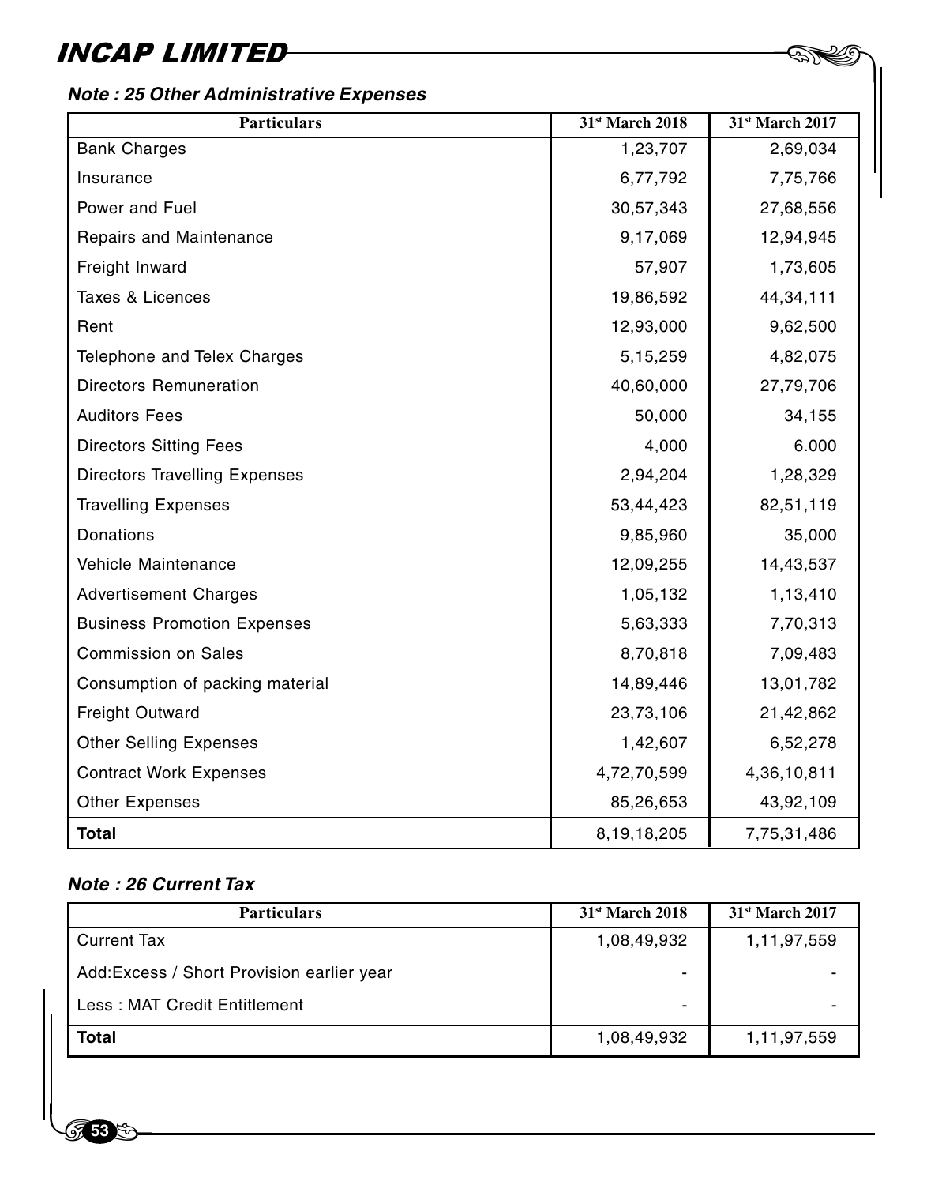### *Note : 25 Other Administrative Expenses*

| Particulars | 31st March 2018 | 31st March 2017 |
|---|---|---|
| Bank Charges | 1,23,707 | 2,69,034 |
| Insurance | 6,77,792 | 7,75,766 |
| Power and Fuel | 30,57,343 | 27,68,556 |
| Repairs and Maintenance | 9,17,069 | 12,94,945 |
| Freight Inward | 57,907 | 1,73,605 |
| Taxes & Licences | 19,86,592 | 44,34,111 |
| Rent | 12,93,000 | 9,62,500 |
| Telephone and Telex Charges | 5,15,259 | 4,82,075 |
| Directors Remuneration | 40,60,000 | 27,79,706 |
| Auditors Fees | 50,000 | 34,155 |
| Directors Sitting Fees | 4,000 | 6.000 |
| Directors Travelling Expenses | 2,94,204 | 1,28,329 |
| Travelling Expenses | 53,44,423 | 82,51,119 |
| Donations | 9,85,960 | 35,000 |
| Vehicle Maintenance | 12,09,255 | 14,43,537 |
| Advertisement Charges | 1,05,132 | 1,13,410 |
| Business Promotion Expenses | 5,63,333 | 7,70,313 |
| Commission on Sales | 8,70,818 | 7,09,483 |
| Consumption of packing material | 14,89,446 | 13,01,782 |
| Freight Outward | 23,73,106 | 21,42,862 |
| Other Selling Expenses | 1,42,607 | 6,52,278 |
| Contract Work Expenses | 4,72,70,599 | 4,36,10,811 |
| Other Expenses | 85,26,653 | 43,92,109 |
| **Total** | 8,19,18,205 | 7,75,31,486 |

### *Note : 26 Current Tax*

| Particulars | 31st March 2018 | 31st March 2017 |
|---|---|---|
| Current Tax | 1,08,49,932 | 1,11,97,559 |
| Add:Excess / Short Provision earlier year | - | - |
| Less : MAT Credit Entitlement | - | - |
| **Total** | 1,08,49,932 | 1,11,97,559 |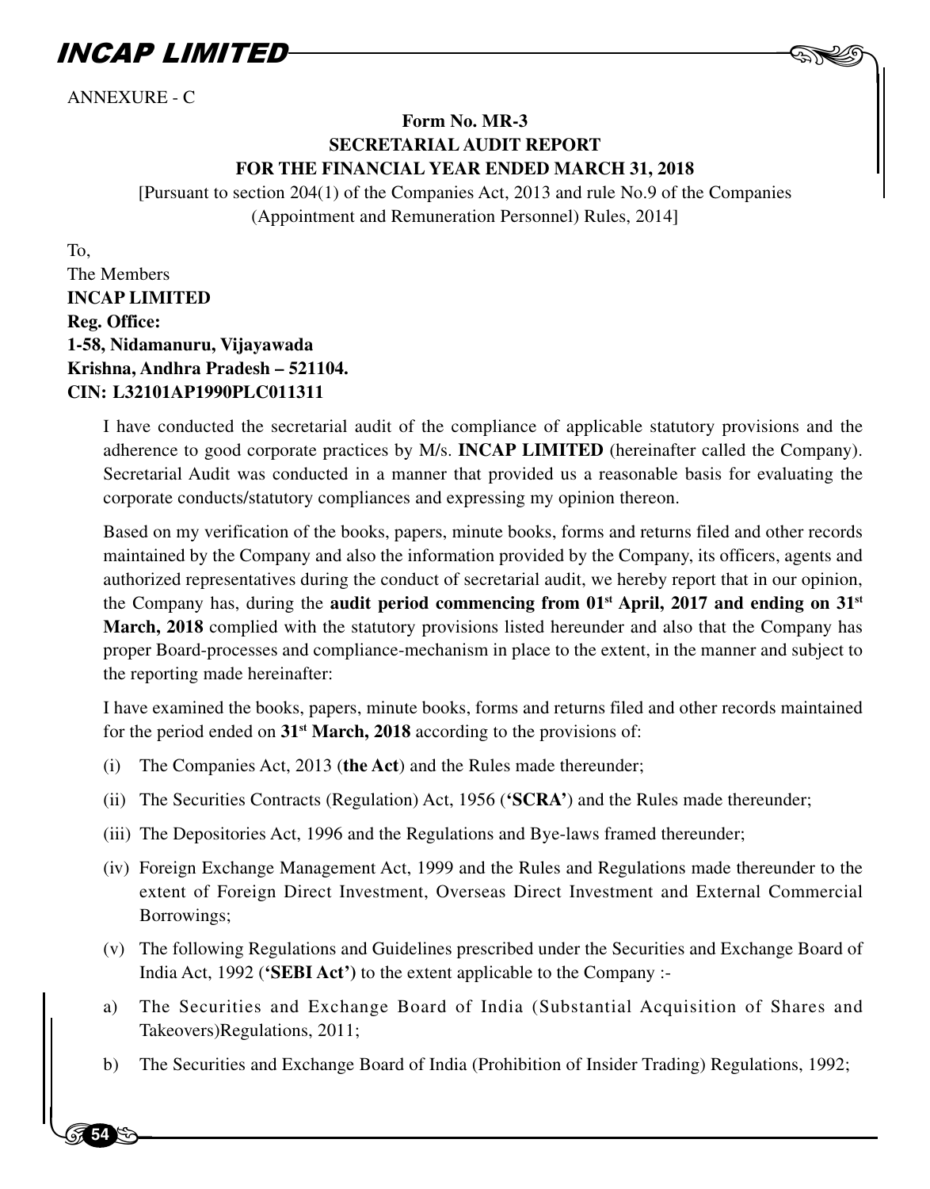ANNEXURE - C

## Form No. MR-3
## SECRETARIAL AUDIT REPORT
## FOR THE FINANCIAL YEAR ENDED MARCH 31, 2018

[Pursuant to section 204(1) of the Companies Act, 2013 and rule No.9 of the Companies (Appointment and Remuneration Personnel) Rules, 2014]

To,
The Members
**INCAP LIMITED**
**Reg. Office:**
**1-58, Nidamanuru, Vijayawada**
**Krishna, Andhra Pradesh – 521104.**
**CIN: L32101AP1990PLC011311**

I have conducted the secretarial audit of the compliance of applicable statutory provisions and the adherence to good corporate practices by M/s. **INCAP LIMITED** (hereinafter called the Company). Secretarial Audit was conducted in a manner that provided us a reasonable basis for evaluating the corporate conducts/statutory compliances and expressing my opinion thereon.

Based on my verification of the books, papers, minute books, forms and returns filed and other records maintained by the Company and also the information provided by the Company, its officers, agents and authorized representatives during the conduct of secretarial audit, we hereby report that in our opinion, the Company has, during the **audit period commencing from 01st April, 2017 and ending on 31st March, 2018** complied with the statutory provisions listed hereunder and also that the Company has proper Board-processes and compliance-mechanism in place to the extent, in the manner and subject to the reporting made hereinafter:

I have examined the books, papers, minute books, forms and returns filed and other records maintained for the period ended on **31st March, 2018** according to the provisions of:

(i) The Companies Act, 2013 (**the Act**) and the Rules made thereunder;

(ii) The Securities Contracts (Regulation) Act, 1956 (**'SCRA'**) and the Rules made thereunder;

(iii) The Depositories Act, 1996 and the Regulations and Bye-laws framed thereunder;

(iv) Foreign Exchange Management Act, 1999 and the Rules and Regulations made thereunder to the extent of Foreign Direct Investment, Overseas Direct Investment and External Commercial Borrowings;

(v) The following Regulations and Guidelines prescribed under the Securities and Exchange Board of India Act, 1992 (**'SEBI Act'**) to the extent applicable to the Company :-

a) The Securities and Exchange Board of India (Substantial Acquisition of Shares and Takeovers)Regulations, 2011;

b) The Securities and Exchange Board of India (Prohibition of Insider Trading) Regulations, 1992;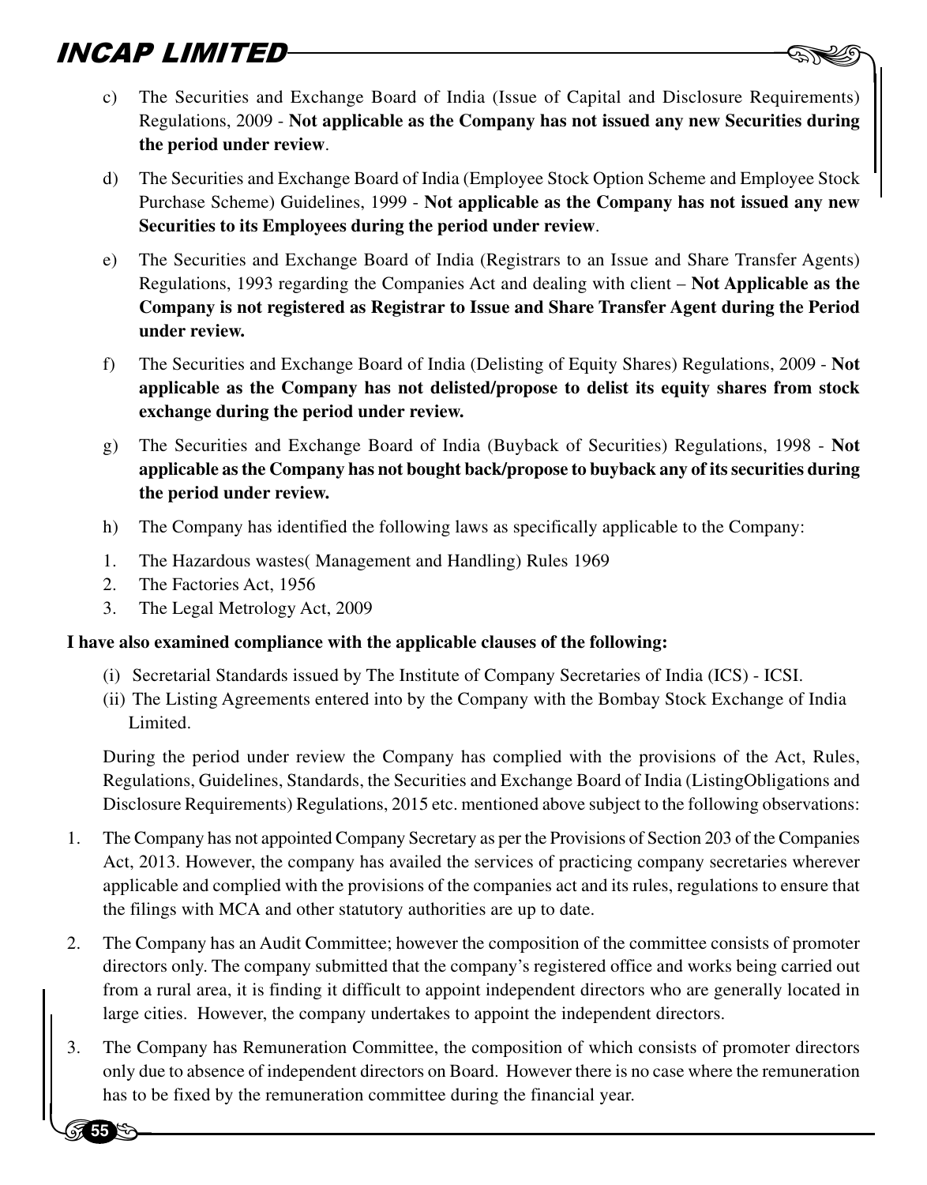c) The Securities and Exchange Board of India (Issue of Capital and Disclosure Requirements) Regulations, 2009 - **Not applicable as the Company has not issued any new Securities during the period under review**.

d) The Securities and Exchange Board of India (Employee Stock Option Scheme and Employee Stock Purchase Scheme) Guidelines, 1999 - **Not applicable as the Company has not issued any new Securities to its Employees during the period under review**.

e) The Securities and Exchange Board of India (Registrars to an Issue and Share Transfer Agents) Regulations, 1993 regarding the Companies Act and dealing with client – **Not Applicable as the Company is not registered as Registrar to Issue and Share Transfer Agent during the Period under review.**

f) The Securities and Exchange Board of India (Delisting of Equity Shares) Regulations, 2009 - **Not applicable as the Company has not delisted/propose to delist its equity shares from stock exchange during the period under review.**

g) The Securities and Exchange Board of India (Buyback of Securities) Regulations, 1998 - **Not applicable as the Company has not bought back/propose to buyback any of its securities during the period under review.**

h) The Company has identified the following laws as specifically applicable to the Company:

1. The Hazardous wastes( Management and Handling) Rules 1969
2. The Factories Act, 1956
3. The Legal Metrology Act, 2009

**I have also examined compliance with the applicable clauses of the following:**

(i) Secretarial Standards issued by The Institute of Company Secretaries of India (ICS) - ICSI.

(ii) The Listing Agreements entered into by the Company with the Bombay Stock Exchange of India Limited.

During the period under review the Company has complied with the provisions of the Act, Rules, Regulations, Guidelines, Standards, the Securities and Exchange Board of India (ListingObligations and Disclosure Requirements) Regulations, 2015 etc. mentioned above subject to the following observations:

1. The Company has not appointed Company Secretary as per the Provisions of Section 203 of the Companies Act, 2013. However, the company has availed the services of practicing company secretaries wherever applicable and complied with the provisions of the companies act and its rules, regulations to ensure that the filings with MCA and other statutory authorities are up to date.

2. The Company has an Audit Committee; however the composition of the committee consists of promoter directors only. The company submitted that the company's registered office and works being carried out from a rural area, it is finding it difficult to appoint independent directors who are generally located in large cities. However, the company undertakes to appoint the independent directors.

3. The Company has Remuneration Committee, the composition of which consists of promoter directors only due to absence of independent directors on Board. However there is no case where the remuneration has to be fixed by the remuneration committee during the financial year.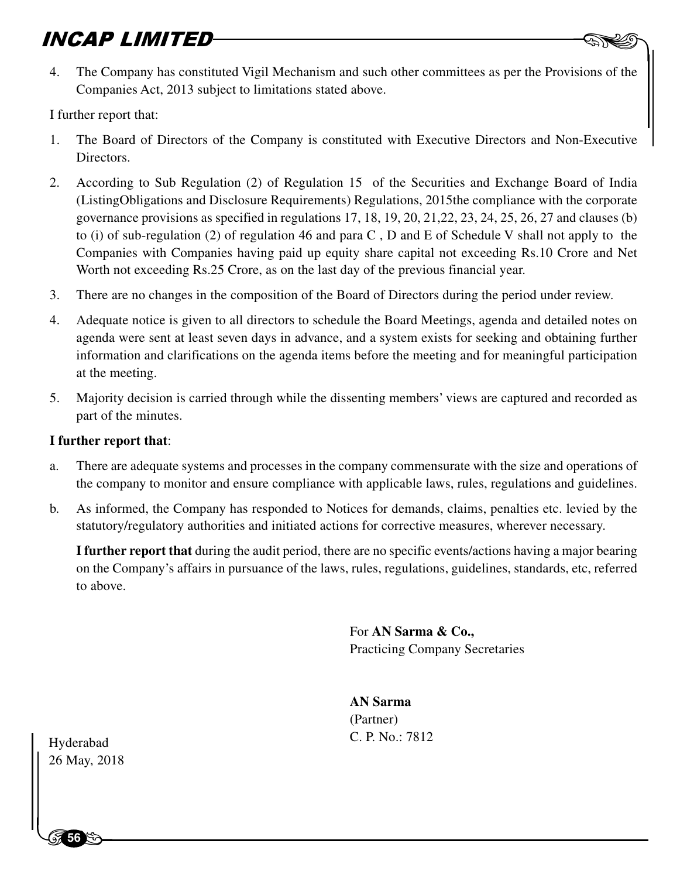4. The Company has constituted Vigil Mechanism and such other committees as per the Provisions of the Companies Act, 2013 subject to limitations stated above.

I further report that:

1. The Board of Directors of the Company is constituted with Executive Directors and Non-Executive Directors.
2. According to Sub Regulation (2) of Regulation 15 of the Securities and Exchange Board of India (ListingObligations and Disclosure Requirements) Regulations, 2015the compliance with the corporate governance provisions as specified in regulations 17, 18, 19, 20, 21,22, 23, 24, 25, 26, 27 and clauses (b) to (i) of sub-regulation (2) of regulation 46 and para C , D and E of Schedule V shall not apply to the Companies with Companies having paid up equity share capital not exceeding Rs.10 Crore and Net Worth not exceeding Rs.25 Crore, as on the last day of the previous financial year.
3. There are no changes in the composition of the Board of Directors during the period under review.
4. Adequate notice is given to all directors to schedule the Board Meetings, agenda and detailed notes on agenda were sent at least seven days in advance, and a system exists for seeking and obtaining further information and clarifications on the agenda items before the meeting and for meaningful participation at the meeting.
5. Majority decision is carried through while the dissenting members' views are captured and recorded as part of the minutes.

**I further report that**:

a. There are adequate systems and processes in the company commensurate with the size and operations of the company to monitor and ensure compliance with applicable laws, rules, regulations and guidelines.

b. As informed, the Company has responded to Notices for demands, claims, penalties etc. levied by the statutory/regulatory authorities and initiated actions for corrective measures, wherever necessary.

**I further report that** during the audit period, there are no specific events/actions having a major bearing on the Company's affairs in pursuance of the laws, rules, regulations, guidelines, standards, etc, referred to above.

For **AN Sarma & Co.,**
Practicing Company Secretaries

**AN Sarma**
(Partner)
C. P. No.: 7812

Hyderabad
26 May, 2018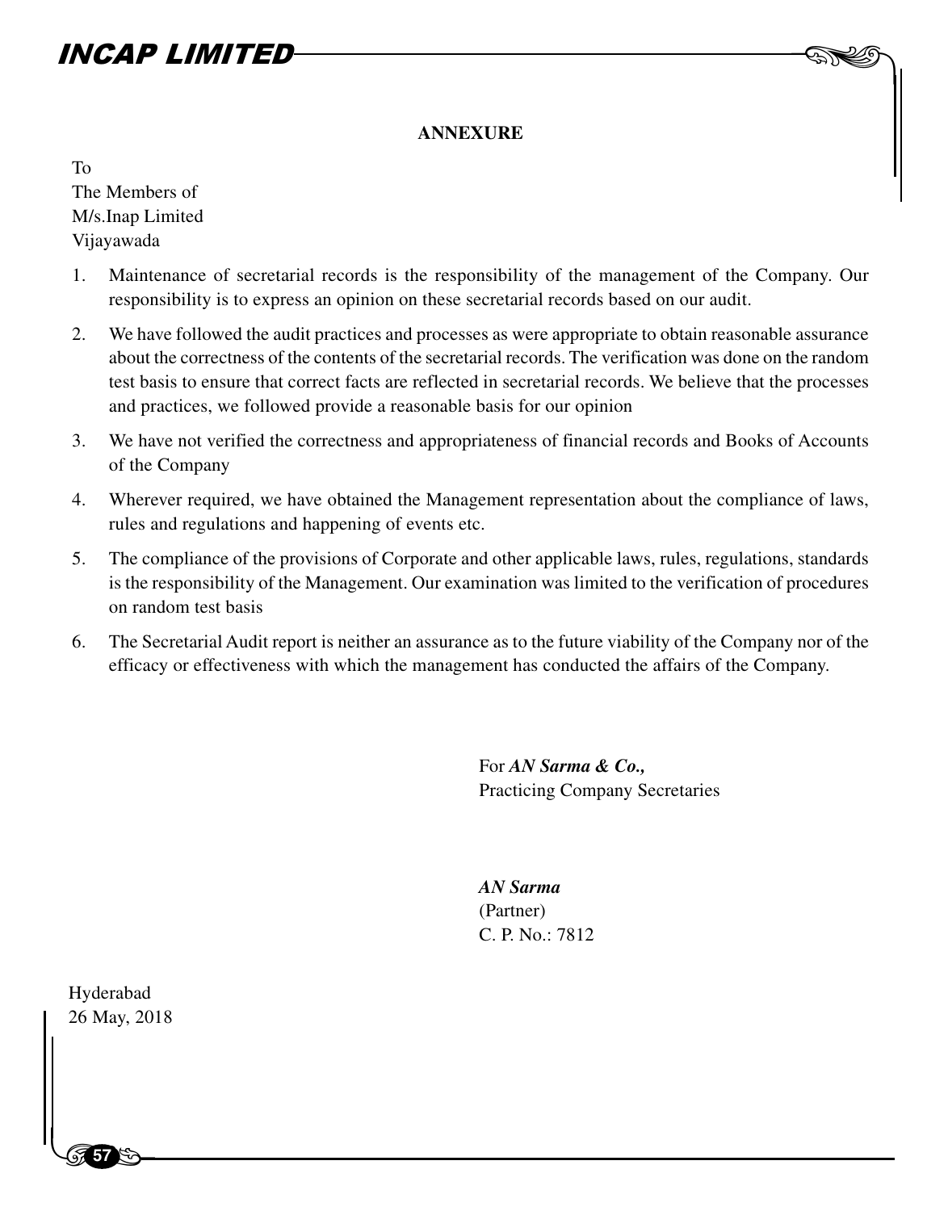## ANNEXURE

To
The Members of
M/s.Inap Limited
Vijayawada

1. Maintenance of secretarial records is the responsibility of the management of the Company. Our responsibility is to express an opinion on these secretarial records based on our audit.
2. We have followed the audit practices and processes as were appropriate to obtain reasonable assurance about the correctness of the contents of the secretarial records. The verification was done on the random test basis to ensure that correct facts are reflected in secretarial records. We believe that the processes and practices, we followed provide a reasonable basis for our opinion
3. We have not verified the correctness and appropriateness of financial records and Books of Accounts of the Company
4. Wherever required, we have obtained the Management representation about the compliance of laws, rules and regulations and happening of events etc.
5. The compliance of the provisions of Corporate and other applicable laws, rules, regulations, standards is the responsibility of the Management. Our examination was limited to the verification of procedures on random test basis
6. The Secretarial Audit report is neither an assurance as to the future viability of the Company nor of the efficacy or effectiveness with which the management has conducted the affairs of the Company.

For ***AN Sarma & Co.,***
Practicing Company Secretaries

***AN Sarma***
(Partner)
C. P. No.: 7812

Hyderabad
26 May, 2018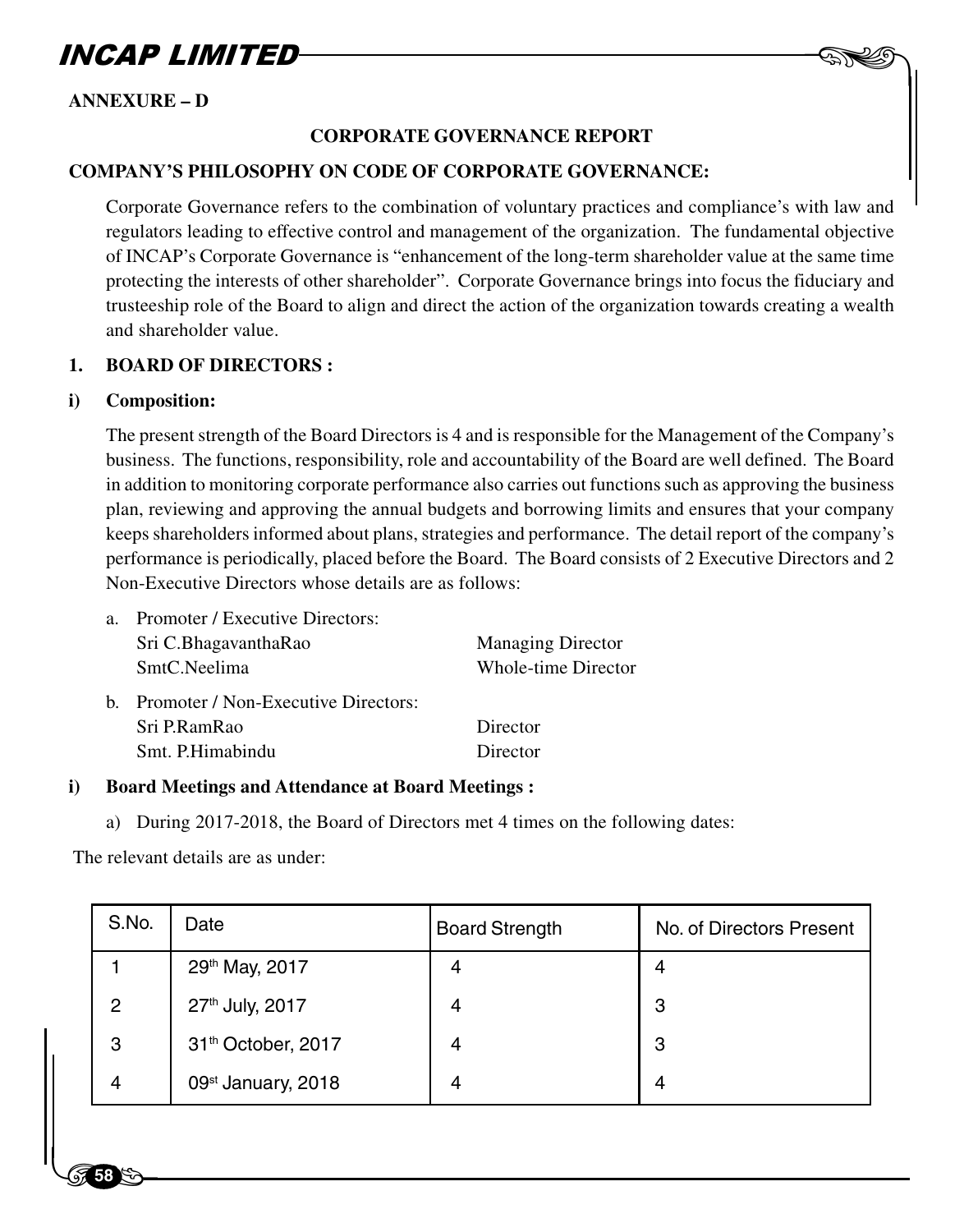**ANNEXURE – D**

## CORPORATE GOVERNANCE REPORT

**COMPANY'S PHILOSOPHY ON CODE OF CORPORATE GOVERNANCE:**

Corporate Governance refers to the combination of voluntary practices and compliance's with law and regulators leading to effective control and management of the organization. The fundamental objective of INCAP's Corporate Governance is "enhancement of the long-term shareholder value at the same time protecting the interests of other shareholder". Corporate Governance brings into focus the fiduciary and trusteeship role of the Board to align and direct the action of the organization towards creating a wealth and shareholder value.

**1. BOARD OF DIRECTORS :**

**i) Composition:**

The present strength of the Board Directors is 4 and is responsible for the Management of the Company's business. The functions, responsibility, role and accountability of the Board are well defined. The Board in addition to monitoring corporate performance also carries out functions such as approving the business plan, reviewing and approving the annual budgets and borrowing limits and ensures that your company keeps shareholders informed about plans, strategies and performance. The detail report of the company's performance is periodically, placed before the Board. The Board consists of 2 Executive Directors and 2 Non-Executive Directors whose details are as follows:

a. Promoter / Executive Directors:

| | |
|---|---|
| Sri C.BhagavanthaRao | Managing Director |
| SmtC.Neelima | Whole-time Director |

b. Promoter / Non-Executive Directors:

| | |
|---|---|
| Sri P.RamRao | Director |
| Smt. P.Himabindu | Director |

**i) Board Meetings and Attendance at Board Meetings :**

a) During 2017-2018, the Board of Directors met 4 times on the following dates:

The relevant details are as under:

| S.No. | Date | Board Strength | No. of Directors Present |
|---|---|---|---|
| 1 | 29th May, 2017 | 4 | 4 |
| 2 | 27th July, 2017 | 4 | 3 |
| 3 | 31th October, 2017 | 4 | 3 |
| 4 | 09st January, 2018 | 4 | 4 |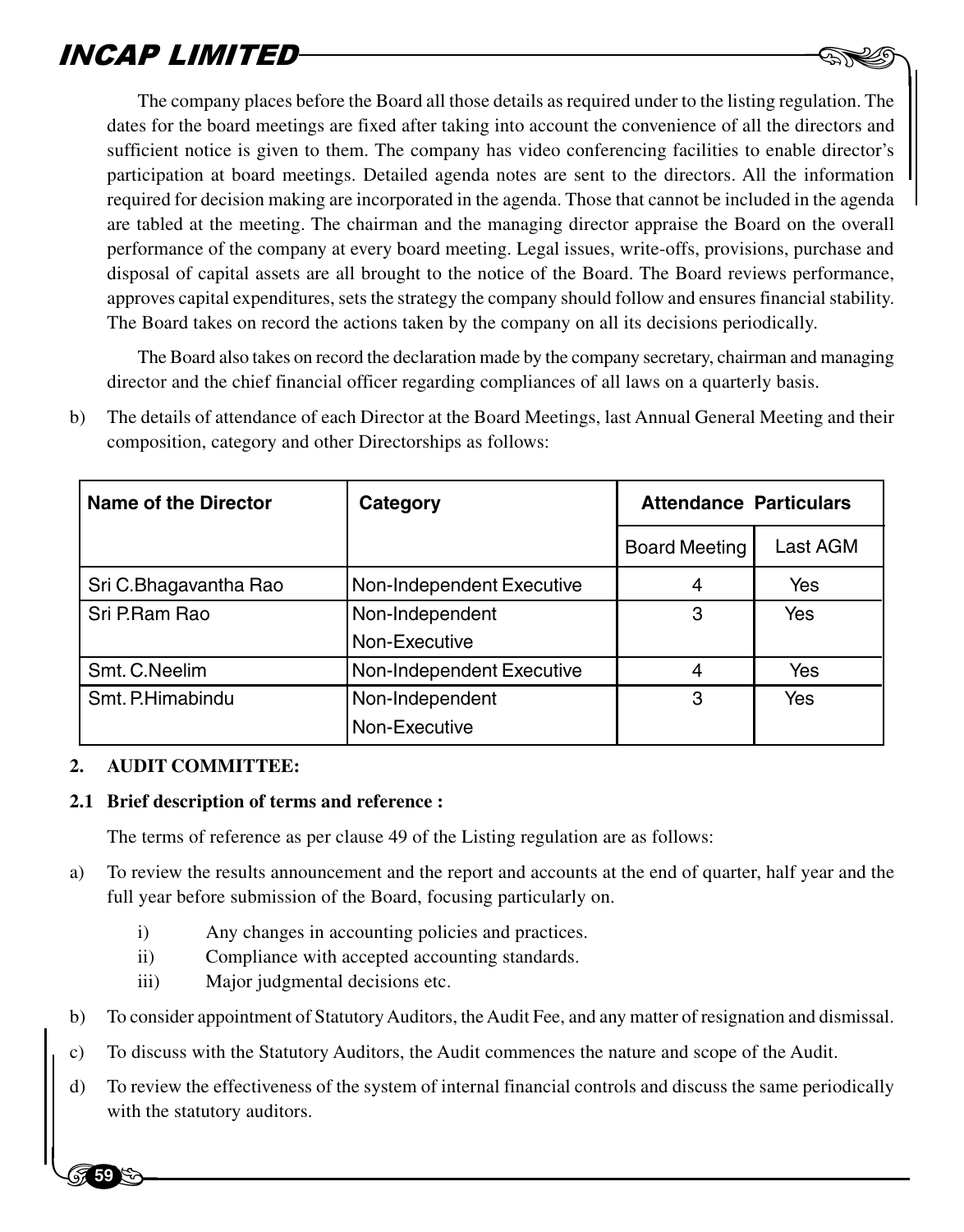The company places before the Board all those details as required under to the listing regulation. The dates for the board meetings are fixed after taking into account the convenience of all the directors and sufficient notice is given to them. The company has video conferencing facilities to enable director's participation at board meetings. Detailed agenda notes are sent to the directors. All the information required for decision making are incorporated in the agenda. Those that cannot be included in the agenda are tabled at the meeting. The chairman and the managing director appraise the Board on the overall performance of the company at every board meeting. Legal issues, write-offs, provisions, purchase and disposal of capital assets are all brought to the notice of the Board. The Board reviews performance, approves capital expenditures, sets the strategy the company should follow and ensures financial stability. The Board takes on record the actions taken by the company on all its decisions periodically.

The Board also takes on record the declaration made by the company secretary, chairman and managing director and the chief financial officer regarding compliances of all laws on a quarterly basis.

b) The details of attendance of each Director at the Board Meetings, last Annual General Meeting and their composition, category and other Directorships as follows:

| Name of the Director | Category | Attendance Particulars | |
|---|---|---|---|
| | | Board Meeting | Last AGM |
| Sri C.Bhagavantha Rao | Non-Independent Executive | 4 | Yes |
| Sri P.Ram Rao | Non-Independent Non-Executive | 3 | Yes |
| Smt. C.Neelim | Non-Independent Executive | 4 | Yes |
| Smt. P.Himabindu | Non-Independent Non-Executive | 3 | Yes |

**2. AUDIT COMMITTEE:**

**2.1 Brief description of terms and reference :**

The terms of reference as per clause 49 of the Listing regulation are as follows:

a) To review the results announcement and the report and accounts at the end of quarter, half year and the full year before submission of the Board, focusing particularly on.

  i) Any changes in accounting policies and practices.
  ii) Compliance with accepted accounting standards.
  iii) Major judgmental decisions etc.

b) To consider appointment of Statutory Auditors, the Audit Fee, and any matter of resignation and dismissal.

c) To discuss with the Statutory Auditors, the Audit commences the nature and scope of the Audit.

d) To review the effectiveness of the system of internal financial controls and discuss the same periodically with the statutory auditors.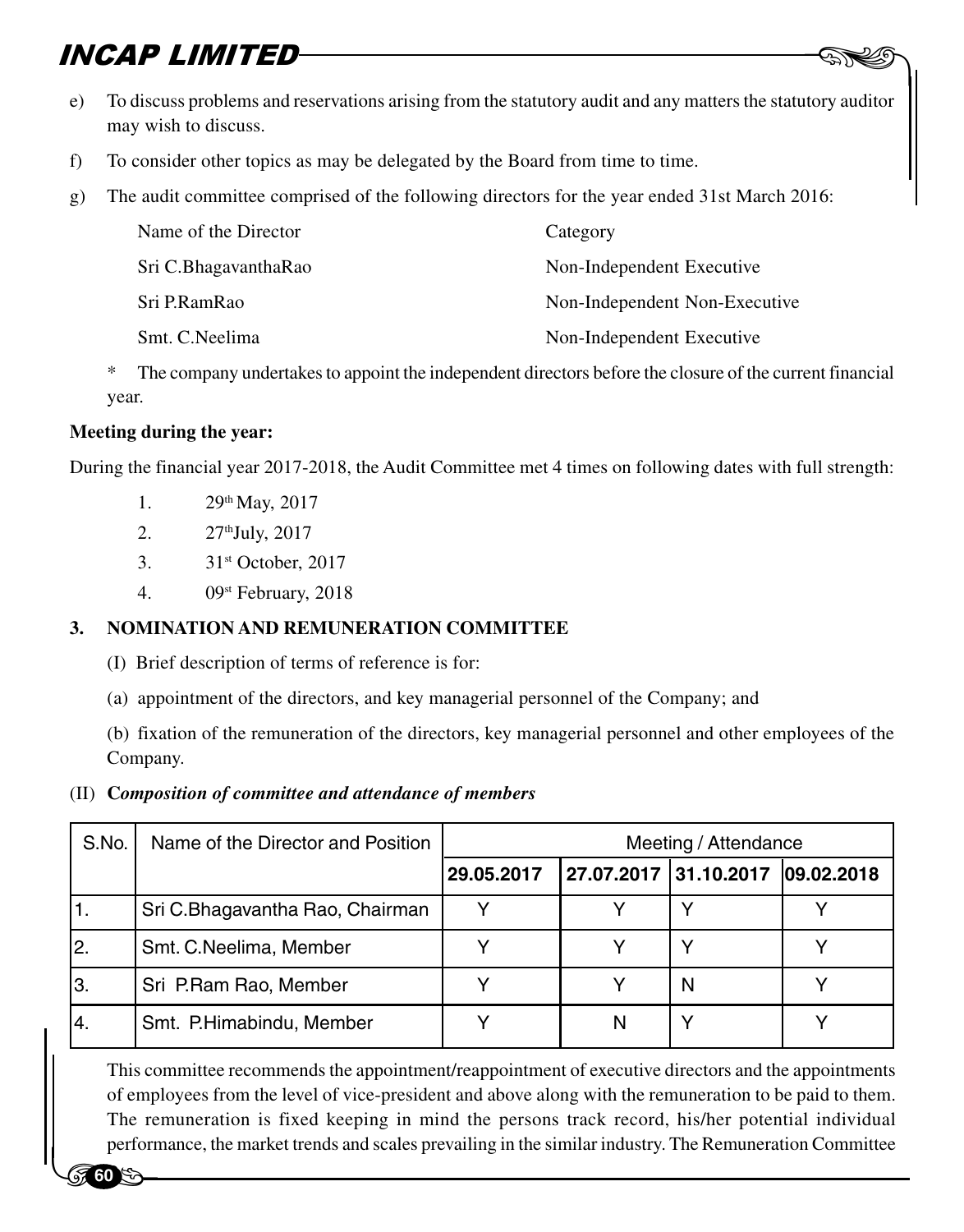e) To discuss problems and reservations arising from the statutory audit and any matters the statutory auditor may wish to discuss.

f) To consider other topics as may be delegated by the Board from time to time.

g) The audit committee comprised of the following directors for the year ended 31st March 2016:

| Name of the Director | Category |
|---|---|
| Sri C.BhagavanthaRao | Non-Independent Executive |
| Sri P.RamRao | Non-Independent Non-Executive |
| Smt. C.Neelima | Non-Independent Executive |

\* The company undertakes to appoint the independent directors before the closure of the current financial year.

**Meeting during the year:**

During the financial year 2017-2018, the Audit Committee met 4 times on following dates with full strength:

1. 29th May, 2017
2. 27thJuly, 2017
3. 31st October, 2017
4. 09st February, 2018

### 3. NOMINATION AND REMUNERATION COMMITTEE

(I) Brief description of terms of reference is for:

(a) appointment of the directors, and key managerial personnel of the Company; and

(b) fixation of the remuneration of the directors, key managerial personnel and other employees of the Company.

(II) ***Composition of committee and attendance of members***

| S.No. | Name of the Director and Position | Meeting / Attendance | | | |
|---|---|---|---|---|---|
| | | **29.05.2017** | **27.07.2017** | **31.10.2017** | **09.02.2018** |
| 1. | Sri C.Bhagavantha Rao, Chairman | Y | Y | Y | Y |
| 2. | Smt. C.Neelima, Member | Y | Y | Y | Y |
| 3. | Sri P.Ram Rao, Member | Y | Y | N | Y |
| 4. | Smt. P.Himabindu, Member | Y | N | Y | Y |

This committee recommends the appointment/reappointment of executive directors and the appointments of employees from the level of vice-president and above along with the remuneration to be paid to them. The remuneration is fixed keeping in mind the persons track record, his/her potential individual performance, the market trends and scales prevailing in the similar industry. The Remuneration Committee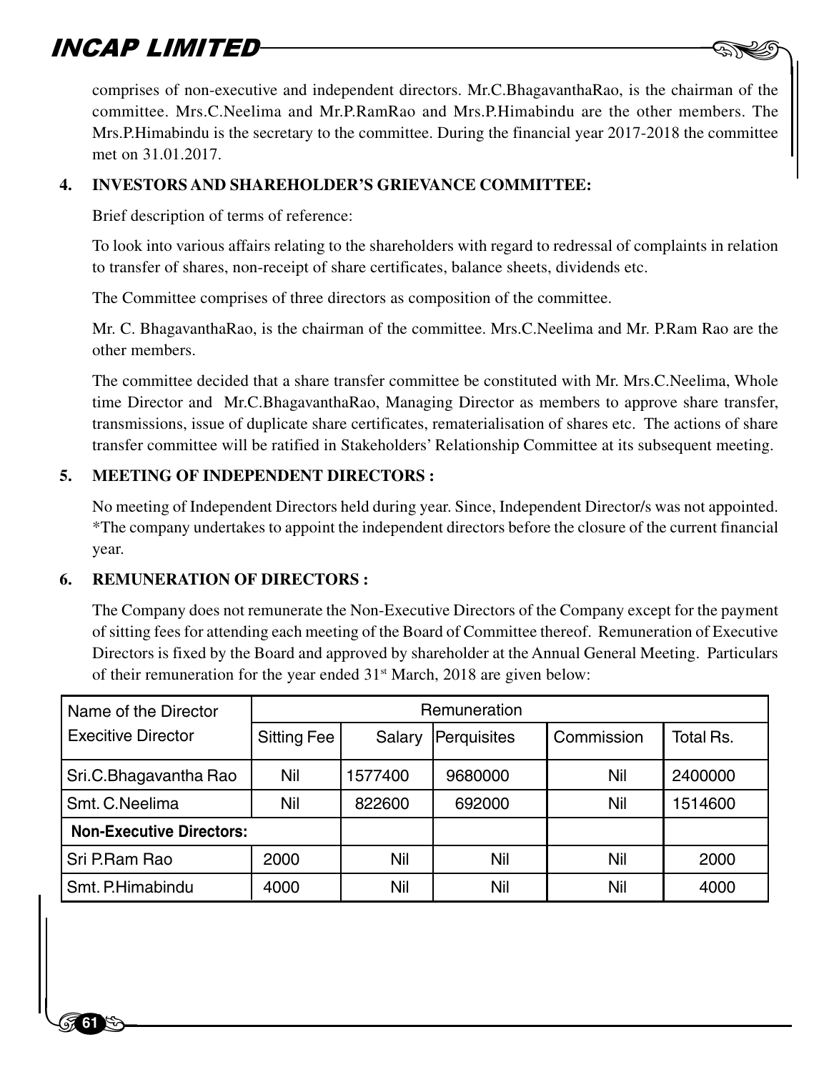comprises of non-executive and independent directors. Mr.C.BhagavanthaRao, is the chairman of the committee. Mrs.C.Neelima and Mr.P.RamRao and Mrs.P.Himabindu are the other members. The Mrs.P.Himabindu is the secretary to the committee. During the financial year 2017-2018 the committee met on 31.01.2017.

**4. INVESTORS AND SHAREHOLDER'S GRIEVANCE COMMITTEE:**

Brief description of terms of reference:

To look into various affairs relating to the shareholders with regard to redressal of complaints in relation to transfer of shares, non-receipt of share certificates, balance sheets, dividends etc.

The Committee comprises of three directors as composition of the committee.

Mr. C. BhagavanthaRao, is the chairman of the committee. Mrs.C.Neelima and Mr. P.Ram Rao are the other members.

The committee decided that a share transfer committee be constituted with Mr. Mrs.C.Neelima, Whole time Director and Mr.C.BhagavanthaRao, Managing Director as members to approve share transfer, transmissions, issue of duplicate share certificates, rematerialisation of shares etc. The actions of share transfer committee will be ratified in Stakeholders' Relationship Committee at its subsequent meeting.

**5. MEETING OF INDEPENDENT DIRECTORS :**

No meeting of Independent Directors held during year. Since, Independent Director/s was not appointed. *The company undertakes to appoint the independent directors before the closure of the current financial year.

**6. REMUNERATION OF DIRECTORS :**

The Company does not remunerate the Non-Executive Directors of the Company except for the payment of sitting fees for attending each meeting of the Board of Committee thereof. Remuneration of Executive Directors is fixed by the Board and approved by shareholder at the Annual General Meeting. Particulars of their remuneration for the year ended 31st March, 2018 are given below:

| Name of the Director | Remuneration | | | | |
|---|---|---|---|---|---|
| Exécitive Director | Sitting Fee | Salary | Perquisites | Commission | Total Rs. |
| Sri.C.Bhagavantha Rao | Nil | 1577400 | 9680000 | Nil | 2400000 |
| Smt. C.Neelima | Nil | 822600 | 692000 | Nil | 1514600 |
| **Non-Executive Directors:** | | | | | |
| Sri P.Ram Rao | 2000 | Nil | Nil | Nil | 2000 |
| Smt. P.Himabindu | 4000 | Nil | Nil | Nil | 4000 |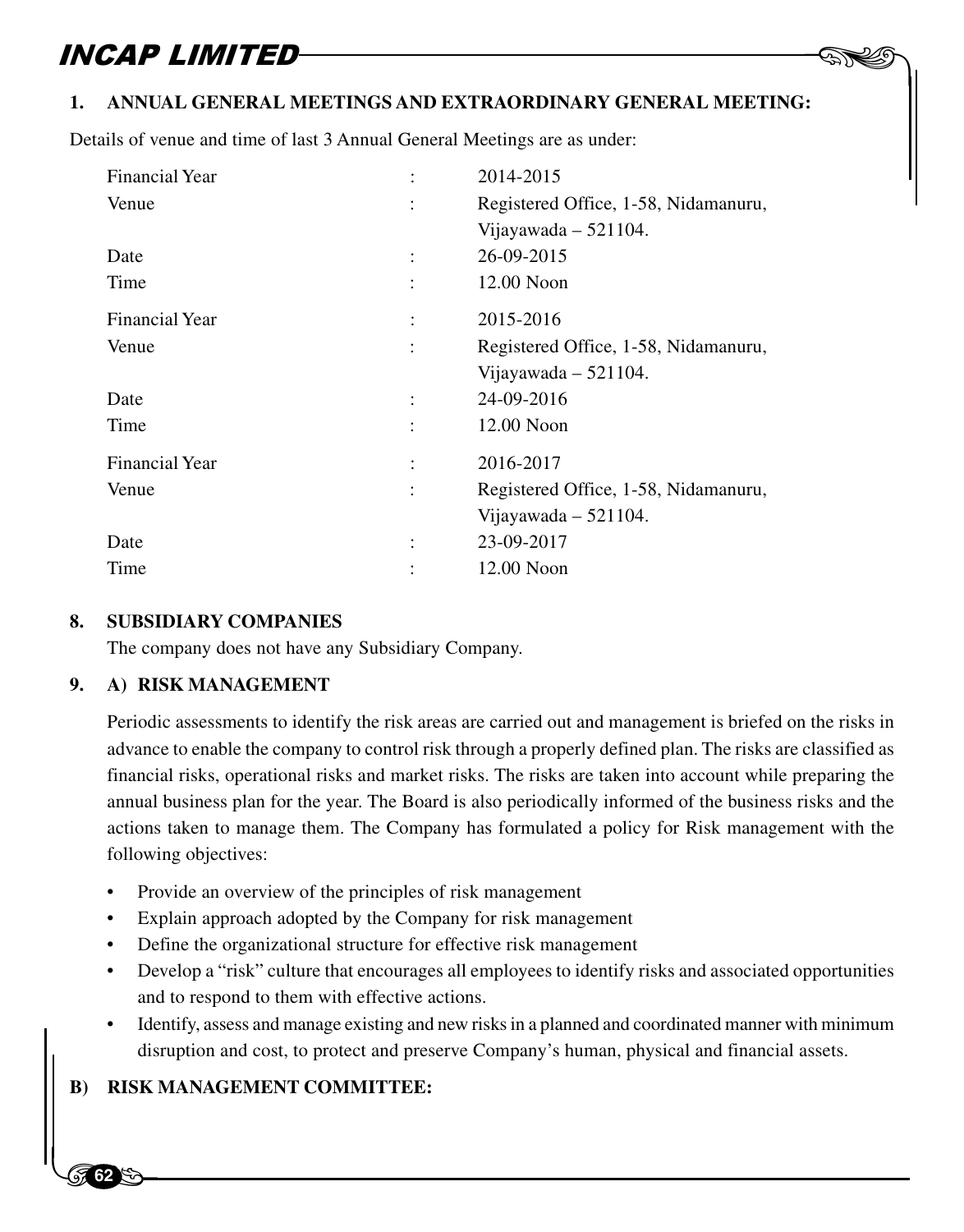### 1. ANNUAL GENERAL MEETINGS AND EXTRAORDINARY GENERAL MEETING:

Details of venue and time of last 3 Annual General Meetings are as under:

| | | |
|---|---|---|
| Financial Year | : | 2014-2015 |
| Venue | : | Registered Office, 1-58, Nidamanuru, Vijayawada – 521104. |
| Date | : | 26-09-2015 |
| Time | : | 12.00 Noon |
| Financial Year | : | 2015-2016 |
| Venue | : | Registered Office, 1-58, Nidamanuru, Vijayawada – 521104. |
| Date | : | 24-09-2016 |
| Time | : | 12.00 Noon |
| Financial Year | : | 2016-2017 |
| Venue | : | Registered Office, 1-58, Nidamanuru, Vijayawada – 521104. |
| Date | : | 23-09-2017 |
| Time | : | 12.00 Noon |

### 8. SUBSIDIARY COMPANIES

The company does not have any Subsidiary Company.

### 9. A) RISK MANAGEMENT

Periodic assessments to identify the risk areas are carried out and management is briefed on the risks in advance to enable the company to control risk through a properly defined plan. The risks are classified as financial risks, operational risks and market risks. The risks are taken into account while preparing the annual business plan for the year. The Board is also periodically informed of the business risks and the actions taken to manage them. The Company has formulated a policy for Risk management with the following objectives:

- Provide an overview of the principles of risk management
- Explain approach adopted by the Company for risk management
- Define the organizational structure for effective risk management
- Develop a "risk" culture that encourages all employees to identify risks and associated opportunities and to respond to them with effective actions.
- Identify, assess and manage existing and new risks in a planned and coordinated manner with minimum disruption and cost, to protect and preserve Company's human, physical and financial assets.

### B) RISK MANAGEMENT COMMITTEE: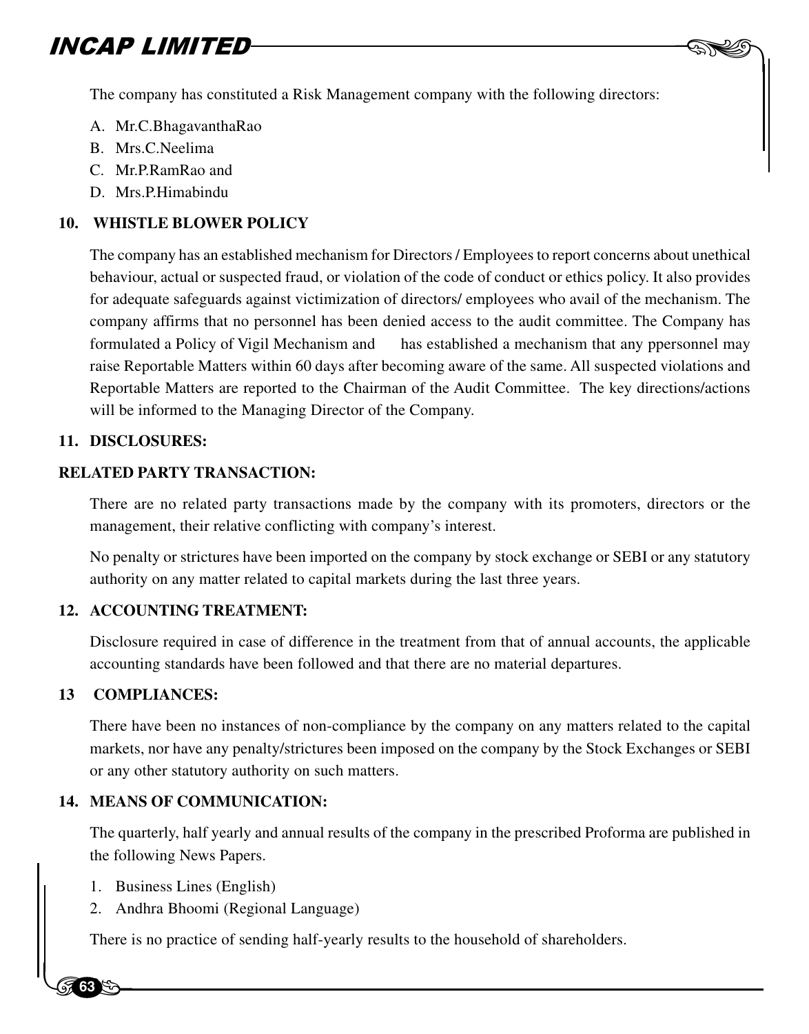The company has constituted a Risk Management company with the following directors:

A. Mr.C.BhagavanthaRao
B. Mrs.C.Neelima
C. Mr.P.RamRao and
D. Mrs.P.Himabindu

**10. WHISTLE BLOWER POLICY**

The company has an established mechanism for Directors / Employees to report concerns about unethical behaviour, actual or suspected fraud, or violation of the code of conduct or ethics policy. It also provides for adequate safeguards against victimization of directors/ employees who avail of the mechanism. The company affirms that no personnel has been denied access to the audit committee. The Company has formulated a Policy of Vigil Mechanism and has established a mechanism that any ppersonnel may raise Reportable Matters within 60 days after becoming aware of the same. All suspected violations and Reportable Matters are reported to the Chairman of the Audit Committee. The key directions/actions will be informed to the Managing Director of the Company.

**11. DISCLOSURES:**

**RELATED PARTY TRANSACTION:**

There are no related party transactions made by the company with its promoters, directors or the management, their relative conflicting with company's interest.

No penalty or strictures have been imported on the company by stock exchange or SEBI or any statutory authority on any matter related to capital markets during the last three years.

**12. ACCOUNTING TREATMENT:**

Disclosure required in case of difference in the treatment from that of annual accounts, the applicable accounting standards have been followed and that there are no material departures.

**13 COMPLIANCES:**

There have been no instances of non-compliance by the company on any matters related to the capital markets, nor have any penalty/strictures been imposed on the company by the Stock Exchanges or SEBI or any other statutory authority on such matters.

**14. MEANS OF COMMUNICATION:**

The quarterly, half yearly and annual results of the company in the prescribed Proforma are published in the following News Papers.

1. Business Lines (English)
2. Andhra Bhoomi (Regional Language)

There is no practice of sending half-yearly results to the household of shareholders.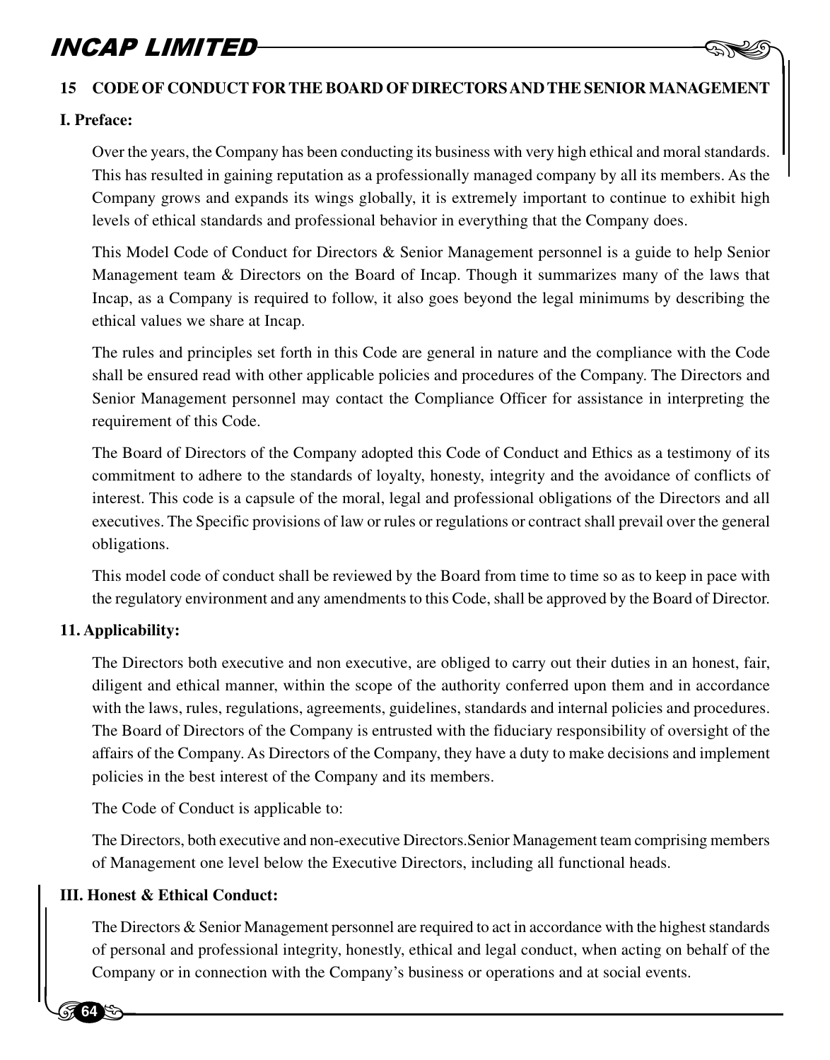## 15 CODE OF CONDUCT FOR THE BOARD OF DIRECTORS AND THE SENIOR MANAGEMENT

### I. Preface:

Over the years, the Company has been conducting its business with very high ethical and moral standards. This has resulted in gaining reputation as a professionally managed company by all its members. As the Company grows and expands its wings globally, it is extremely important to continue to exhibit high levels of ethical standards and professional behavior in everything that the Company does.

This Model Code of Conduct for Directors & Senior Management personnel is a guide to help Senior Management team & Directors on the Board of Incap. Though it summarizes many of the laws that Incap, as a Company is required to follow, it also goes beyond the legal minimums by describing the ethical values we share at Incap.

The rules and principles set forth in this Code are general in nature and the compliance with the Code shall be ensured read with other applicable policies and procedures of the Company. The Directors and Senior Management personnel may contact the Compliance Officer for assistance in interpreting the requirement of this Code.

The Board of Directors of the Company adopted this Code of Conduct and Ethics as a testimony of its commitment to adhere to the standards of loyalty, honesty, integrity and the avoidance of conflicts of interest. This code is a capsule of the moral, legal and professional obligations of the Directors and all executives. The Specific provisions of law or rules or regulations or contract shall prevail over the general obligations.

This model code of conduct shall be reviewed by the Board from time to time so as to keep in pace with the regulatory environment and any amendments to this Code, shall be approved by the Board of Director.

### 11. Applicability:

The Directors both executive and non executive, are obliged to carry out their duties in an honest, fair, diligent and ethical manner, within the scope of the authority conferred upon them and in accordance with the laws, rules, regulations, agreements, guidelines, standards and internal policies and procedures. The Board of Directors of the Company is entrusted with the fiduciary responsibility of oversight of the affairs of the Company. As Directors of the Company, they have a duty to make decisions and implement policies in the best interest of the Company and its members.

The Code of Conduct is applicable to:

The Directors, both executive and non-executive Directors.Senior Management team comprising members of Management one level below the Executive Directors, including all functional heads.

### III. Honest & Ethical Conduct:

The Directors & Senior Management personnel are required to act in accordance with the highest standards of personal and professional integrity, honestly, ethical and legal conduct, when acting on behalf of the Company or in connection with the Company's business or operations and at social events.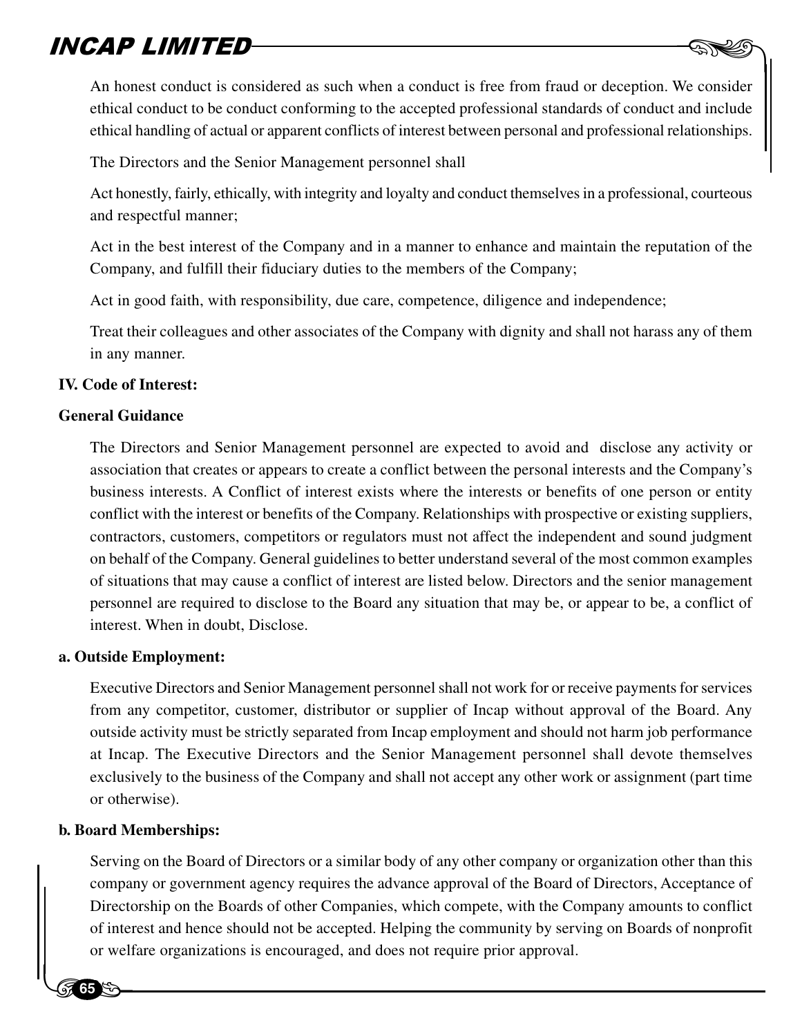An honest conduct is considered as such when a conduct is free from fraud or deception. We consider ethical conduct to be conduct conforming to the accepted professional standards of conduct and include ethical handling of actual or apparent conflicts of interest between personal and professional relationships.

The Directors and the Senior Management personnel shall

Act honestly, fairly, ethically, with integrity and loyalty and conduct themselves in a professional, courteous and respectful manner;

Act in the best interest of the Company and in a manner to enhance and maintain the reputation of the Company, and fulfill their fiduciary duties to the members of the Company;

Act in good faith, with responsibility, due care, competence, diligence and independence;

Treat their colleagues and other associates of the Company with dignity and shall not harass any of them in any manner.

**IV. Code of Interest:**

**General Guidance**

The Directors and Senior Management personnel are expected to avoid and disclose any activity or association that creates or appears to create a conflict between the personal interests and the Company's business interests. A Conflict of interest exists where the interests or benefits of one person or entity conflict with the interest or benefits of the Company. Relationships with prospective or existing suppliers, contractors, customers, competitors or regulators must not affect the independent and sound judgment on behalf of the Company. General guidelines to better understand several of the most common examples of situations that may cause a conflict of interest are listed below. Directors and the senior management personnel are required to disclose to the Board any situation that may be, or appear to be, a conflict of interest. When in doubt, Disclose.

**a. Outside Employment:**

Executive Directors and Senior Management personnel shall not work for or receive payments for services from any competitor, customer, distributor or supplier of Incap without approval of the Board. Any outside activity must be strictly separated from Incap employment and should not harm job performance at Incap. The Executive Directors and the Senior Management personnel shall devote themselves exclusively to the business of the Company and shall not accept any other work or assignment (part time or otherwise).

**b. Board Memberships:**

Serving on the Board of Directors or a similar body of any other company or organization other than this company or government agency requires the advance approval of the Board of Directors, Acceptance of Directorship on the Boards of other Companies, which compete, with the Company amounts to conflict of interest and hence should not be accepted. Helping the community by serving on Boards of nonprofit or welfare organizations is encouraged, and does not require prior approval.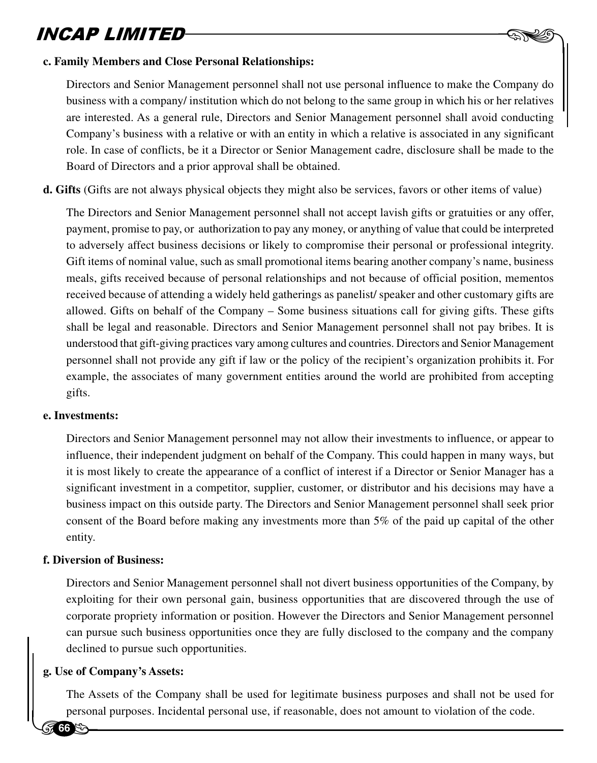**c. Family Members and Close Personal Relationships:**

Directors and Senior Management personnel shall not use personal influence to make the Company do business with a company/ institution which do not belong to the same group in which his or her relatives are interested. As a general rule, Directors and Senior Management personnel shall avoid conducting Company's business with a relative or with an entity in which a relative is associated in any significant role. In case of conflicts, be it a Director or Senior Management cadre, disclosure shall be made to the Board of Directors and a prior approval shall be obtained.

**d. Gifts** (Gifts are not always physical objects they might also be services, favors or other items of value)

The Directors and Senior Management personnel shall not accept lavish gifts or gratuities or any offer, payment, promise to pay, or authorization to pay any money, or anything of value that could be interpreted to adversely affect business decisions or likely to compromise their personal or professional integrity. Gift items of nominal value, such as small promotional items bearing another company's name, business meals, gifts received because of personal relationships and not because of official position, mementos received because of attending a widely held gatherings as panelist/ speaker and other customary gifts are allowed. Gifts on behalf of the Company – Some business situations call for giving gifts. These gifts shall be legal and reasonable. Directors and Senior Management personnel shall not pay bribes. It is understood that gift-giving practices vary among cultures and countries. Directors and Senior Management personnel shall not provide any gift if law or the policy of the recipient's organization prohibits it. For example, the associates of many government entities around the world are prohibited from accepting gifts.

**e. Investments:**

Directors and Senior Management personnel may not allow their investments to influence, or appear to influence, their independent judgment on behalf of the Company. This could happen in many ways, but it is most likely to create the appearance of a conflict of interest if a Director or Senior Manager has a significant investment in a competitor, supplier, customer, or distributor and his decisions may have a business impact on this outside party. The Directors and Senior Management personnel shall seek prior consent of the Board before making any investments more than 5% of the paid up capital of the other entity.

**f. Diversion of Business:**

Directors and Senior Management personnel shall not divert business opportunities of the Company, by exploiting for their own personal gain, business opportunities that are discovered through the use of corporate propriety information or position. However the Directors and Senior Management personnel can pursue such business opportunities once they are fully disclosed to the company and the company declined to pursue such opportunities.

**g. Use of Company's Assets:**

The Assets of the Company shall be used for legitimate business purposes and shall not be used for personal purposes. Incidental personal use, if reasonable, does not amount to violation of the code.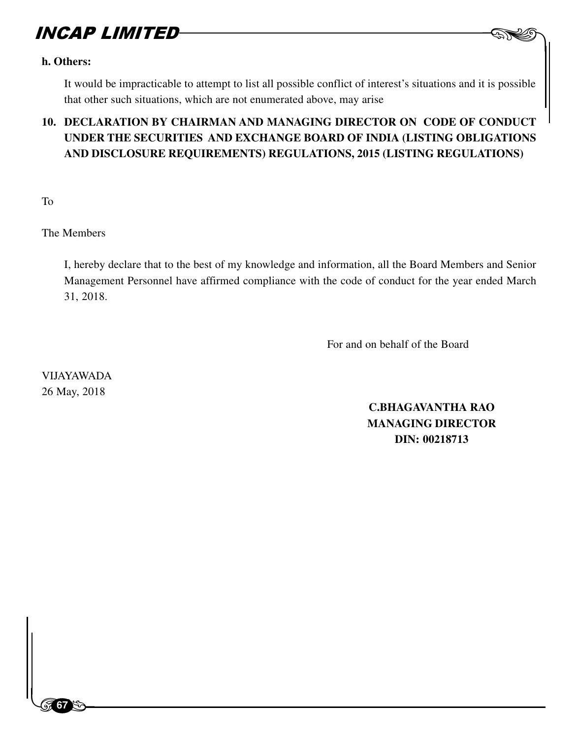**h. Others:**

It would be impracticable to attempt to list all possible conflict of interest's situations and it is possible that other such situations, which are not enumerated above, may arise

## 10. DECLARATION BY CHAIRMAN AND MANAGING DIRECTOR ON CODE OF CONDUCT UNDER THE SECURITIES AND EXCHANGE BOARD OF INDIA (LISTING OBLIGATIONS AND DISCLOSURE REQUIREMENTS) REGULATIONS, 2015 (LISTING REGULATIONS)

To

The Members

I, hereby declare that to the best of my knowledge and information, all the Board Members and Senior Management Personnel have affirmed compliance with the code of conduct for the year ended March 31, 2018.

For and on behalf of the Board

VIJAYAWADA
26 May, 2018

**C.BHAGAVANTHA RAO**
**MANAGING DIRECTOR**
**DIN: 00218713**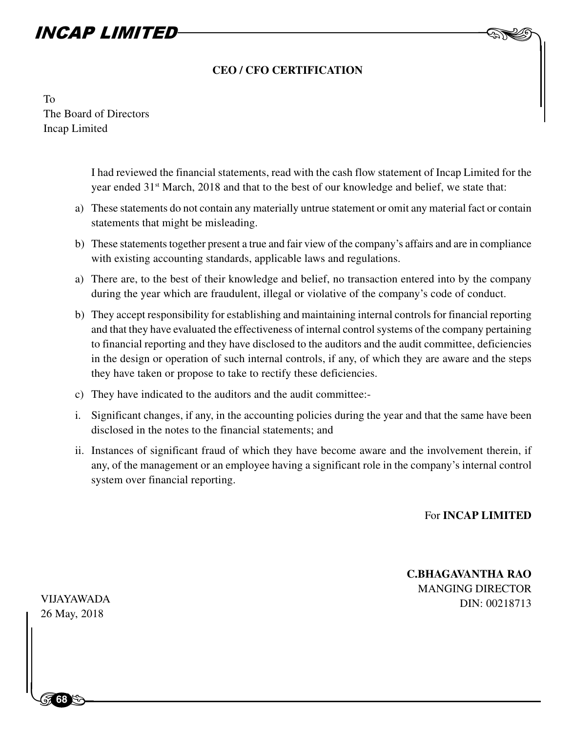## CEO / CFO CERTIFICATION

To
The Board of Directors
Incap Limited

I had reviewed the financial statements, read with the cash flow statement of Incap Limited for the year ended 31st March, 2018 and that to the best of our knowledge and belief, we state that:

a) These statements do not contain any materially untrue statement or omit any material fact or contain statements that might be misleading.

b) These statements together present a true and fair view of the company's affairs and are in compliance with existing accounting standards, applicable laws and regulations.

a) There are, to the best of their knowledge and belief, no transaction entered into by the company during the year which are fraudulent, illegal or violative of the company's code of conduct.

b) They accept responsibility for establishing and maintaining internal controls for financial reporting and that they have evaluated the effectiveness of internal control systems of the company pertaining to financial reporting and they have disclosed to the auditors and the audit committee, deficiencies in the design or operation of such internal controls, if any, of which they are aware and the steps they have taken or propose to take to rectify these deficiencies.

c) They have indicated to the auditors and the audit committee:-

i. Significant changes, if any, in the accounting policies during the year and that the same have been disclosed in the notes to the financial statements; and

ii. Instances of significant fraud of which they have become aware and the involvement therein, if any, of the management or an employee having a significant role in the company's internal control system over financial reporting.

For **INCAP LIMITED**

**C.BHAGAVANTHA RAO**
MANGING DIRECTOR
DIN: 00218713

VIJAYAWADA
26 May, 2018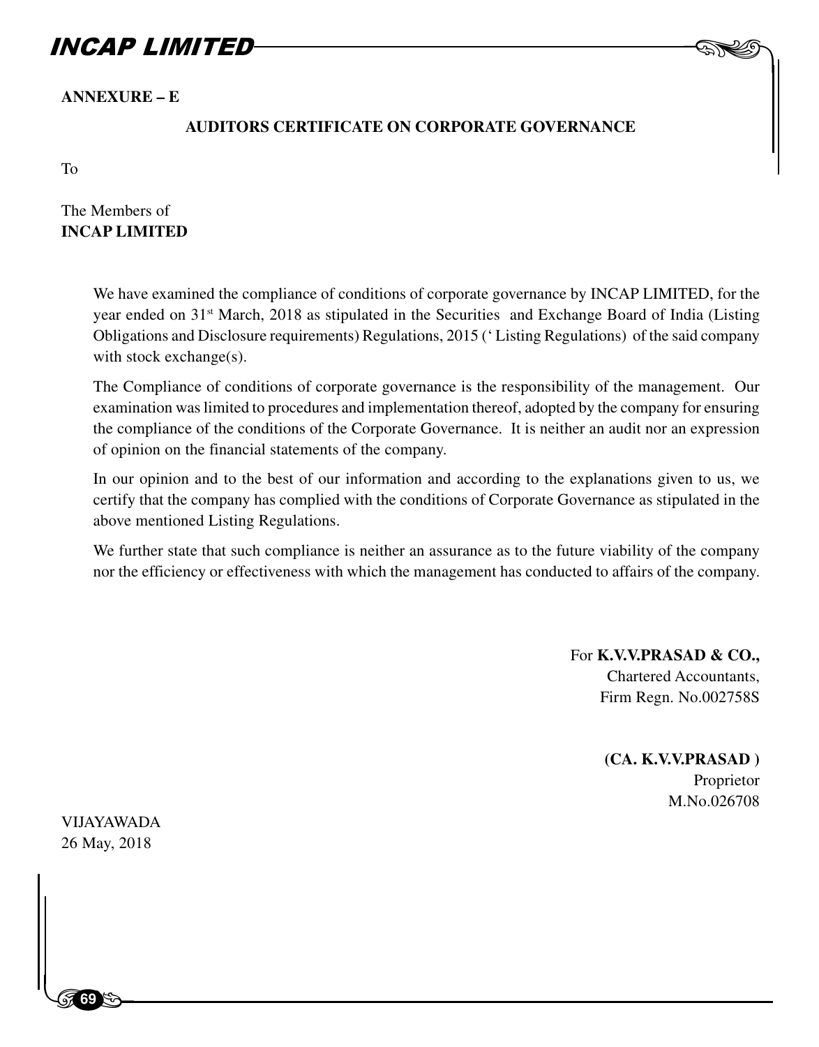**ANNEXURE – E**

## AUDITORS CERTIFICATE ON CORPORATE GOVERNANCE

To

The Members of
**INCAP LIMITED**

We have examined the compliance of conditions of corporate governance by INCAP LIMITED, for the year ended on 31st March, 2018 as stipulated in the Securities and Exchange Board of India (Listing Obligations and Disclosure requirements) Regulations, 2015 (' Listing Regulations) of the said company with stock exchange(s).

The Compliance of conditions of corporate governance is the responsibility of the management. Our examination was limited to procedures and implementation thereof, adopted by the company for ensuring the compliance of the conditions of the Corporate Governance. It is neither an audit nor an expression of opinion on the financial statements of the company.

In our opinion and to the best of our information and according to the explanations given to us, we certify that the company has complied with the conditions of Corporate Governance as stipulated in the above mentioned Listing Regulations.

We further state that such compliance is neither an assurance as to the future viability of the company nor the efficiency or effectiveness with which the management has conducted to affairs of the company.

For **K.V.V.PRASAD & CO.,**
Chartered Accountants,
Firm Regn. No.002758S

**(CA. K.V.V.PRASAD )**
Proprietor
M.No.026708

VIJAYAWADA
26 May, 2018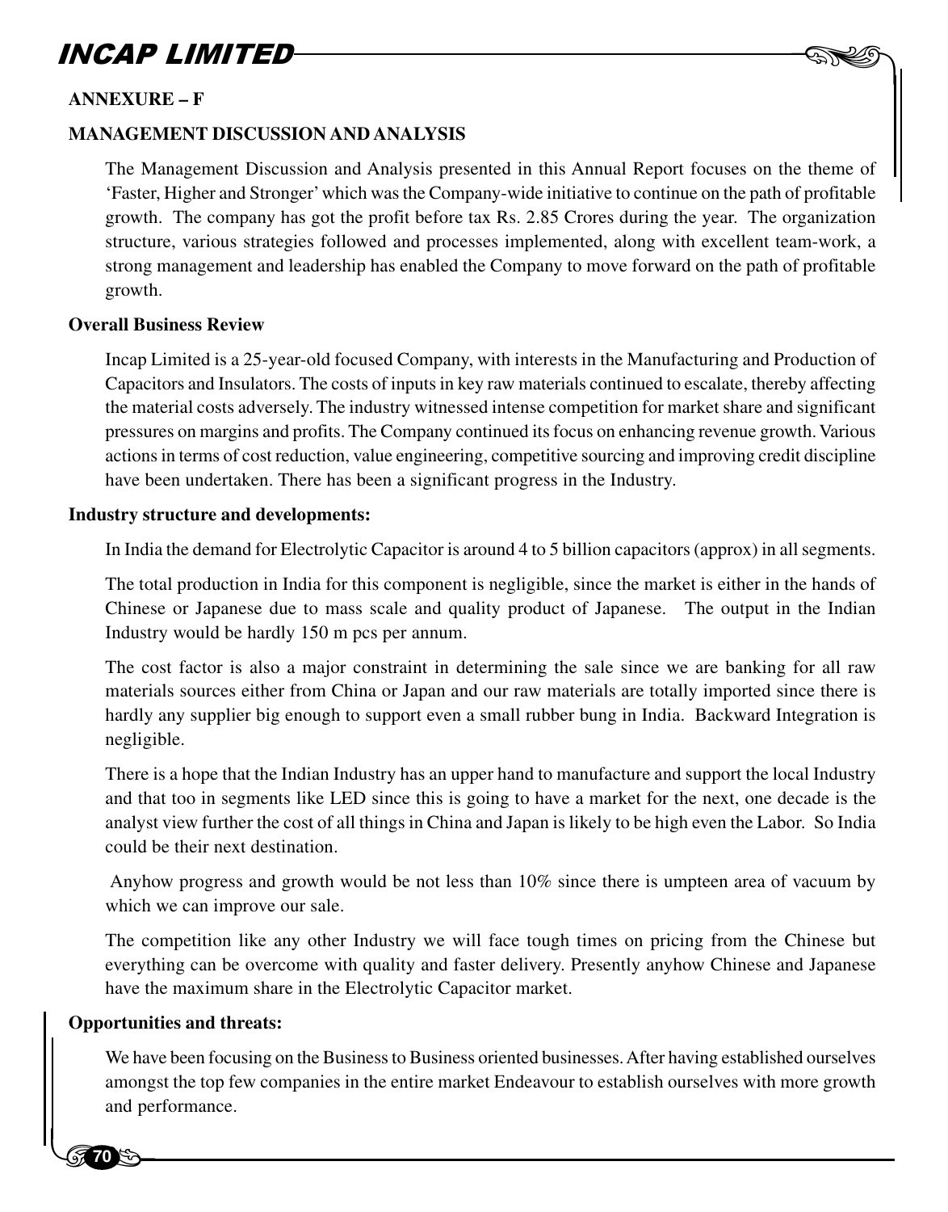## ANNEXURE – F

## MANAGEMENT DISCUSSION AND ANALYSIS

The Management Discussion and Analysis presented in this Annual Report focuses on the theme of 'Faster, Higher and Stronger' which was the Company-wide initiative to continue on the path of profitable growth. The company has got the profit before tax Rs. 2.85 Crores during the year. The organization structure, various strategies followed and processes implemented, along with excellent team-work, a strong management and leadership has enabled the Company to move forward on the path of profitable growth.

### Overall Business Review

Incap Limited is a 25-year-old focused Company, with interests in the Manufacturing and Production of Capacitors and Insulators. The costs of inputs in key raw materials continued to escalate, thereby affecting the material costs adversely. The industry witnessed intense competition for market share and significant pressures on margins and profits. The Company continued its focus on enhancing revenue growth. Various actions in terms of cost reduction, value engineering, competitive sourcing and improving credit discipline have been undertaken. There has been a significant progress in the Industry.

### Industry structure and developments:

In India the demand for Electrolytic Capacitor is around 4 to 5 billion capacitors (approx) in all segments.

The total production in India for this component is negligible, since the market is either in the hands of Chinese or Japanese due to mass scale and quality product of Japanese. The output in the Indian Industry would be hardly 150 m pcs per annum.

The cost factor is also a major constraint in determining the sale since we are banking for all raw materials sources either from China or Japan and our raw materials are totally imported since there is hardly any supplier big enough to support even a small rubber bung in India. Backward Integration is negligible.

There is a hope that the Indian Industry has an upper hand to manufacture and support the local Industry and that too in segments like LED since this is going to have a market for the next, one decade is the analyst view further the cost of all things in China and Japan is likely to be high even the Labor. So India could be their next destination.

Anyhow progress and growth would be not less than 10% since there is umpteen area of vacuum by which we can improve our sale.

The competition like any other Industry we will face tough times on pricing from the Chinese but everything can be overcome with quality and faster delivery. Presently anyhow Chinese and Japanese have the maximum share in the Electrolytic Capacitor market.

### Opportunities and threats:

We have been focusing on the Business to Business oriented businesses. After having established ourselves amongst the top few companies in the entire market Endeavour to establish ourselves with more growth and performance.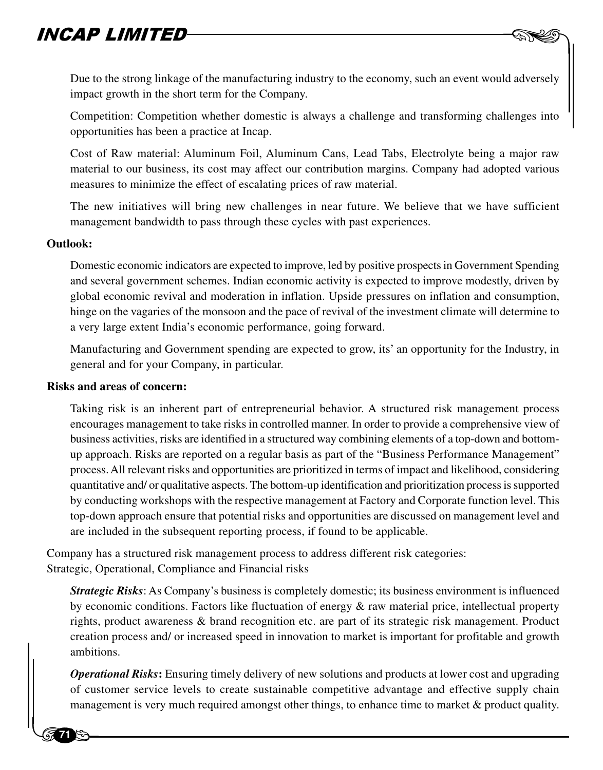Due to the strong linkage of the manufacturing industry to the economy, such an event would adversely impact growth in the short term for the Company.

Competition: Competition whether domestic is always a challenge and transforming challenges into opportunities has been a practice at Incap.

Cost of Raw material: Aluminum Foil, Aluminum Cans, Lead Tabs, Electrolyte being a major raw material to our business, its cost may affect our contribution margins. Company had adopted various measures to minimize the effect of escalating prices of raw material.

The new initiatives will bring new challenges in near future. We believe that we have sufficient management bandwidth to pass through these cycles with past experiences.

**Outlook:**

Domestic economic indicators are expected to improve, led by positive prospects in Government Spending and several government schemes. Indian economic activity is expected to improve modestly, driven by global economic revival and moderation in inflation. Upside pressures on inflation and consumption, hinge on the vagaries of the monsoon and the pace of revival of the investment climate will determine to a very large extent India's economic performance, going forward.

Manufacturing and Government spending are expected to grow, its' an opportunity for the Industry, in general and for your Company, in particular.

**Risks and areas of concern:**

Taking risk is an inherent part of entrepreneurial behavior. A structured risk management process encourages management to take risks in controlled manner. In order to provide a comprehensive view of business activities, risks are identified in a structured way combining elements of a top-down and bottom-up approach. Risks are reported on a regular basis as part of the "Business Performance Management" process. All relevant risks and opportunities are prioritized in terms of impact and likelihood, considering quantitative and/ or qualitative aspects. The bottom-up identification and prioritization process is supported by conducting workshops with the respective management at Factory and Corporate function level. This top-down approach ensure that potential risks and opportunities are discussed on management level and are included in the subsequent reporting process, if found to be applicable.

Company has a structured risk management process to address different risk categories:
Strategic, Operational, Compliance and Financial risks

***Strategic Risks***: As Company's business is completely domestic; its business environment is influenced by economic conditions. Factors like fluctuation of energy & raw material price, intellectual property rights, product awareness & brand recognition etc. are part of its strategic risk management. Product creation process and/ or increased speed in innovation to market is important for profitable and growth ambitions.

***Operational Risks*****:** Ensuring timely delivery of new solutions and products at lower cost and upgrading of customer service levels to create sustainable competitive advantage and effective supply chain management is very much required amongst other things, to enhance time to market & product quality.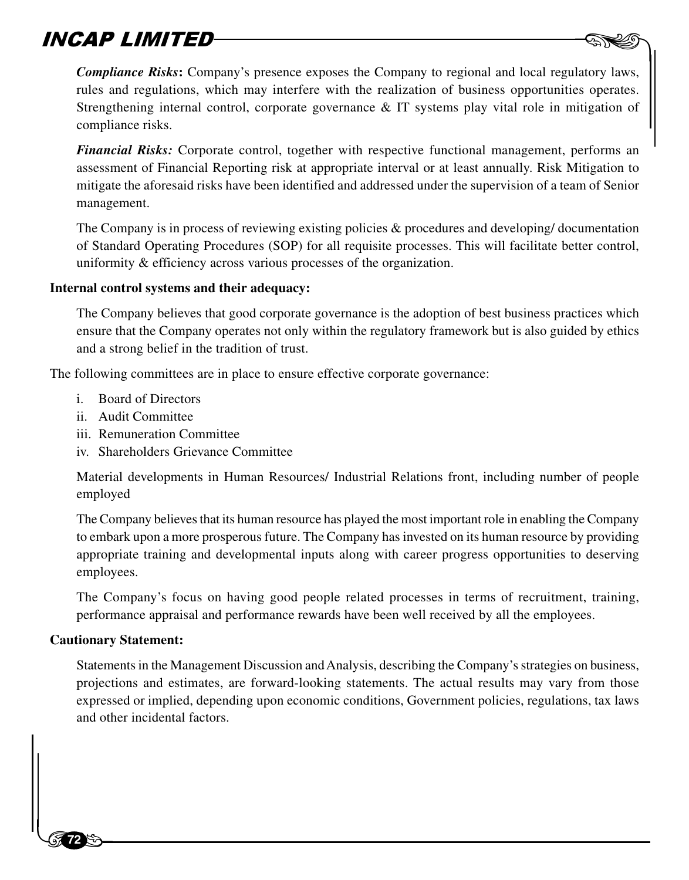*Compliance Risks***:** Company's presence exposes the Company to regional and local regulatory laws, rules and regulations, which may interfere with the realization of business opportunities operates. Strengthening internal control, corporate governance & IT systems play vital role in mitigation of compliance risks.

***Financial Risks:*** Corporate control, together with respective functional management, performs an assessment of Financial Reporting risk at appropriate interval or at least annually. Risk Mitigation to mitigate the aforesaid risks have been identified and addressed under the supervision of a team of Senior management.

The Company is in process of reviewing existing policies & procedures and developing/ documentation of Standard Operating Procedures (SOP) for all requisite processes. This will facilitate better control, uniformity & efficiency across various processes of the organization.

**Internal control systems and their adequacy:**

The Company believes that good corporate governance is the adoption of best business practices which ensure that the Company operates not only within the regulatory framework but is also guided by ethics and a strong belief in the tradition of trust.

The following committees are in place to ensure effective corporate governance:

i. Board of Directors
ii. Audit Committee
iii. Remuneration Committee
iv. Shareholders Grievance Committee

Material developments in Human Resources/ Industrial Relations front, including number of people employed

The Company believes that its human resource has played the most important role in enabling the Company to embark upon a more prosperous future. The Company has invested on its human resource by providing appropriate training and developmental inputs along with career progress opportunities to deserving employees.

The Company's focus on having good people related processes in terms of recruitment, training, performance appraisal and performance rewards have been well received by all the employees.

**Cautionary Statement:**

Statements in the Management Discussion and Analysis, describing the Company's strategies on business, projections and estimates, are forward-looking statements. The actual results may vary from those expressed or implied, depending upon economic conditions, Government policies, regulations, tax laws and other incidental factors.